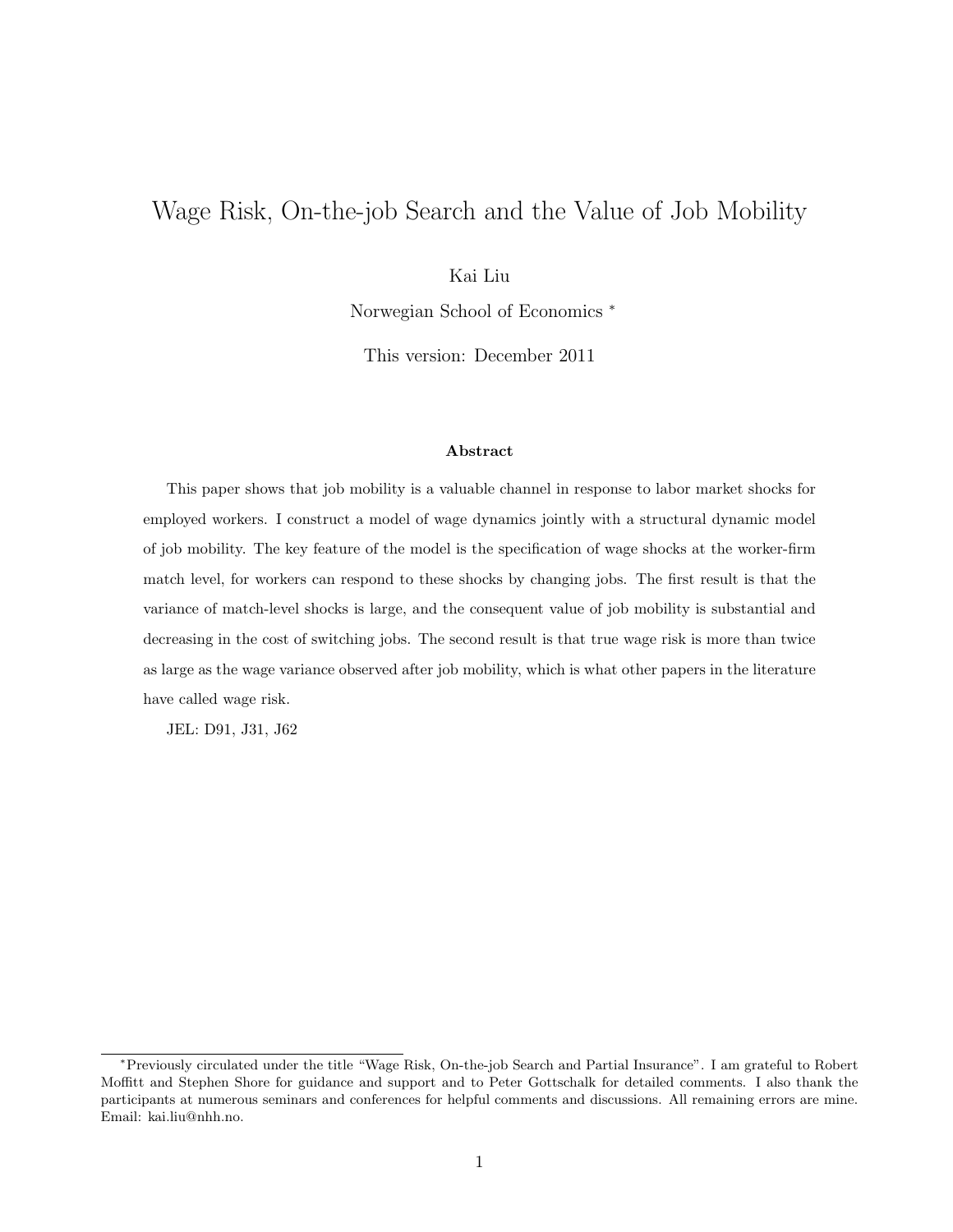# Wage Risk, On-the-job Search and the Value of Job Mobility

Kai Liu

Norwegian School of Economics [*]

This version: December 2011

### Abstract

This paper shows that job mobility is a valuable channel in response to labor market shocks for employed workers. I construct a model of wage dynamics jointly with a structural dynamic model of job mobility. The key feature of the model is the specification of wage shocks at the worker-firm match level, for workers can respond to these shocks by changing jobs. The first result is that the variance of match-level shocks is large, and the consequent value of job mobility is substantial and decreasing in the cost of switching jobs. The second result is that true wage risk is more than twice as large as the wage variance observed after job mobility, which is what other papers in the literature have called wage risk.

JEL: D91, J31, J62

[*] Previously circulated under the title "Wage Risk, On-the-job Search and Partial Insurance". I am grateful to Robert Moffitt and Stephen Shore for guidance and support and to Peter Gottschalk for detailed comments. I also thank the participants at numerous seminars and conferences for helpful comments and discussions. All remaining errors are mine. Email: kai.liu@nhh.no.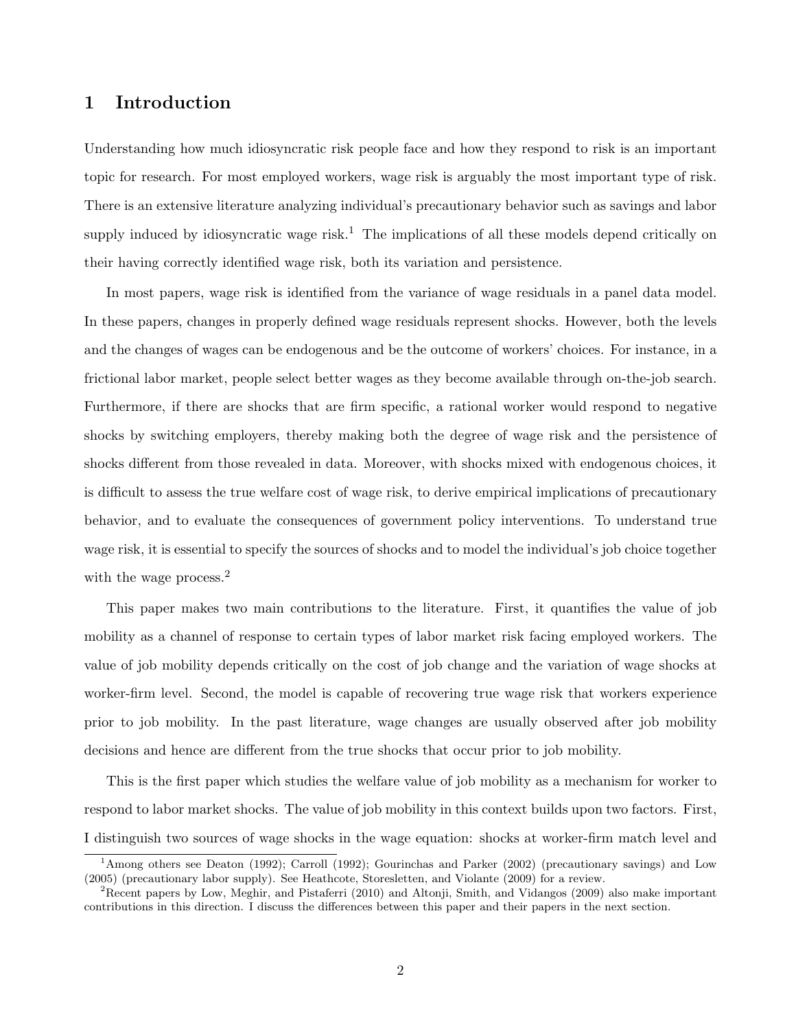# 1 Introduction

Understanding how much idiosyncratic risk people face and how they respond to risk is an important topic for research. For most employed workers, wage risk is arguably the most important type of risk. There is an extensive literature analyzing individual's precautionary behavior such as savings and labor supply induced by idiosyncratic wage risk.[1] The implications of all these models depend critically on their having correctly identified wage risk, both its variation and persistence.

In most papers, wage risk is identified from the variance of wage residuals in a panel data model. In these papers, changes in properly defined wage residuals represent shocks. However, both the levels and the changes of wages can be endogenous and be the outcome of workers' choices. For instance, in a frictional labor market, people select better wages as they become available through on-the-job search. Furthermore, if there are shocks that are firm specific, a rational worker would respond to negative shocks by switching employers, thereby making both the degree of wage risk and the persistence of shocks different from those revealed in data. Moreover, with shocks mixed with endogenous choices, it is difficult to assess the true welfare cost of wage risk, to derive empirical implications of precautionary behavior, and to evaluate the consequences of government policy interventions. To understand true wage risk, it is essential to specify the sources of shocks and to model the individual's job choice together with the wage process.[2]

This paper makes two main contributions to the literature. First, it quantifies the value of job mobility as a channel of response to certain types of labor market risk facing employed workers. The value of job mobility depends critically on the cost of job change and the variation of wage shocks at worker-firm level. Second, the model is capable of recovering true wage risk that workers experience prior to job mobility. In the past literature, wage changes are usually observed after job mobility decisions and hence are different from the true shocks that occur prior to job mobility.

This is the first paper which studies the welfare value of job mobility as a mechanism for worker to respond to labor market shocks. The value of job mobility in this context builds upon two factors. First, I distinguish two sources of wage shocks in the wage equation: shocks at worker-firm match level and

[1] Among others see Deaton (1992); Carroll (1992); Gourinchas and Parker (2002) (precautionary savings) and Low (2005) (precautionary labor supply). See Heathcote, Storesletten, and Violante (2009) for a review.

[2] Recent papers by Low, Meghir, and Pistaferri (2010) and Altonji, Smith, and Vidangos (2009) also make important contributions in this direction. I discuss the differences between this paper and their papers in the next section.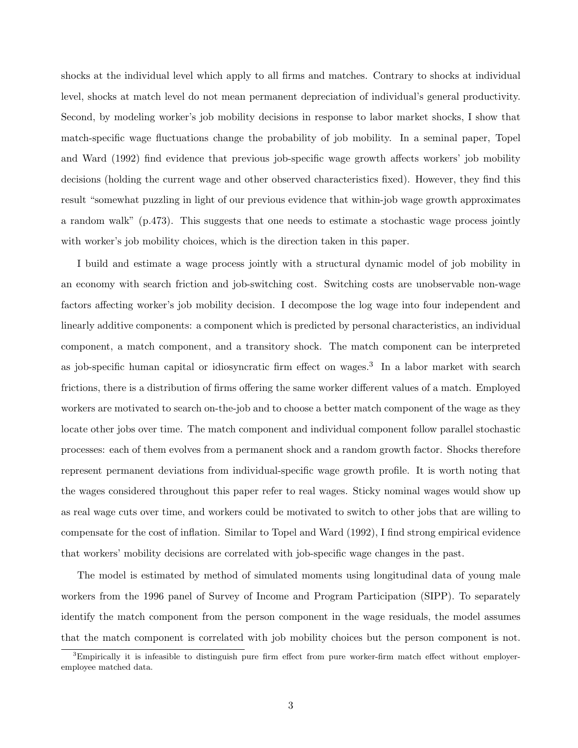shocks at the individual level which apply to all firms and matches. Contrary to shocks at individual level, shocks at match level do not mean permanent depreciation of individual's general productivity. Second, by modeling worker's job mobility decisions in response to labor market shocks, I show that match-specific wage fluctuations change the probability of job mobility. In a seminal paper, Topel and Ward (1992) find evidence that previous job-specific wage growth affects workers' job mobility decisions (holding the current wage and other observed characteristics fixed). However, they find this result "somewhat puzzling in light of our previous evidence that within-job wage growth approximates a random walk" (p.473). This suggests that one needs to estimate a stochastic wage process jointly with worker's job mobility choices, which is the direction taken in this paper.

I build and estimate a wage process jointly with a structural dynamic model of job mobility in an economy with search friction and job-switching cost. Switching costs are unobservable non-wage factors affecting worker's job mobility decision. I decompose the log wage into four independent and linearly additive components: a component which is predicted by personal characteristics, an individual component, a match component, and a transitory shock. The match component can be interpreted as job-specific human capital or idiosyncratic firm effect on wages.[3] In a labor market with search frictions, there is a distribution of firms offering the same worker different values of a match. Employed workers are motivated to search on-the-job and to choose a better match component of the wage as they locate other jobs over time. The match component and individual component follow parallel stochastic processes: each of them evolves from a permanent shock and a random growth factor. Shocks therefore represent permanent deviations from individual-specific wage growth profile. It is worth noting that the wages considered throughout this paper refer to real wages. Sticky nominal wages would show up as real wage cuts over time, and workers could be motivated to switch to other jobs that are willing to compensate for the cost of inflation. Similar to Topel and Ward (1992), I find strong empirical evidence that workers' mobility decisions are correlated with job-specific wage changes in the past.

The model is estimated by method of simulated moments using longitudinal data of young male workers from the 1996 panel of Survey of Income and Program Participation (SIPP). To separately identify the match component from the person component in the wage residuals, the model assumes that the match component is correlated with job mobility choices but the person component is not.

[3] Empirically it is infeasible to distinguish pure firm effect from pure worker-firm match effect without employer-employee matched data.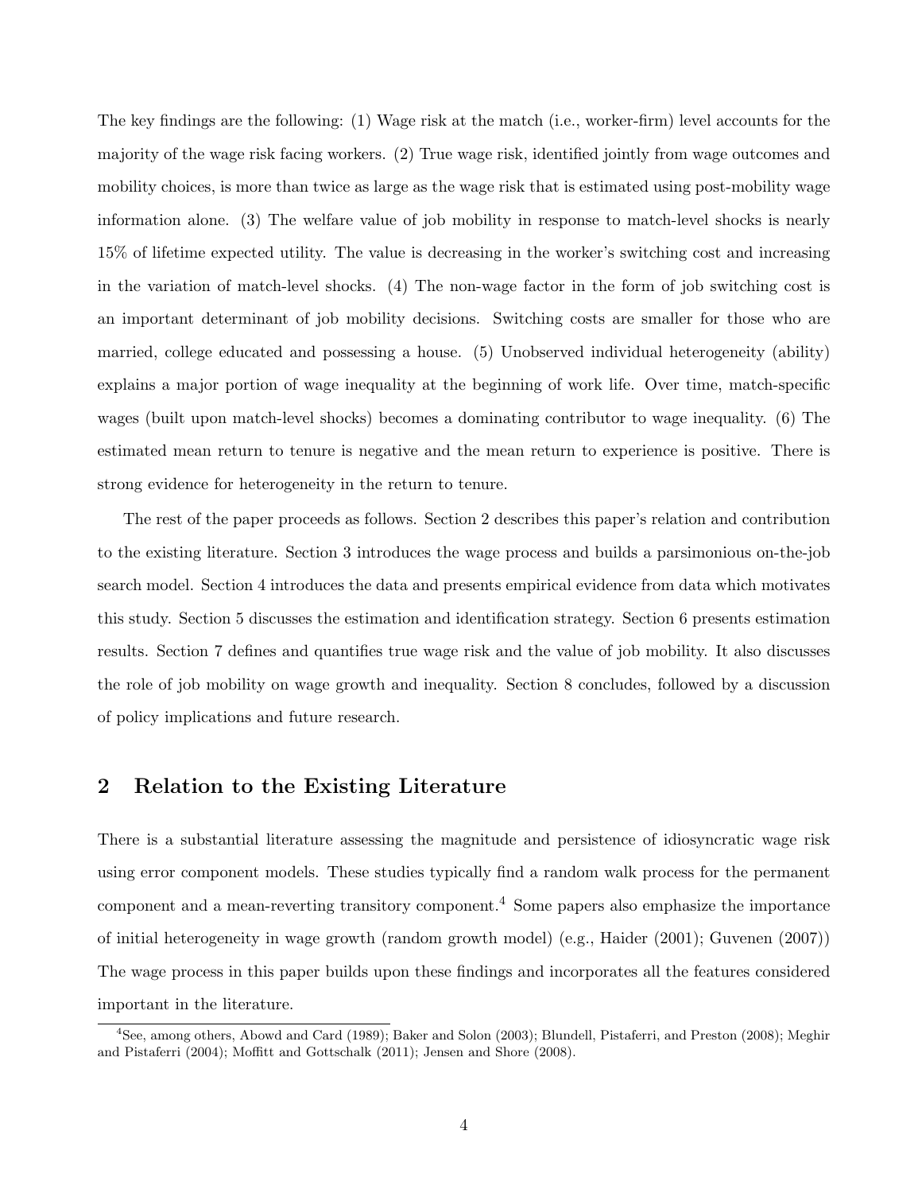The key findings are the following: (1) Wage risk at the match (i.e., worker-firm) level accounts for the majority of the wage risk facing workers. (2) True wage risk, identified jointly from wage outcomes and mobility choices, is more than twice as large as the wage risk that is estimated using post-mobility wage information alone. (3) The welfare value of job mobility in response to match-level shocks is nearly 15% of lifetime expected utility. The value is decreasing in the worker's switching cost and increasing in the variation of match-level shocks. (4) The non-wage factor in the form of job switching cost is an important determinant of job mobility decisions. Switching costs are smaller for those who are married, college educated and possessing a house. (5) Unobserved individual heterogeneity (ability) explains a major portion of wage inequality at the beginning of work life. Over time, match-specific wages (built upon match-level shocks) becomes a dominating contributor to wage inequality. (6) The estimated mean return to tenure is negative and the mean return to experience is positive. There is strong evidence for heterogeneity in the return to tenure.

The rest of the paper proceeds as follows. Section 2 describes this paper's relation and contribution to the existing literature. Section 3 introduces the wage process and builds a parsimonious on-the-job search model. Section 4 introduces the data and presents empirical evidence from data which motivates this study. Section 5 discusses the estimation and identification strategy. Section 6 presents estimation results. Section 7 defines and quantifies true wage risk and the value of job mobility. It also discusses the role of job mobility on wage growth and inequality. Section 8 concludes, followed by a discussion of policy implications and future research.

## 2 Relation to the Existing Literature

There is a substantial literature assessing the magnitude and persistence of idiosyncratic wage risk using error component models. These studies typically find a random walk process for the permanent component and a mean-reverting transitory component.[4] Some papers also emphasize the importance of initial heterogeneity in wage growth (random growth model) (e.g., Haider (2001); Guvenen (2007)) The wage process in this paper builds upon these findings and incorporates all the features considered important in the literature.

[4] See, among others, Abowd and Card (1989); Baker and Solon (2003); Blundell, Pistaferri, and Preston (2008); Meghir and Pistaferri (2004); Moffitt and Gottschalk (2011); Jensen and Shore (2008).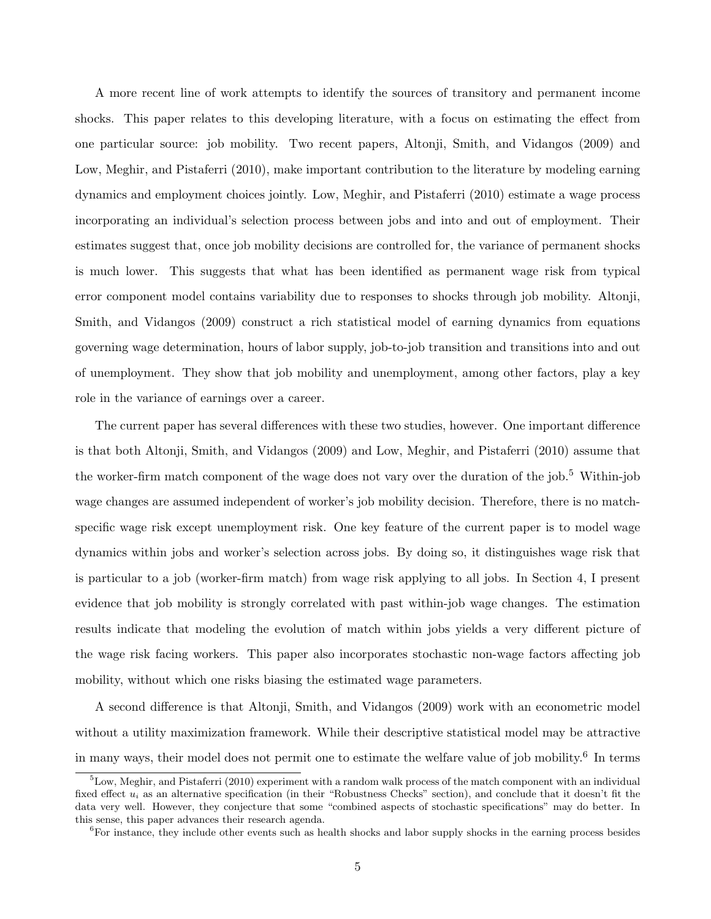A more recent line of work attempts to identify the sources of transitory and permanent income shocks. This paper relates to this developing literature, with a focus on estimating the effect from one particular source: job mobility. Two recent papers, Altonji, Smith, and Vidangos (2009) and Low, Meghir, and Pistaferri (2010), make important contribution to the literature by modeling earning dynamics and employment choices jointly. Low, Meghir, and Pistaferri (2010) estimate a wage process incorporating an individual's selection process between jobs and into and out of employment. Their estimates suggest that, once job mobility decisions are controlled for, the variance of permanent shocks is much lower. This suggests that what has been identified as permanent wage risk from typical error component model contains variability due to responses to shocks through job mobility. Altonji, Smith, and Vidangos (2009) construct a rich statistical model of earning dynamics from equations governing wage determination, hours of labor supply, job-to-job transition and transitions into and out of unemployment. They show that job mobility and unemployment, among other factors, play a key role in the variance of earnings over a career.

The current paper has several differences with these two studies, however. One important difference is that both Altonji, Smith, and Vidangos (2009) and Low, Meghir, and Pistaferri (2010) assume that the worker-firm match component of the wage does not vary over the duration of the job.[5] Within-job wage changes are assumed independent of worker's job mobility decision. Therefore, there is no match-specific wage risk except unemployment risk. One key feature of the current paper is to model wage dynamics within jobs and worker's selection across jobs. By doing so, it distinguishes wage risk that is particular to a job (worker-firm match) from wage risk applying to all jobs. In Section 4, I present evidence that job mobility is strongly correlated with past within-job wage changes. The estimation results indicate that modeling the evolution of match within jobs yields a very different picture of the wage risk facing workers. This paper also incorporates stochastic non-wage factors affecting job mobility, without which one risks biasing the estimated wage parameters.

A second difference is that Altonji, Smith, and Vidangos (2009) work with an econometric model without a utility maximization framework. While their descriptive statistical model may be attractive in many ways, their model does not permit one to estimate the welfare value of job mobility.[6] In terms

[5] Low, Meghir, and Pistaferri (2010) experiment with a random walk process of the match component with an individual fixed effect $u_i$ as an alternative specification (in their "Robustness Checks" section), and conclude that it doesn't fit the data very well. However, they conjecture that some "combined aspects of stochastic specifications" may do better. In this sense, this paper advances their research agenda.

[6] For instance, they include other events such as health shocks and labor supply shocks in the earning process besides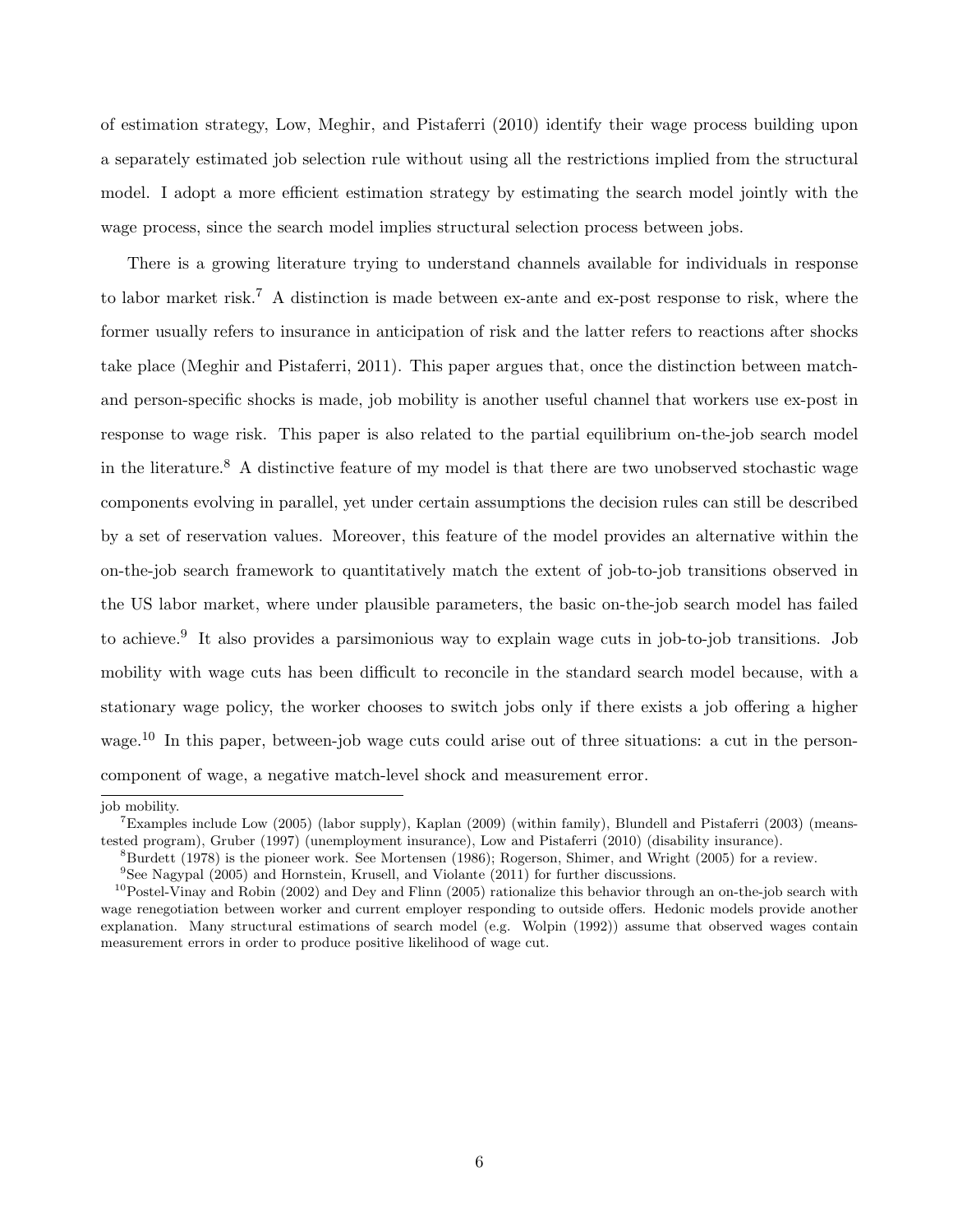of estimation strategy, Low, Meghir, and Pistaferri (2010) identify their wage process building upon a separately estimated job selection rule without using all the restrictions implied from the structural model. I adopt a more efficient estimation strategy by estimating the search model jointly with the wage process, since the search model implies structural selection process between jobs.

There is a growing literature trying to understand channels available for individuals in response to labor market risk.[7] A distinction is made between ex-ante and ex-post response to risk, where the former usually refers to insurance in anticipation of risk and the latter refers to reactions after shocks take place (Meghir and Pistaferri, 2011). This paper argues that, once the distinction between match- and person-specific shocks is made, job mobility is another useful channel that workers use ex-post in response to wage risk. This paper is also related to the partial equilibrium on-the-job search model in the literature.[8] A distinctive feature of my model is that there are two unobserved stochastic wage components evolving in parallel, yet under certain assumptions the decision rules can still be described by a set of reservation values. Moreover, this feature of the model provides an alternative within the on-the-job search framework to quantitatively match the extent of job-to-job transitions observed in the US labor market, where under plausible parameters, the basic on-the-job search model has failed to achieve.[9] It also provides a parsimonious way to explain wage cuts in job-to-job transitions. Job mobility with wage cuts has been difficult to reconcile in the standard search model because, with a stationary wage policy, the worker chooses to switch jobs only if there exists a job offering a higher wage.[10] In this paper, between-job wage cuts could arise out of three situations: a cut in the person-component of wage, a negative match-level shock and measurement error.

---

job mobility.

[7] Examples include Low (2005) (labor supply), Kaplan (2009) (within family), Blundell and Pistaferri (2003) (means-tested program), Gruber (1997) (unemployment insurance), Low and Pistaferri (2010) (disability insurance).

[8] Burdett (1978) is the pioneer work. See Mortensen (1986); Rogerson, Shimer, and Wright (2005) for a review.

[9] See Nagypal (2005) and Hornstein, Krusell, and Violante (2011) for further discussions.

[10] Postel-Vinay and Robin (2002) and Dey and Flinn (2005) rationalize this behavior through an on-the-job search with wage renegotiation between worker and current employer responding to outside offers. Hedonic models provide another explanation. Many structural estimations of search model (e.g. Wolpin (1992)) assume that observed wages contain measurement errors in order to produce positive likelihood of wage cut.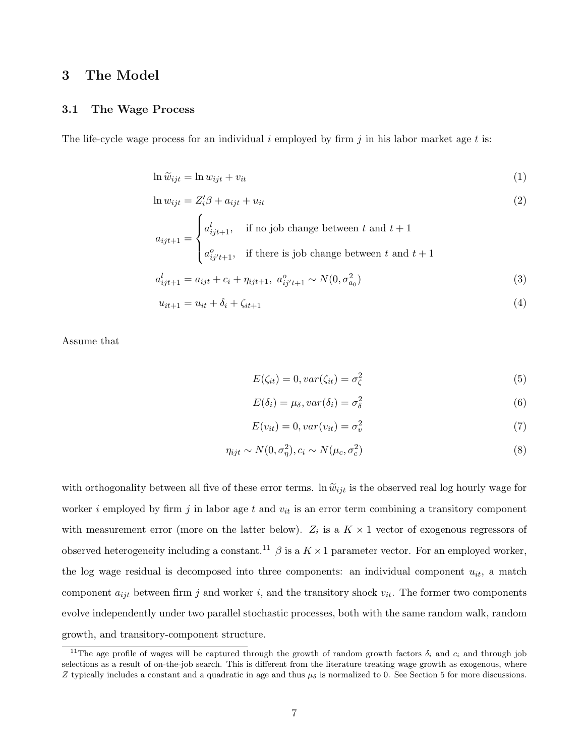# 3 The Model

## 3.1 The Wage Process

The life-cycle wage process for an individual $i$ employed by firm $j$ in his labor market age $t$ is:

$$\ln \widetilde{w}_{ijt} = \ln w_{ijt} + v_{it} \tag{1}$$

$$\ln w_{ijt} = Z_i'\beta + a_{ijt} + u_{it} \tag{2}$$

$$a_{ijt+1} = \begin{cases} a^l_{ijt+1}, & \text{if no job change between } t \text{ and } t+1 \\ a^o_{ij't+1}, & \text{if there is job change between } t \text{ and } t+1 \end{cases}$$

$$a^l_{ijt+1} = a_{ijt} + c_i + \eta_{ijt+1}, \; a^o_{ij't+1} \sim N(0, \sigma^2_{a_0}) \tag{3}$$

$$u_{it+1} = u_{it} + \delta_i + \zeta_{it+1} \tag{4}$$

Assume that

$$E(\zeta_{it}) = 0, var(\zeta_{it}) = \sigma^2_\zeta \tag{5}$$

$$E(\delta_i) = \mu_\delta, var(\delta_i) = \sigma^2_\delta \tag{6}$$

$$E(v_{it}) = 0, var(v_{it}) = \sigma^2_v \tag{7}$$

$$\eta_{ijt} \sim N(0, \sigma^2_\eta), c_i \sim N(\mu_c, \sigma^2_c) \tag{8}$$

with orthogonality between all five of these error terms. $\ln \widetilde{w}_{ijt}$ is the observed real log hourly wage for worker $i$ employed by firm $j$ in labor age $t$ and $v_{it}$ is an error term combining a transitory component with measurement error (more on the latter below). $Z_i$ is a $K \times 1$ vector of exogenous regressors of observed heterogeneity including a constant.[11] $\beta$ is a $K \times 1$ parameter vector. For an employed worker, the log wage residual is decomposed into three components: an individual component $u_{it}$, a match component $a_{ijt}$ between firm $j$ and worker $i$, and the transitory shock $v_{it}$. The former two components evolve independently under two parallel stochastic processes, both with the same random walk, random growth, and transitory-component structure.

[11] The age profile of wages will be captured through the growth of random growth factors $\delta_i$ and $c_i$ and through job selections as a result of on-the-job search. This is different from the literature treating wage growth as exogenous, where $Z$ typically includes a constant and a quadratic in age and thus $\mu_\delta$ is normalized to 0. See Section 5 for more discussions.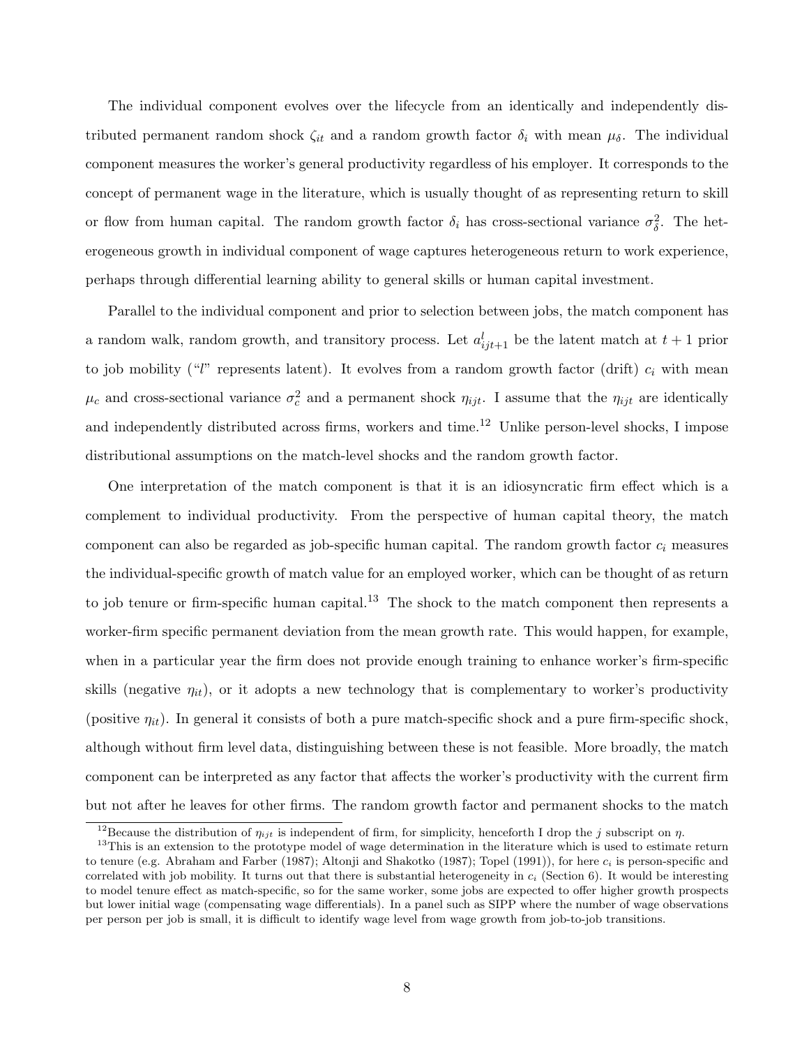The individual component evolves over the lifecycle from an identically and independently distributed permanent random shock $\zeta_{it}$ and a random growth factor $\delta_i$ with mean $\mu_\delta$. The individual component measures the worker's general productivity regardless of his employer. It corresponds to the concept of permanent wage in the literature, which is usually thought of as representing return to skill or flow from human capital. The random growth factor $\delta_i$ has cross-sectional variance $\sigma^2_\delta$. The heterogeneous growth in individual component of wage captures heterogeneous return to work experience, perhaps through differential learning ability to general skills or human capital investment.

Parallel to the individual component and prior to selection between jobs, the match component has a random walk, random growth, and transitory process. Let $a^l_{ijt+1}$ be the latent match at $t+1$ prior to job mobility ("$l$" represents latent). It evolves from a random growth factor (drift) $c_i$ with mean $\mu_c$ and cross-sectional variance $\sigma^2_c$ and a permanent shock $\eta_{ijt}$. I assume that the $\eta_{ijt}$ are identically and independently distributed across firms, workers and time.[12] Unlike person-level shocks, I impose distributional assumptions on the match-level shocks and the random growth factor.

One interpretation of the match component is that it is an idiosyncratic firm effect which is a complement to individual productivity. From the perspective of human capital theory, the match component can also be regarded as job-specific human capital. The random growth factor $c_i$ measures the individual-specific growth of match value for an employed worker, which can be thought of as return to job tenure or firm-specific human capital.[13] The shock to the match component then represents a worker-firm specific permanent deviation from the mean growth rate. This would happen, for example, when in a particular year the firm does not provide enough training to enhance worker's firm-specific skills (negative $\eta_{it}$), or it adopts a new technology that is complementary to worker's productivity (positive $\eta_{it}$). In general it consists of both a pure match-specific shock and a pure firm-specific shock, although without firm level data, distinguishing between these is not feasible. More broadly, the match component can be interpreted as any factor that affects the worker's productivity with the current firm but not after he leaves for other firms. The random growth factor and permanent shocks to the match

[12] Because the distribution of $\eta_{ijt}$ is independent of firm, for simplicity, henceforth I drop the $j$ subscript on $\eta$.

[13] This is an extension to the prototype model of wage determination in the literature which is used to estimate return to tenure (e.g. Abraham and Farber (1987); Altonji and Shakotko (1987); Topel (1991)), for here $c_i$ is person-specific and correlated with job mobility. It turns out that there is substantial heterogeneity in $c_i$ (Section 6). It would be interesting to model tenure effect as match-specific, so for the same worker, some jobs are expected to offer higher growth prospects but lower initial wage (compensating wage differentials). In a panel such as SIPP where the number of wage observations per person per job is small, it is difficult to identify wage level from wage growth from job-to-job transitions.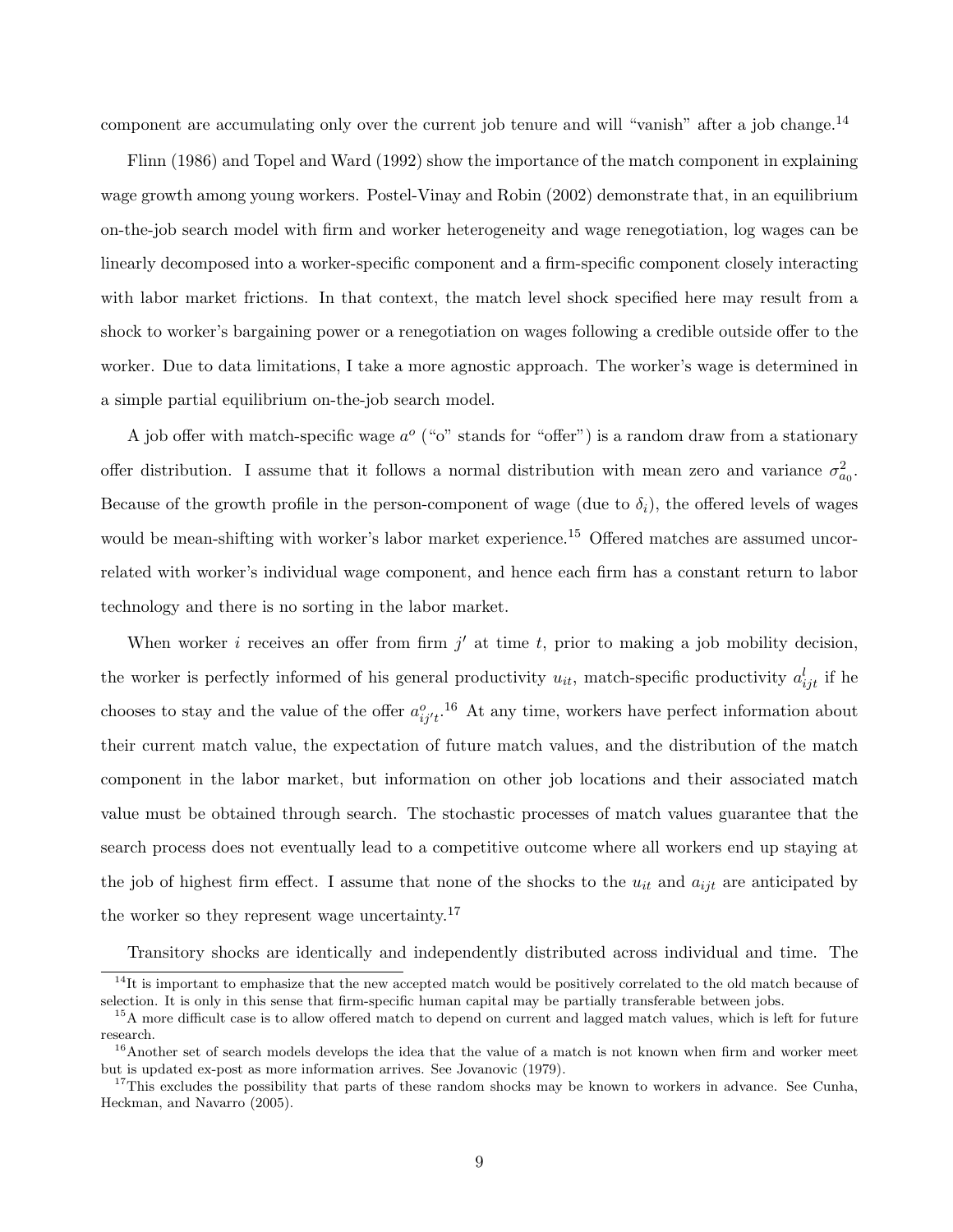component are accumulating only over the current job tenure and will "vanish" after a job change.[14]

Flinn (1986) and Topel and Ward (1992) show the importance of the match component in explaining wage growth among young workers. Postel-Vinay and Robin (2002) demonstrate that, in an equilibrium on-the-job search model with firm and worker heterogeneity and wage renegotiation, log wages can be linearly decomposed into a worker-specific component and a firm-specific component closely interacting with labor market frictions. In that context, the match level shock specified here may result from a shock to worker's bargaining power or a renegotiation on wages following a credible outside offer to the worker. Due to data limitations, I take a more agnostic approach. The worker's wage is determined in a simple partial equilibrium on-the-job search model.

A job offer with match-specific wage $a^o$ ("o" stands for "offer") is a random draw from a stationary offer distribution. I assume that it follows a normal distribution with mean zero and variance $\sigma^2_{a_0}$. Because of the growth profile in the person-component of wage (due to $\delta_i$), the offered levels of wages would be mean-shifting with worker's labor market experience.[15] Offered matches are assumed uncorrelated with worker's individual wage component, and hence each firm has a constant return to labor technology and there is no sorting in the labor market.

When worker $i$ receives an offer from firm $j'$ at time $t$, prior to making a job mobility decision, the worker is perfectly informed of his general productivity $u_{it}$, match-specific productivity $a^l_{ijt}$ if he chooses to stay and the value of the offer $a^o_{ij't}$.[16] At any time, workers have perfect information about their current match value, the expectation of future match values, and the distribution of the match component in the labor market, but information on other job locations and their associated match value must be obtained through search. The stochastic processes of match values guarantee that the search process does not eventually lead to a competitive outcome where all workers end up staying at the job of highest firm effect. I assume that none of the shocks to the $u_{it}$ and $a_{ijt}$ are anticipated by the worker so they represent wage uncertainty.[17]

Transitory shocks are identically and independently distributed across individual and time. The

[14] It is important to emphasize that the new accepted match would be positively correlated to the old match because of selection. It is only in this sense that firm-specific human capital may be partially transferable between jobs.

[15] A more difficult case is to allow offered match to depend on current and lagged match values, which is left for future research.

[16] Another set of search models develops the idea that the value of a match is not known when firm and worker meet but is updated ex-post as more information arrives. See Jovanovic (1979).

[17] This excludes the possibility that parts of these random shocks may be known to workers in advance. See Cunha, Heckman, and Navarro (2005).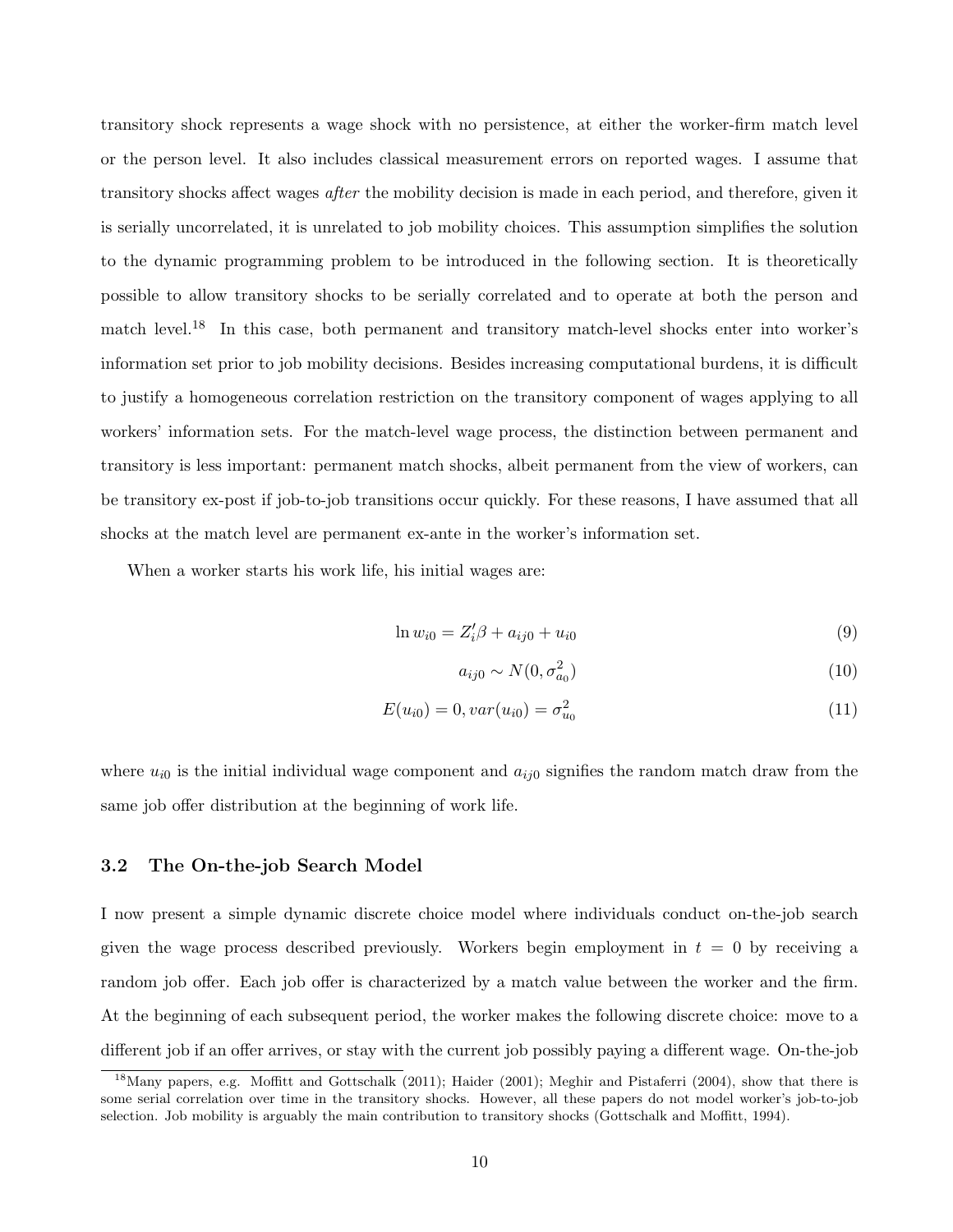transitory shock represents a wage shock with no persistence, at either the worker-firm match level or the person level. It also includes classical measurement errors on reported wages. I assume that transitory shocks affect wages *after* the mobility decision is made in each period, and therefore, given it is serially uncorrelated, it is unrelated to job mobility choices. This assumption simplifies the solution to the dynamic programming problem to be introduced in the following section. It is theoretically possible to allow transitory shocks to be serially correlated and to operate at both the person and match level.[18] In this case, both permanent and transitory match-level shocks enter into worker's information set prior to job mobility decisions. Besides increasing computational burdens, it is difficult to justify a homogeneous correlation restriction on the transitory component of wages applying to all workers' information sets. For the match-level wage process, the distinction between permanent and transitory is less important: permanent match shocks, albeit permanent from the view of workers, can be transitory ex-post if job-to-job transitions occur quickly. For these reasons, I have assumed that all shocks at the match level are permanent ex-ante in the worker's information set.

When a worker starts his work life, his initial wages are:

$$\ln w_{i0} = Z_i'\beta + a_{ij0} + u_{i0} \tag{9}$$

$$a_{ij0} \sim N(0, \sigma_{a_0}^2) \tag{10}$$

$$E(u_{i0}) = 0, var(u_{i0}) = \sigma_{u_0}^2 \tag{11}$$

where $u_{i0}$ is the initial individual wage component and $a_{ij0}$ signifies the random match draw from the same job offer distribution at the beginning of work life.

### 3.2 The On-the-job Search Model

I now present a simple dynamic discrete choice model where individuals conduct on-the-job search given the wage process described previously. Workers begin employment in $t = 0$ by receiving a random job offer. Each job offer is characterized by a match value between the worker and the firm. At the beginning of each subsequent period, the worker makes the following discrete choice: move to a different job if an offer arrives, or stay with the current job possibly paying a different wage. On-the-job

[18] Many papers, e.g. Moffitt and Gottschalk (2011); Haider (2001); Meghir and Pistaferri (2004), show that there is some serial correlation over time in the transitory shocks. However, all these papers do not model worker's job-to-job selection. Job mobility is arguably the main contribution to transitory shocks (Gottschalk and Moffitt, 1994).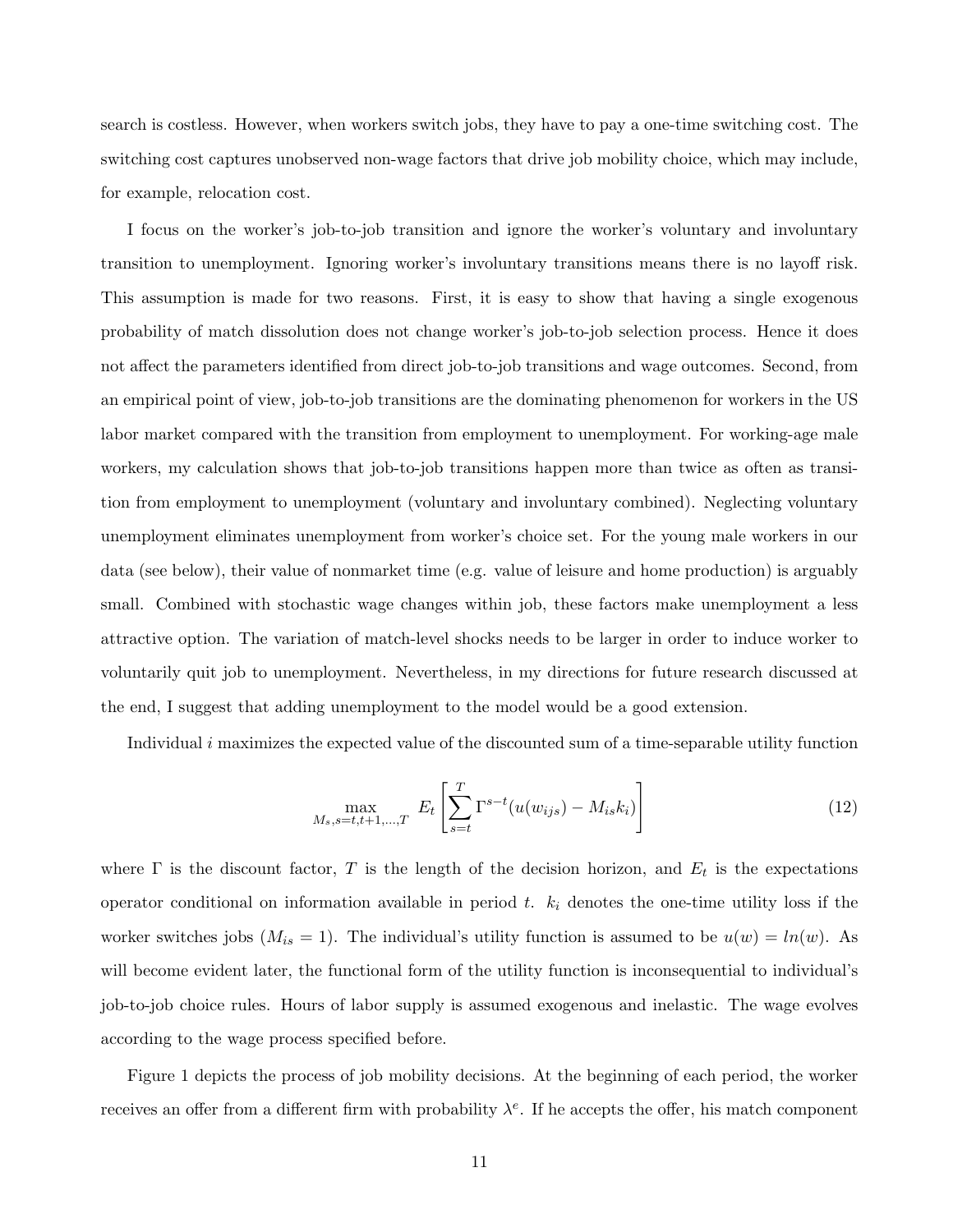search is costless. However, when workers switch jobs, they have to pay a one-time switching cost. The switching cost captures unobserved non-wage factors that drive job mobility choice, which may include, for example, relocation cost.

I focus on the worker's job-to-job transition and ignore the worker's voluntary and involuntary transition to unemployment. Ignoring worker's involuntary transitions means there is no layoff risk. This assumption is made for two reasons. First, it is easy to show that having a single exogenous probability of match dissolution does not change worker's job-to-job selection process. Hence it does not affect the parameters identified from direct job-to-job transitions and wage outcomes. Second, from an empirical point of view, job-to-job transitions are the dominating phenomenon for workers in the US labor market compared with the transition from employment to unemployment. For working-age male workers, my calculation shows that job-to-job transitions happen more than twice as often as transition from employment to unemployment (voluntary and involuntary combined). Neglecting voluntary unemployment eliminates unemployment from worker's choice set. For the young male workers in our data (see below), their value of nonmarket time (e.g. value of leisure and home production) is arguably small. Combined with stochastic wage changes within job, these factors make unemployment a less attractive option. The variation of match-level shocks needs to be larger in order to induce worker to voluntarily quit job to unemployment. Nevertheless, in my directions for future research discussed at the end, I suggest that adding unemployment to the model would be a good extension.

Individual $i$ maximizes the expected value of the discounted sum of a time-separable utility function

$$\max_{M_s, s=t,t+1,\ldots,T} \; E_t \left[ \sum_{s=t}^{T} \Gamma^{s-t} (u(w_{ijs}) - M_{is} k_i) \right] \tag{12}$$

where $\Gamma$ is the discount factor, $T$ is the length of the decision horizon, and $E_t$ is the expectations operator conditional on information available in period $t$. $k_i$ denotes the one-time utility loss if the worker switches jobs ($M_{is} = 1$). The individual's utility function is assumed to be $u(w) = ln(w)$. As will become evident later, the functional form of the utility function is inconsequential to individual's job-to-job choice rules. Hours of labor supply is assumed exogenous and inelastic. The wage evolves according to the wage process specified before.

Figure 1 depicts the process of job mobility decisions. At the beginning of each period, the worker receives an offer from a different firm with probability $\lambda^e$. If he accepts the offer, his match component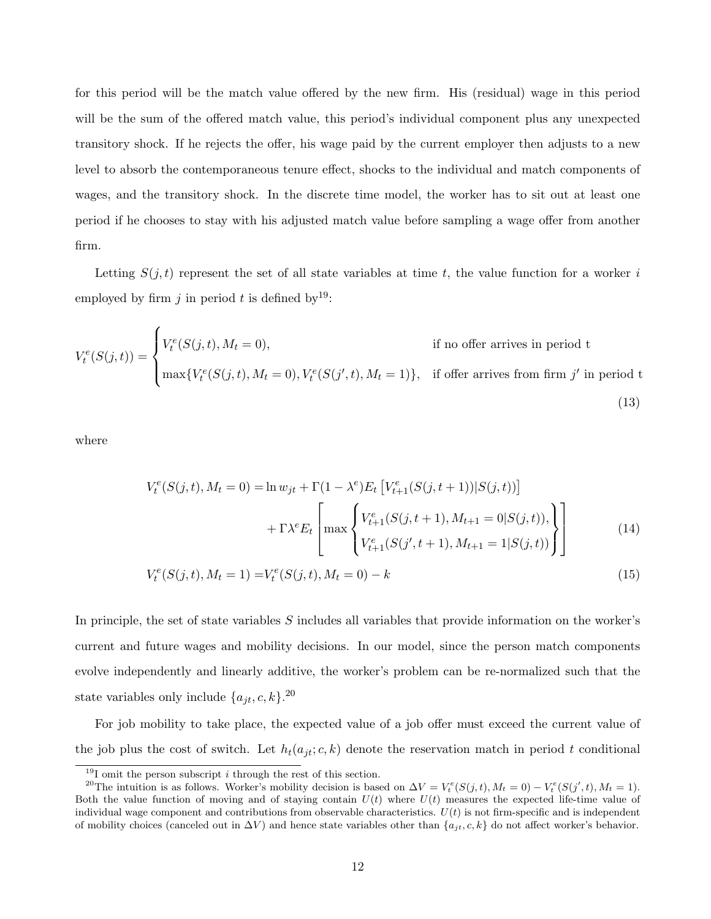for this period will be the match value offered by the new firm. His (residual) wage in this period will be the sum of the offered match value, this period's individual component plus any unexpected transitory shock. If he rejects the offer, his wage paid by the current employer then adjusts to a new level to absorb the contemporaneous tenure effect, shocks to the individual and match components of wages, and the transitory shock. In the discrete time model, the worker has to sit out at least one period if he chooses to stay with his adjusted match value before sampling a wage offer from another firm.

Letting $S(j,t)$ represent the set of all state variables at time $t$, the value function for a worker $i$ employed by firm $j$ in period $t$ is defined by[19]:

$$V_t^e(S(j,t)) = \begin{cases} V_t^e(S(j,t), M_t = 0), & \text{if no offer arrives in period t} \\ \max\{V_t^e(S(j,t), M_t = 0), V_t^e(S(j',t), M_t = 1)\}, & \text{if offer arrives from firm } j' \text{ in period t} \end{cases} \tag{13}$$

where

$$\begin{aligned} V_t^e(S(j,t), M_t = 0) =& \ln w_{jt} + \Gamma(1-\lambda^e)E_t\left[V_{t+1}^e(S(j,t+1))|S(j,t))\right] \\ &+ \Gamma\lambda^e E_t\left[\max\begin{Bmatrix} V_{t+1}^e(S(j,t+1), M_{t+1} = 0|S(j,t)), \\ V_{t+1}^e(S(j',t+1), M_{t+1} = 1|S(j,t)) \end{Bmatrix}\right] \end{aligned} \tag{14}$$

$$V_t^e(S(j,t), M_t = 1) = V_t^e(S(j,t), M_t = 0) - k \tag{15}$$

In principle, the set of state variables $S$ includes all variables that provide information on the worker's current and future wages and mobility decisions. In our model, since the person match components evolve independently and linearly additive, the worker's problem can be re-normalized such that the state variables only include $\{a_{jt}, c, k\}$.[20]

For job mobility to take place, the expected value of a job offer must exceed the current value of the job plus the cost of switch. Let $h_t(a_{jt}; c, k)$ denote the reservation match in period $t$ conditional

---

[19] I omit the person subscript $i$ through the rest of this section.

[20] The intuition is as follows. Worker's mobility decision is based on $\Delta V = V_t^e(S(j,t), M_t = 0) - V_t^e(S(j',t), M_t = 1)$. Both the value function of moving and of staying contain $U(t)$ where $U(t)$ measures the expected life-time value of individual wage component and contributions from observable characteristics. $U(t)$ is not firm-specific and is independent of mobility choices (canceled out in $\Delta V$) and hence state variables other than $\{a_{jt}, c, k\}$ do not affect worker's behavior.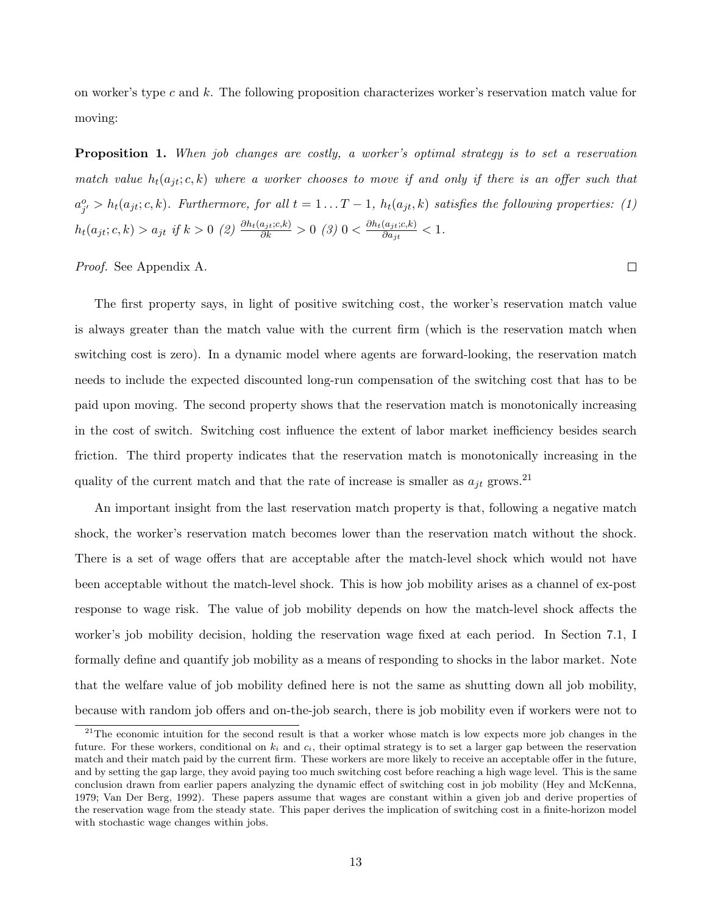on worker's type $c$ and $k$. The following proposition characterizes worker's reservation match value for moving:

**Proposition 1.** *When job changes are costly, a worker's optimal strategy is to set a reservation match value $h_t(a_{jt}; c, k)$ where a worker chooses to move if and only if there is an offer such that $a^o_{j'} > h_t(a_{jt}; c, k)$. Furthermore, for all $t = 1 \ldots T-1$, $h_t(a_{jt}, k)$ satisfies the following properties: (1) $h_t(a_{jt}; c, k) > a_{jt}$ if $k > 0$ (2) $\frac{\partial h_t(a_{jt};c,k)}{\partial k} > 0$ (3) $0 < \frac{\partial h_t(a_{jt};c,k)}{\partial a_{jt}} < 1$.*

*Proof.* See Appendix A. □

The first property says, in light of positive switching cost, the worker's reservation match value is always greater than the match value with the current firm (which is the reservation match when switching cost is zero). In a dynamic model where agents are forward-looking, the reservation match needs to include the expected discounted long-run compensation of the switching cost that has to be paid upon moving. The second property shows that the reservation match is monotonically increasing in the cost of switch. Switching cost influence the extent of labor market inefficiency besides search friction. The third property indicates that the reservation match is monotonically increasing in the quality of the current match and that the rate of increase is smaller as $a_{jt}$ grows.[21]

An important insight from the last reservation match property is that, following a negative match shock, the worker's reservation match becomes lower than the reservation match without the shock. There is a set of wage offers that are acceptable after the match-level shock which would not have been acceptable without the match-level shock. This is how job mobility arises as a channel of ex-post response to wage risk. The value of job mobility depends on how the match-level shock affects the worker's job mobility decision, holding the reservation wage fixed at each period. In Section 7.1, I formally define and quantify job mobility as a means of responding to shocks in the labor market. Note that the welfare value of job mobility defined here is not the same as shutting down all job mobility, because with random job offers and on-the-job search, there is job mobility even if workers were not to

[21] The economic intuition for the second result is that a worker whose match is low expects more job changes in the future. For these workers, conditional on $k_i$ and $c_i$, their optimal strategy is to set a larger gap between the reservation match and their match paid by the current firm. These workers are more likely to receive an acceptable offer in the future, and by setting the gap large, they avoid paying too much switching cost before reaching a high wage level. This is the same conclusion drawn from earlier papers analyzing the dynamic effect of switching cost in job mobility (Hey and McKenna, 1979; Van Der Berg, 1992). These papers assume that wages are constant within a given job and derive properties of the reservation wage from the steady state. This paper derives the implication of switching cost in a finite-horizon model with stochastic wage changes within jobs.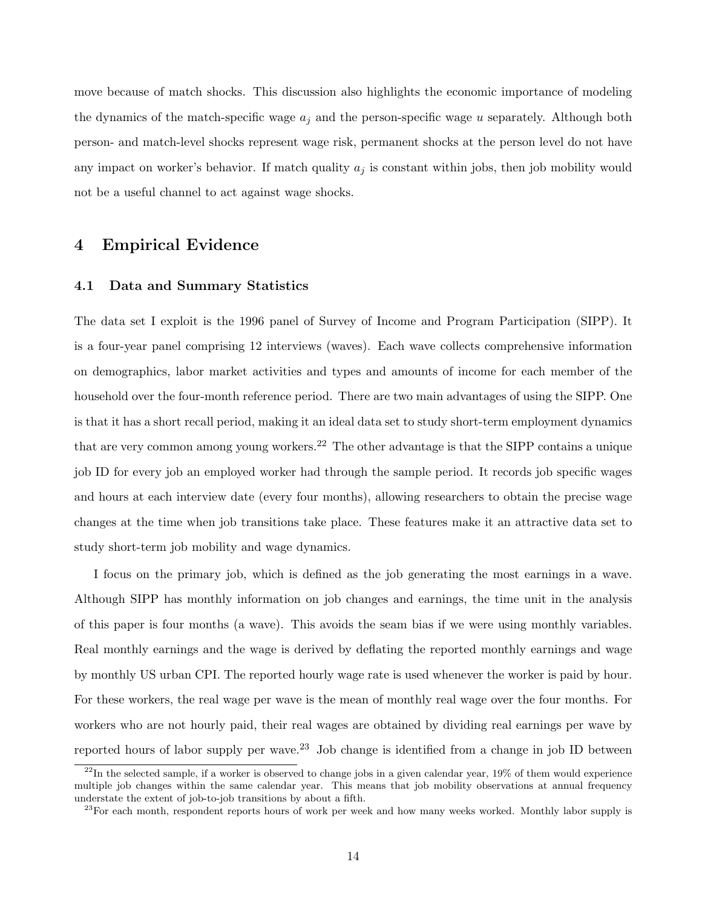move because of match shocks. This discussion also highlights the economic importance of modeling the dynamics of the match-specific wage $a_j$ and the person-specific wage $u$ separately. Although both person- and match-level shocks represent wage risk, permanent shocks at the person level do not have any impact on worker's behavior. If match quality $a_j$ is constant within jobs, then job mobility would not be a useful channel to act against wage shocks.

# 4 Empirical Evidence

## 4.1 Data and Summary Statistics

The data set I exploit is the 1996 panel of Survey of Income and Program Participation (SIPP). It is a four-year panel comprising 12 interviews (waves). Each wave collects comprehensive information on demographics, labor market activities and types and amounts of income for each member of the household over the four-month reference period. There are two main advantages of using the SIPP. One is that it has a short recall period, making it an ideal data set to study short-term employment dynamics that are very common among young workers.[22] The other advantage is that the SIPP contains a unique job ID for every job an employed worker had through the sample period. It records job specific wages and hours at each interview date (every four months), allowing researchers to obtain the precise wage changes at the time when job transitions take place. These features make it an attractive data set to study short-term job mobility and wage dynamics.

I focus on the primary job, which is defined as the job generating the most earnings in a wave. Although SIPP has monthly information on job changes and earnings, the time unit in the analysis of this paper is four months (a wave). This avoids the seam bias if we were using monthly variables. Real monthly earnings and the wage is derived by deflating the reported monthly earnings and wage by monthly US urban CPI. The reported hourly wage rate is used whenever the worker is paid by hour. For these workers, the real wage per wave is the mean of monthly real wage over the four months. For workers who are not hourly paid, their real wages are obtained by dividing real earnings per wave by reported hours of labor supply per wave.[23] Job change is identified from a change in job ID between

[22] In the selected sample, if a worker is observed to change jobs in a given calendar year, 19% of them would experience multiple job changes within the same calendar year. This means that job mobility observations at annual frequency understate the extent of job-to-job transitions by about a fifth.

[23] For each month, respondent reports hours of work per week and how many weeks worked. Monthly labor supply is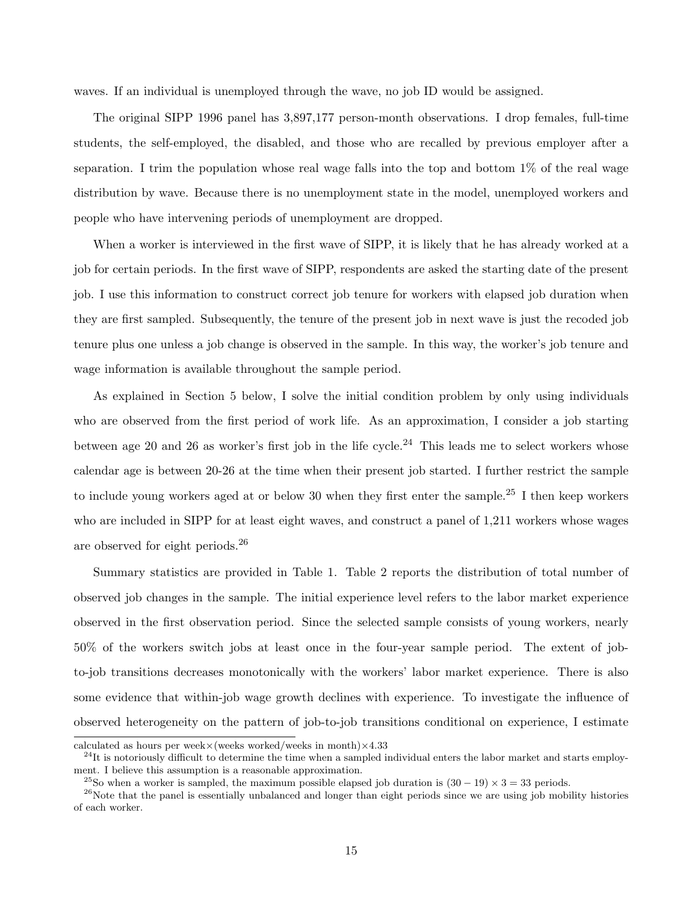waves. If an individual is unemployed through the wave, no job ID would be assigned.

The original SIPP 1996 panel has 3,897,177 person-month observations. I drop females, full-time students, the self-employed, the disabled, and those who are recalled by previous employer after a separation. I trim the population whose real wage falls into the top and bottom 1% of the real wage distribution by wave. Because there is no unemployment state in the model, unemployed workers and people who have intervening periods of unemployment are dropped.

When a worker is interviewed in the first wave of SIPP, it is likely that he has already worked at a job for certain periods. In the first wave of SIPP, respondents are asked the starting date of the present job. I use this information to construct correct job tenure for workers with elapsed job duration when they are first sampled. Subsequently, the tenure of the present job in next wave is just the recoded job tenure plus one unless a job change is observed in the sample. In this way, the worker's job tenure and wage information is available throughout the sample period.

As explained in Section 5 below, I solve the initial condition problem by only using individuals who are observed from the first period of work life. As an approximation, I consider a job starting between age 20 and 26 as worker's first job in the life cycle.[24] This leads me to select workers whose calendar age is between 20-26 at the time when their present job started. I further restrict the sample to include young workers aged at or below 30 when they first enter the sample.[25] I then keep workers who are included in SIPP for at least eight waves, and construct a panel of 1,211 workers whose wages are observed for eight periods.[26]

Summary statistics are provided in Table 1. Table 2 reports the distribution of total number of observed job changes in the sample. The initial experience level refers to the labor market experience observed in the first observation period. Since the selected sample consists of young workers, nearly 50% of the workers switch jobs at least once in the four-year sample period. The extent of job-to-job transitions decreases monotonically with the workers' labor market experience. There is also some evidence that within-job wage growth declines with experience. To investigate the influence of observed heterogeneity on the pattern of job-to-job transitions conditional on experience, I estimate

---

calculated as hours per week$\times$(weeks worked/weeks in month)$\times 4.33$

[24] It is notoriously difficult to determine the time when a sampled individual enters the labor market and starts employment. I believe this assumption is a reasonable approximation.

[25] So when a worker is sampled, the maximum possible elapsed job duration is $(30 - 19) \times 3 = 33$ periods.

[26] Note that the panel is essentially unbalanced and longer than eight periods since we are using job mobility histories of each worker.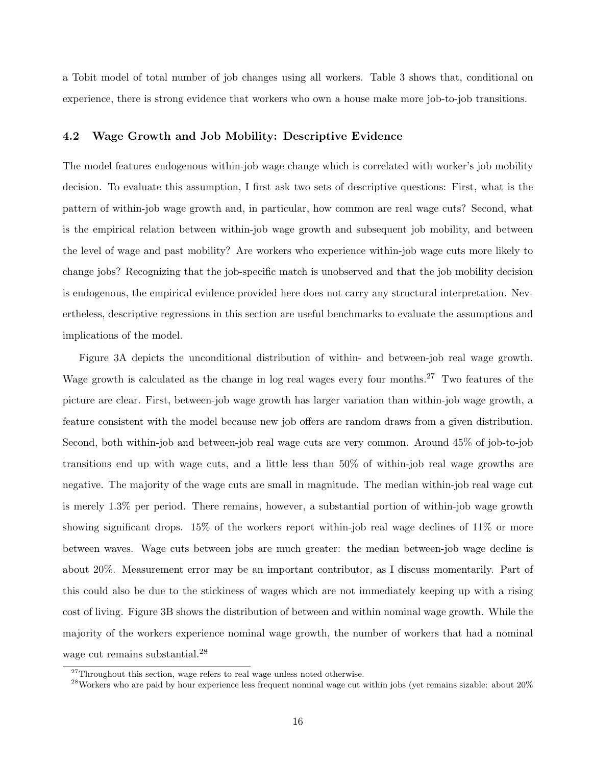a Tobit model of total number of job changes using all workers. Table 3 shows that, conditional on experience, there is strong evidence that workers who own a house make more job-to-job transitions.

### 4.2 Wage Growth and Job Mobility: Descriptive Evidence

The model features endogenous within-job wage change which is correlated with worker's job mobility decision. To evaluate this assumption, I first ask two sets of descriptive questions: First, what is the pattern of within-job wage growth and, in particular, how common are real wage cuts? Second, what is the empirical relation between within-job wage growth and subsequent job mobility, and between the level of wage and past mobility? Are workers who experience within-job wage cuts more likely to change jobs? Recognizing that the job-specific match is unobserved and that the job mobility decision is endogenous, the empirical evidence provided here does not carry any structural interpretation. Nevertheless, descriptive regressions in this section are useful benchmarks to evaluate the assumptions and implications of the model.

Figure 3A depicts the unconditional distribution of within- and between-job real wage growth. Wage growth is calculated as the change in log real wages every four months.[27] Two features of the picture are clear. First, between-job wage growth has larger variation than within-job wage growth, a feature consistent with the model because new job offers are random draws from a given distribution. Second, both within-job and between-job real wage cuts are very common. Around 45% of job-to-job transitions end up with wage cuts, and a little less than 50% of within-job real wage growths are negative. The majority of the wage cuts are small in magnitude. The median within-job real wage cut is merely 1.3% per period. There remains, however, a substantial portion of within-job wage growth showing significant drops. 15% of the workers report within-job real wage declines of 11% or more between waves. Wage cuts between jobs are much greater: the median between-job wage decline is about 20%. Measurement error may be an important contributor, as I discuss momentarily. Part of this could also be due to the stickiness of wages which are not immediately keeping up with a rising cost of living. Figure 3B shows the distribution of between and within nominal wage growth. While the majority of the workers experience nominal wage growth, the number of workers that had a nominal wage cut remains substantial.[28]

[27] Throughout this section, wage refers to real wage unless noted otherwise.

[28] Workers who are paid by hour experience less frequent nominal wage cut within jobs (yet remains sizable: about 20%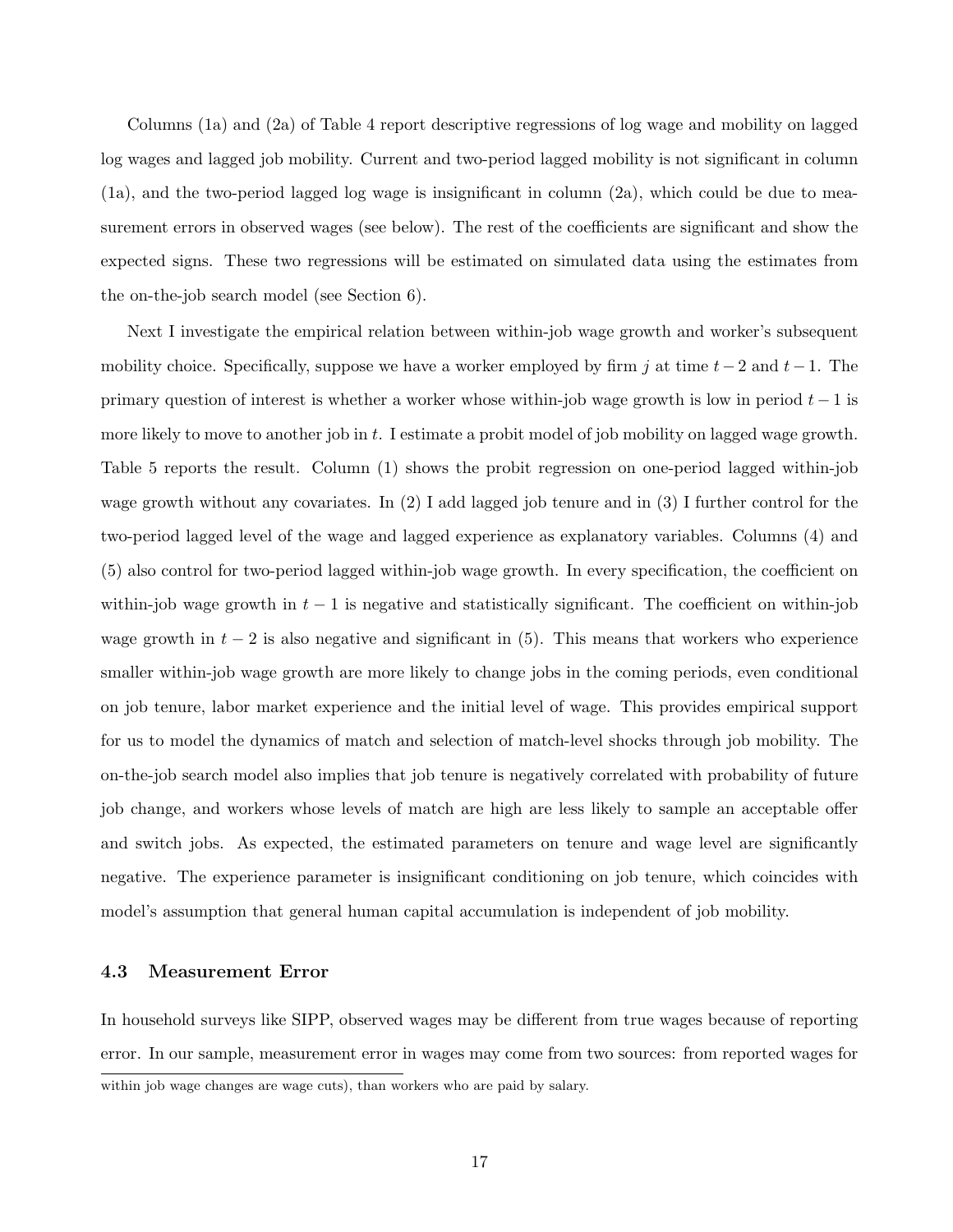Columns (1a) and (2a) of Table 4 report descriptive regressions of log wage and mobility on lagged log wages and lagged job mobility. Current and two-period lagged mobility is not significant in column (1a), and the two-period lagged log wage is insignificant in column (2a), which could be due to measurement errors in observed wages (see below). The rest of the coefficients are significant and show the expected signs. These two regressions will be estimated on simulated data using the estimates from the on-the-job search model (see Section 6).

Next I investigate the empirical relation between within-job wage growth and worker's subsequent mobility choice. Specifically, suppose we have a worker employed by firm $j$ at time $t-2$ and $t-1$. The primary question of interest is whether a worker whose within-job wage growth is low in period $t-1$ is more likely to move to another job in $t$. I estimate a probit model of job mobility on lagged wage growth. Table 5 reports the result. Column (1) shows the probit regression on one-period lagged within-job wage growth without any covariates. In (2) I add lagged job tenure and in (3) I further control for the two-period lagged level of the wage and lagged experience as explanatory variables. Columns (4) and (5) also control for two-period lagged within-job wage growth. In every specification, the coefficient on within-job wage growth in $t-1$ is negative and statistically significant. The coefficient on within-job wage growth in $t-2$ is also negative and significant in (5). This means that workers who experience smaller within-job wage growth are more likely to change jobs in the coming periods, even conditional on job tenure, labor market experience and the initial level of wage. This provides empirical support for us to model the dynamics of match and selection of match-level shocks through job mobility. The on-the-job search model also implies that job tenure is negatively correlated with probability of future job change, and workers whose levels of match are high are less likely to sample an acceptable offer and switch jobs. As expected, the estimated parameters on tenure and wage level are significantly negative. The experience parameter is insignificant conditioning on job tenure, which coincides with model's assumption that general human capital accumulation is independent of job mobility.

### 4.3 Measurement Error

In household surveys like SIPP, observed wages may be different from true wages because of reporting error. In our sample, measurement error in wages may come from two sources: from reported wages for

within job wage changes are wage cuts), than workers who are paid by salary.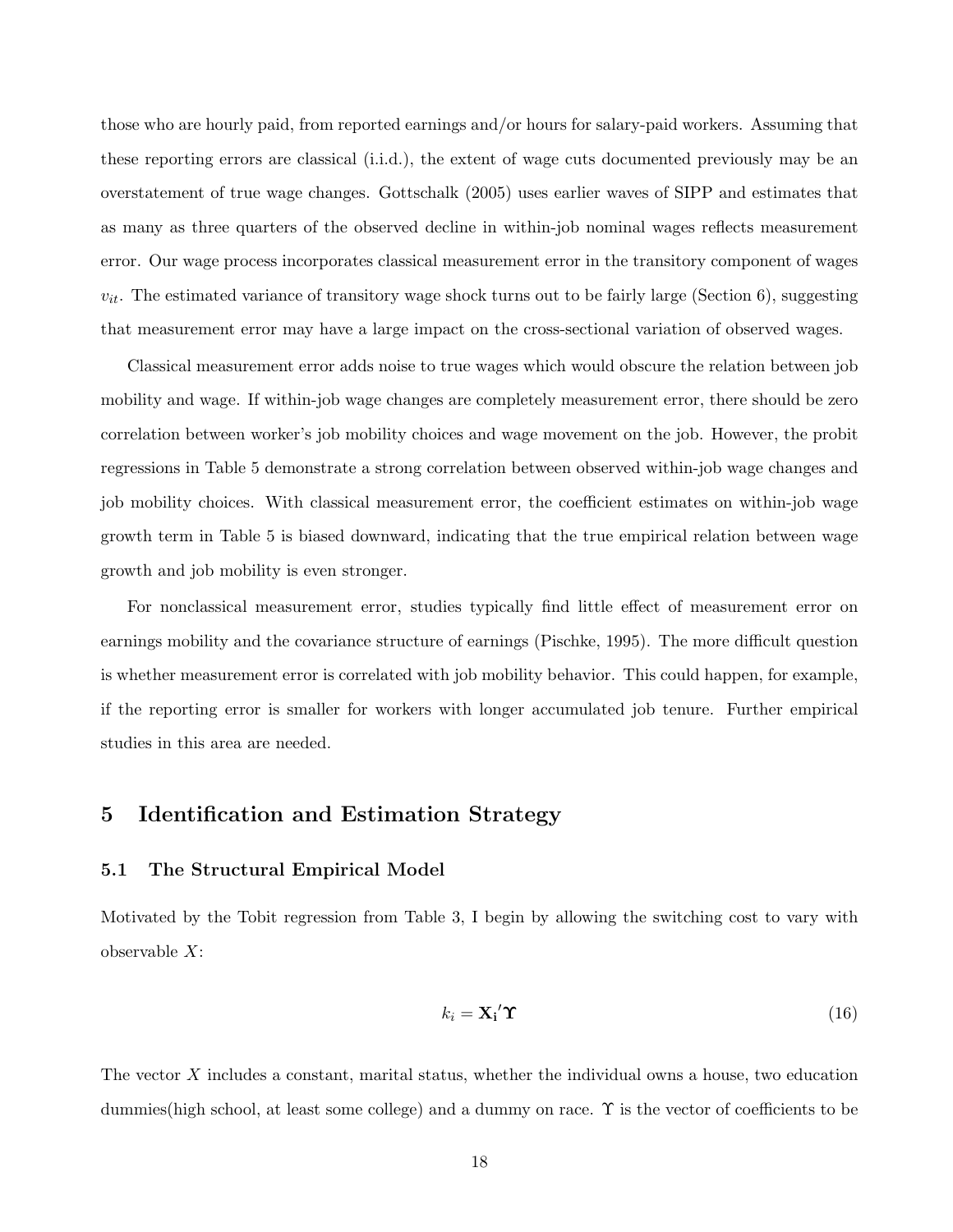those who are hourly paid, from reported earnings and/or hours for salary-paid workers. Assuming that these reporting errors are classical (i.i.d.), the extent of wage cuts documented previously may be an overstatement of true wage changes. Gottschalk (2005) uses earlier waves of SIPP and estimates that as many as three quarters of the observed decline in within-job nominal wages reflects measurement error. Our wage process incorporates classical measurement error in the transitory component of wages $v_{it}$. The estimated variance of transitory wage shock turns out to be fairly large (Section 6), suggesting that measurement error may have a large impact on the cross-sectional variation of observed wages.

Classical measurement error adds noise to true wages which would obscure the relation between job mobility and wage. If within-job wage changes are completely measurement error, there should be zero correlation between worker's job mobility choices and wage movement on the job. However, the probit regressions in Table 5 demonstrate a strong correlation between observed within-job wage changes and job mobility choices. With classical measurement error, the coefficient estimates on within-job wage growth term in Table 5 is biased downward, indicating that the true empirical relation between wage growth and job mobility is even stronger.

For nonclassical measurement error, studies typically find little effect of measurement error on earnings mobility and the covariance structure of earnings (Pischke, 1995). The more difficult question is whether measurement error is correlated with job mobility behavior. This could happen, for example, if the reporting error is smaller for workers with longer accumulated job tenure. Further empirical studies in this area are needed.

# 5 Identification and Estimation Strategy

## 5.1 The Structural Empirical Model

Motivated by the Tobit regression from Table 3, I begin by allowing the switching cost to vary with observable $X$:

$$k_i = \mathbf{X_i}'\boldsymbol{\Upsilon} \tag{16}$$

The vector $X$ includes a constant, marital status, whether the individual owns a house, two education dummies(high school, at least some college) and a dummy on race. $\Upsilon$ is the vector of coefficients to be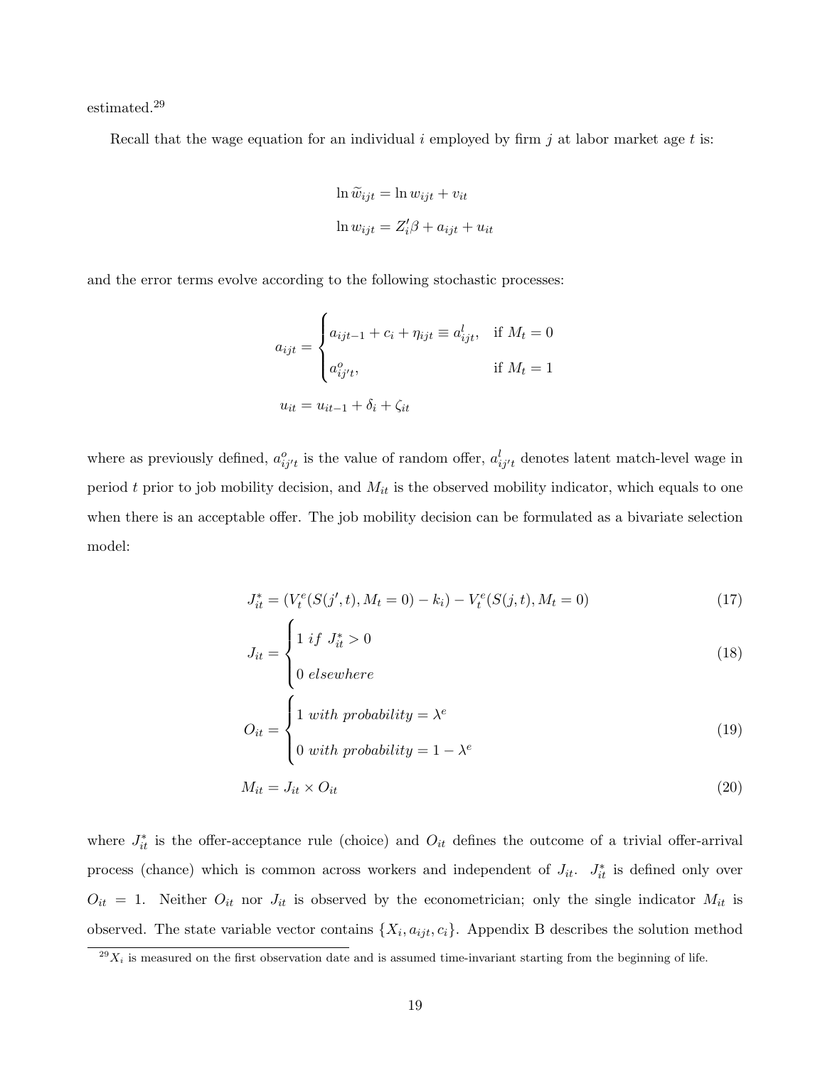estimated.[29]

Recall that the wage equation for an individual $i$ employed by firm $j$ at labor market age $t$ is:

$$\ln \widetilde{w}_{ijt} = \ln w_{ijt} + v_{it}$$

$$\ln w_{ijt} = Z_i'\beta + a_{ijt} + u_{it}$$

and the error terms evolve according to the following stochastic processes:

$$a_{ijt} = \begin{cases} a_{ijt-1} + c_i + \eta_{ijt} \equiv a^l_{ijt}, & \text{if } M_t = 0 \\ a^o_{ij't}, & \text{if } M_t = 1 \end{cases}$$

$$u_{it} = u_{it-1} + \delta_i + \zeta_{it}$$

where as previously defined, $a^o_{ij't}$ is the value of random offer, $a^l_{ij't}$ denotes latent match-level wage in period $t$ prior to job mobility decision, and $M_{it}$ is the observed mobility indicator, which equals to one when there is an acceptable offer. The job mobility decision can be formulated as a bivariate selection model:

$$J^*_{it} = (V^e_t(S(j', t), M_t = 0) - k_i) - V^e_t(S(j, t), M_t = 0) \tag{17}$$

$$J_{it} = \begin{cases} 1 \ if \ J^*_{it} > 0 \\ 0 \ elsewhere \end{cases} \tag{18}$$

$$O_{it} = \begin{cases} 1 \ with \ probability = \lambda^e \\ 0 \ with \ probability = 1 - \lambda^e \end{cases} \tag{19}$$

$$M_{it} = J_{it} \times O_{it} \tag{20}$$

where $J^*_{it}$ is the offer-acceptance rule (choice) and $O_{it}$ defines the outcome of a trivial offer-arrival process (chance) which is common across workers and independent of $J_{it}$. $J^*_{it}$ is defined only over $O_{it} = 1$. Neither $O_{it}$ nor $J_{it}$ is observed by the econometrician; only the single indicator $M_{it}$ is observed. The state variable vector contains $\{X_i, a_{ijt}, c_i\}$. Appendix B describes the solution method

[29] $X_i$ is measured on the first observation date and is assumed time-invariant starting from the beginning of life.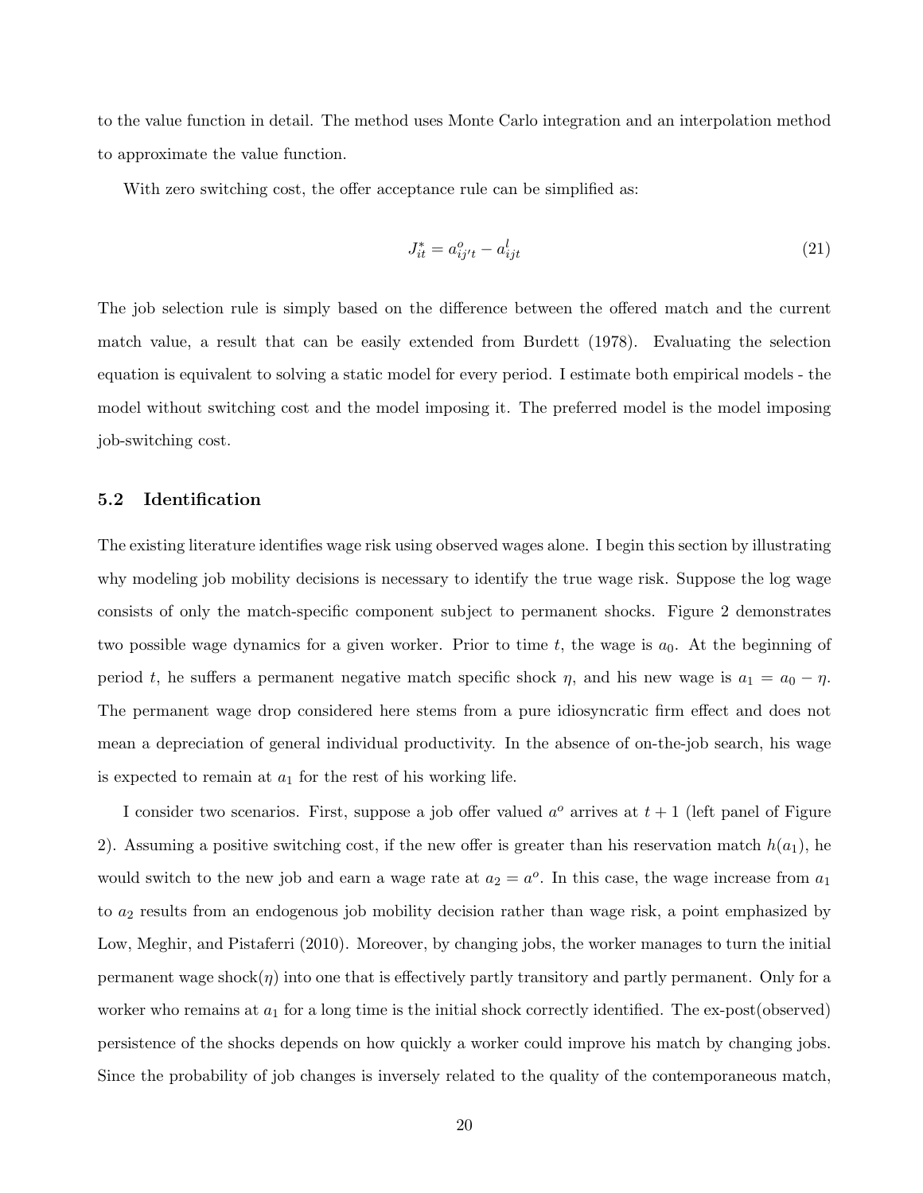to the value function in detail. The method uses Monte Carlo integration and an interpolation method to approximate the value function.

With zero switching cost, the offer acceptance rule can be simplified as:

$$J^*_{it} = a^o_{ij't} - a^l_{ijt} \tag{21}$$

The job selection rule is simply based on the difference between the offered match and the current match value, a result that can be easily extended from Burdett (1978). Evaluating the selection equation is equivalent to solving a static model for every period. I estimate both empirical models - the model without switching cost and the model imposing it. The preferred model is the model imposing job-switching cost.

### 5.2 Identification

The existing literature identifies wage risk using observed wages alone. I begin this section by illustrating why modeling job mobility decisions is necessary to identify the true wage risk. Suppose the log wage consists of only the match-specific component subject to permanent shocks. Figure 2 demonstrates two possible wage dynamics for a given worker. Prior to time $t$, the wage is $a_0$. At the beginning of period $t$, he suffers a permanent negative match specific shock $\eta$, and his new wage is $a_1 = a_0 - \eta$. The permanent wage drop considered here stems from a pure idiosyncratic firm effect and does not mean a depreciation of general individual productivity. In the absence of on-the-job search, his wage is expected to remain at $a_1$ for the rest of his working life.

I consider two scenarios. First, suppose a job offer valued $a^o$ arrives at $t+1$ (left panel of Figure 2). Assuming a positive switching cost, if the new offer is greater than his reservation match $h(a_1)$, he would switch to the new job and earn a wage rate at $a_2 = a^o$. In this case, the wage increase from $a_1$ to $a_2$ results from an endogenous job mobility decision rather than wage risk, a point emphasized by Low, Meghir, and Pistaferri (2010). Moreover, by changing jobs, the worker manages to turn the initial permanent wage shock($\eta$) into one that is effectively partly transitory and partly permanent. Only for a worker who remains at $a_1$ for a long time is the initial shock correctly identified. The ex-post(observed) persistence of the shocks depends on how quickly a worker could improve his match by changing jobs. Since the probability of job changes is inversely related to the quality of the contemporaneous match,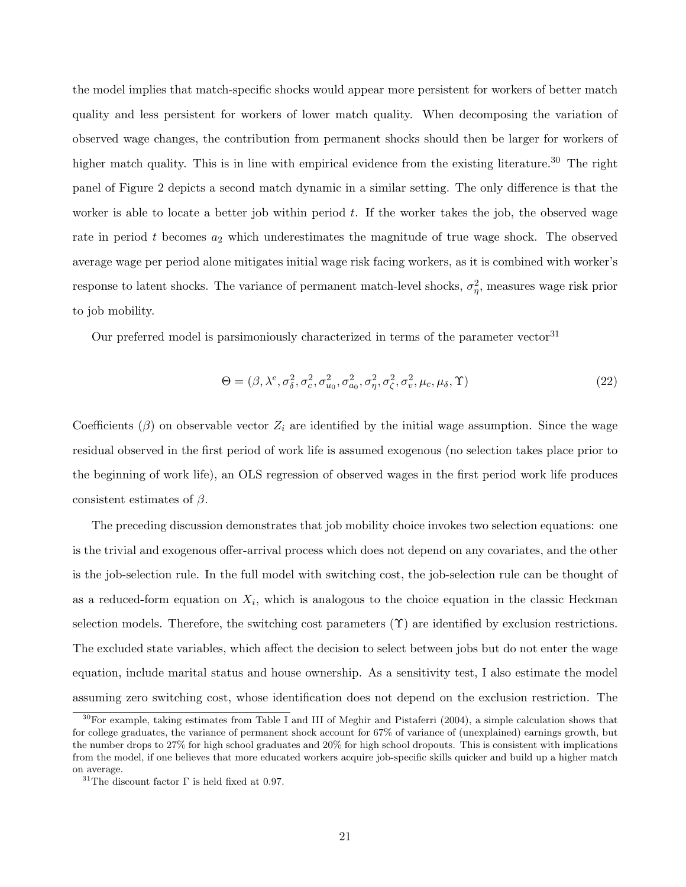the model implies that match-specific shocks would appear more persistent for workers of better match quality and less persistent for workers of lower match quality. When decomposing the variation of observed wage changes, the contribution from permanent shocks should then be larger for workers of higher match quality. This is in line with empirical evidence from the existing literature.[30] The right panel of Figure 2 depicts a second match dynamic in a similar setting. The only difference is that the worker is able to locate a better job within period $t$. If the worker takes the job, the observed wage rate in period $t$ becomes $a_2$ which underestimates the magnitude of true wage shock. The observed average wage per period alone mitigates initial wage risk facing workers, as it is combined with worker's response to latent shocks. The variance of permanent match-level shocks, $\sigma^2_\eta$, measures wage risk prior to job mobility.

Our preferred model is parsimoniously characterized in terms of the parameter vector[31]

$$\Theta = (\beta, \lambda^e, \sigma^2_\delta, \sigma^2_c, \sigma^2_{u_0}, \sigma^2_{a_0}, \sigma^2_\eta, \sigma^2_\zeta, \sigma^2_v, \mu_c, \mu_\delta, \Upsilon) \tag{22}$$

Coefficients ($\beta$) on observable vector $Z_i$ are identified by the initial wage assumption. Since the wage residual observed in the first period of work life is assumed exogenous (no selection takes place prior to the beginning of work life), an OLS regression of observed wages in the first period work life produces consistent estimates of $\beta$.

The preceding discussion demonstrates that job mobility choice invokes two selection equations: one is the trivial and exogenous offer-arrival process which does not depend on any covariates, and the other is the job-selection rule. In the full model with switching cost, the job-selection rule can be thought of as a reduced-form equation on $X_i$, which is analogous to the choice equation in the classic Heckman selection models. Therefore, the switching cost parameters ($\Upsilon$) are identified by exclusion restrictions. The excluded state variables, which affect the decision to select between jobs but do not enter the wage equation, include marital status and house ownership. As a sensitivity test, I also estimate the model assuming zero switching cost, whose identification does not depend on the exclusion restriction. The

[30] For example, taking estimates from Table I and III of Meghir and Pistaferri (2004), a simple calculation shows that for college graduates, the variance of permanent shock account for 67% of variance of (unexplained) earnings growth, but the number drops to 27% for high school graduates and 20% for high school dropouts. This is consistent with implications from the model, if one believes that more educated workers acquire job-specific skills quicker and build up a higher match on average.

[31] The discount factor $\Gamma$ is held fixed at 0.97.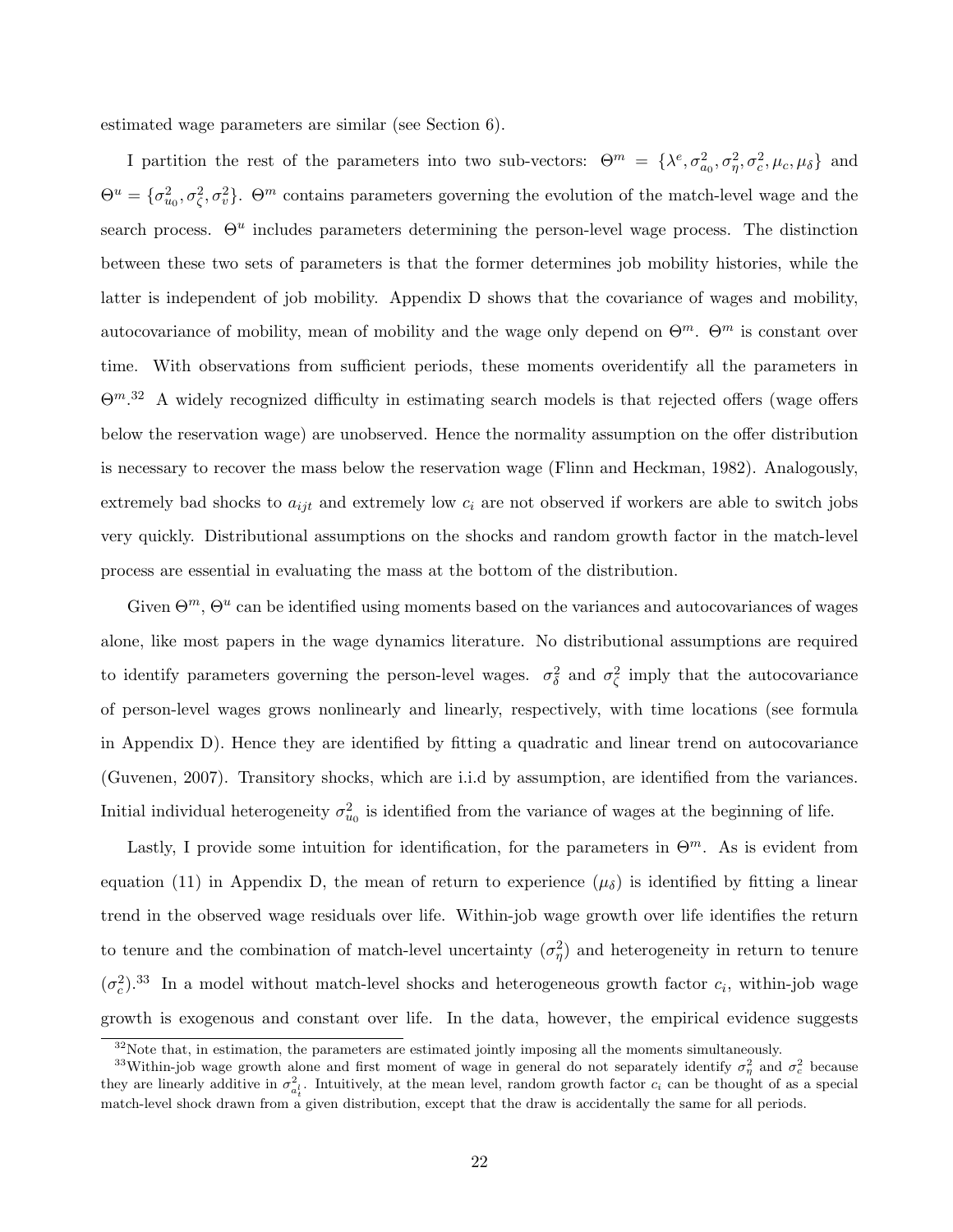estimated wage parameters are similar (see Section 6).

I partition the rest of the parameters into two sub-vectors: $\Theta^m = \{\lambda^e, \sigma^2_{a_0}, \sigma^2_\eta, \sigma^2_c, \mu_c, \mu_\delta\}$ and $\Theta^u = \{\sigma^2_{u_0}, \sigma^2_\zeta, \sigma^2_v\}$. $\Theta^m$ contains parameters governing the evolution of the match-level wage and the search process. $\Theta^u$ includes parameters determining the person-level wage process. The distinction between these two sets of parameters is that the former determines job mobility histories, while the latter is independent of job mobility. Appendix D shows that the covariance of wages and mobility, autocovariance of mobility, mean of mobility and the wage only depend on $\Theta^m$. $\Theta^m$ is constant over time. With observations from sufficient periods, these moments overidentify all the parameters in $\Theta^m$.[32] A widely recognized difficulty in estimating search models is that rejected offers (wage offers below the reservation wage) are unobserved. Hence the normality assumption on the offer distribution is necessary to recover the mass below the reservation wage (Flinn and Heckman, 1982). Analogously, extremely bad shocks to $a_{ijt}$ and extremely low $c_i$ are not observed if workers are able to switch jobs very quickly. Distributional assumptions on the shocks and random growth factor in the match-level process are essential in evaluating the mass at the bottom of the distribution.

Given $\Theta^m$, $\Theta^u$ can be identified using moments based on the variances and autocovariances of wages alone, like most papers in the wage dynamics literature. No distributional assumptions are required to identify parameters governing the person-level wages. $\sigma^2_\delta$ and $\sigma^2_\zeta$ imply that the autocovariance of person-level wages grows nonlinearly and linearly, respectively, with time locations (see formula in Appendix D). Hence they are identified by fitting a quadratic and linear trend on autocovariance (Guvenen, 2007). Transitory shocks, which are i.i.d by assumption, are identified from the variances. Initial individual heterogeneity $\sigma^2_{u_0}$ is identified from the variance of wages at the beginning of life.

Lastly, I provide some intuition for identification, for the parameters in $\Theta^m$. As is evident from equation (11) in Appendix D, the mean of return to experience ($\mu_\delta$) is identified by fitting a linear trend in the observed wage residuals over life. Within-job wage growth over life identifies the return to tenure and the combination of match-level uncertainty ($\sigma^2_\eta$) and heterogeneity in return to tenure ($\sigma^2_c$).[33] In a model without match-level shocks and heterogeneous growth factor $c_i$, within-job wage growth is exogenous and constant over life. In the data, however, the empirical evidence suggests

[32] Note that, in estimation, the parameters are estimated jointly imposing all the moments simultaneously.

[33] Within-job wage growth alone and first moment of wage in general do not separately identify $\sigma^2_\eta$ and $\sigma^2_c$ because they are linearly additive in $\sigma^2_{a^i_t}$. Intuitively, at the mean level, random growth factor $c_i$ can be thought of as a special match-level shock drawn from a given distribution, except that the draw is accidentally the same for all periods.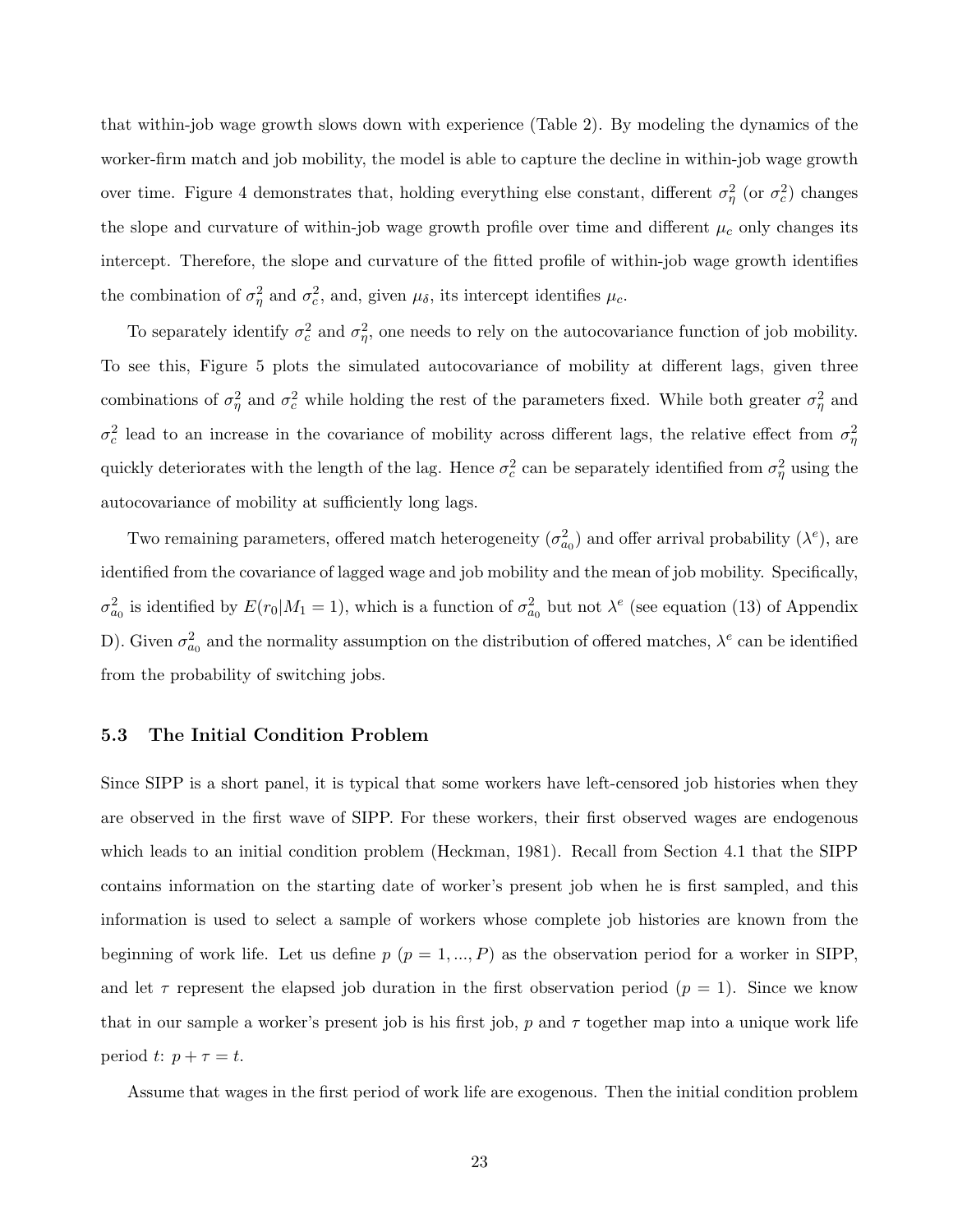that within-job wage growth slows down with experience (Table 2). By modeling the dynamics of the worker-firm match and job mobility, the model is able to capture the decline in within-job wage growth over time. Figure 4 demonstrates that, holding everything else constant, different $\sigma_\eta^2$ (or $\sigma_c^2$) changes the slope and curvature of within-job wage growth profile over time and different $\mu_c$ only changes its intercept. Therefore, the slope and curvature of the fitted profile of within-job wage growth identifies the combination of $\sigma_\eta^2$ and $\sigma_c^2$, and, given $\mu_\delta$, its intercept identifies $\mu_c$.

To separately identify $\sigma_c^2$ and $\sigma_\eta^2$, one needs to rely on the autocovariance function of job mobility. To see this, Figure 5 plots the simulated autocovariance of mobility at different lags, given three combinations of $\sigma_\eta^2$ and $\sigma_c^2$ while holding the rest of the parameters fixed. While both greater $\sigma_\eta^2$ and $\sigma_c^2$ lead to an increase in the covariance of mobility across different lags, the relative effect from $\sigma_\eta^2$ quickly deteriorates with the length of the lag. Hence $\sigma_c^2$ can be separately identified from $\sigma_\eta^2$ using the autocovariance of mobility at sufficiently long lags.

Two remaining parameters, offered match heterogeneity ($\sigma_{a_0}^2$) and offer arrival probability ($\lambda^e$), are identified from the covariance of lagged wage and job mobility and the mean of job mobility. Specifically, $\sigma_{a_0}^2$ is identified by $E(r_0|M_1 = 1)$, which is a function of $\sigma_{a_0}^2$ but not $\lambda^e$ (see equation (13) of Appendix D). Given $\sigma_{a_0}^2$ and the normality assumption on the distribution of offered matches, $\lambda^e$ can be identified from the probability of switching jobs.

### 5.3 The Initial Condition Problem

Since SIPP is a short panel, it is typical that some workers have left-censored job histories when they are observed in the first wave of SIPP. For these workers, their first observed wages are endogenous which leads to an initial condition problem (Heckman, 1981). Recall from Section 4.1 that the SIPP contains information on the starting date of worker's present job when he is first sampled, and this information is used to select a sample of workers whose complete job histories are known from the beginning of work life. Let us define $p$ ($p = 1, ..., P$) as the observation period for a worker in SIPP, and let $\tau$ represent the elapsed job duration in the first observation period ($p = 1$). Since we know that in our sample a worker's present job is his first job, $p$ and $\tau$ together map into a unique work life period $t$: $p + \tau = t$.

Assume that wages in the first period of work life are exogenous. Then the initial condition problem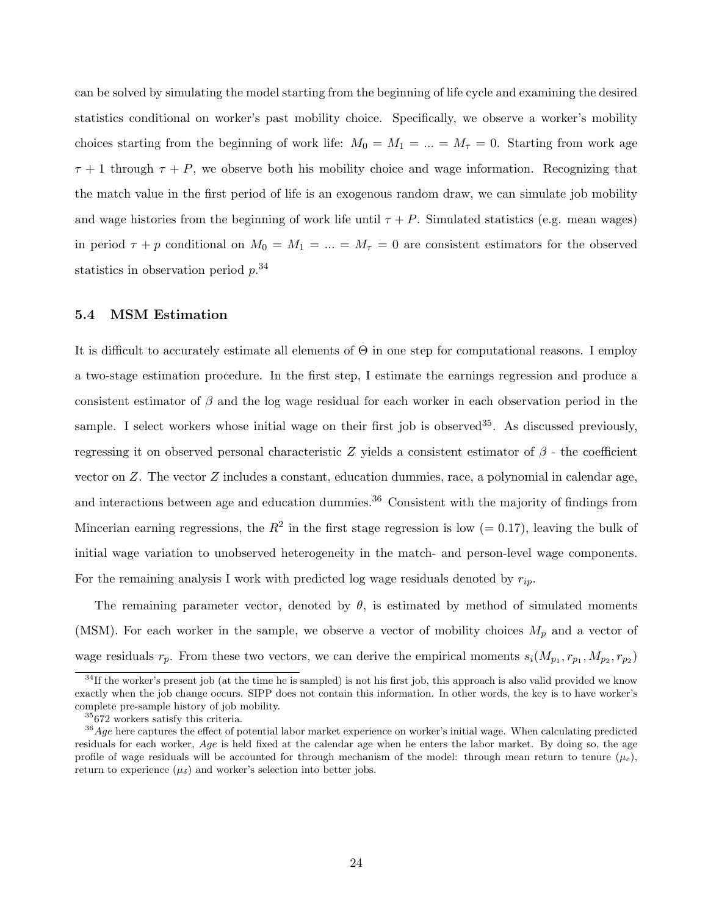can be solved by simulating the model starting from the beginning of life cycle and examining the desired statistics conditional on worker's past mobility choice. Specifically, we observe a worker's mobility choices starting from the beginning of work life: $M_0 = M_1 = ... = M_\tau = 0$. Starting from work age $\tau + 1$ through $\tau + P$, we observe both his mobility choice and wage information. Recognizing that the match value in the first period of life is an exogenous random draw, we can simulate job mobility and wage histories from the beginning of work life until $\tau + P$. Simulated statistics (e.g. mean wages) in period $\tau + p$ conditional on $M_0 = M_1 = ... = M_\tau = 0$ are consistent estimators for the observed statistics in observation period $p$.[34]

### 5.4 MSM Estimation

It is difficult to accurately estimate all elements of $\Theta$ in one step for computational reasons. I employ a two-stage estimation procedure. In the first step, I estimate the earnings regression and produce a consistent estimator of $\beta$ and the log wage residual for each worker in each observation period in the sample. I select workers whose initial wage on their first job is observed[35]. As discussed previously, regressing it on observed personal characteristic $Z$ yields a consistent estimator of $\beta$ - the coefficient vector on $Z$. The vector $Z$ includes a constant, education dummies, race, a polynomial in calendar age, and interactions between age and education dummies.[36] Consistent with the majority of findings from Mincerian earning regressions, the $R^2$ in the first stage regression is low ($= 0.17$), leaving the bulk of initial wage variation to unobserved heterogeneity in the match- and person-level wage components. For the remaining analysis I work with predicted log wage residuals denoted by $r_{ip}$.

The remaining parameter vector, denoted by $\theta$, is estimated by method of simulated moments (MSM). For each worker in the sample, we observe a vector of mobility choices $M_p$ and a vector of wage residuals $r_p$. From these two vectors, we can derive the empirical moments $s_i(M_{p_1}, r_{p_1}, M_{p_2}, r_{p_2})$

---

[34] If the worker's present job (at the time he is sampled) is not his first job, this approach is also valid provided we know exactly when the job change occurs. SIPP does not contain this information. In other words, the key is to have worker's complete pre-sample history of job mobility.

[35] 672 workers satisfy this criteria.

[36] *Age* here captures the effect of potential labor market experience on worker's initial wage. When calculating predicted residuals for each worker, *Age* is held fixed at the calendar age when he enters the labor market. By doing so, the age profile of wage residuals will be accounted for through mechanism of the model: through mean return to tenure ($\mu_c$), return to experience ($\mu_\delta$) and worker's selection into better jobs.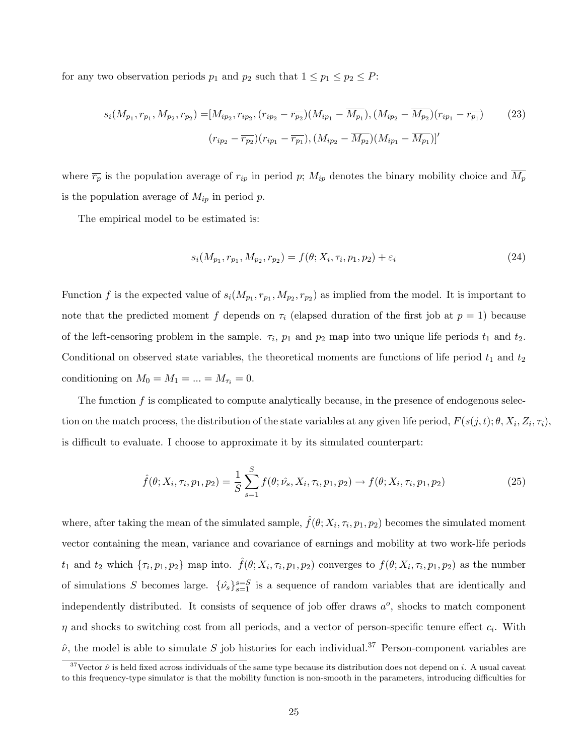for any two observation periods $p_1$ and $p_2$ such that $1 \leq p_1 \leq p_2 \leq P$:

$$
\begin{aligned}
s_i(M_{p_1}, r_{p_1}, M_{p_2}, r_{p_2}) = & [M_{ip_2}, r_{ip_2}, (r_{ip_2} - \overline{r_{p_2}})(M_{ip_1} - \overline{M_{p_1}}), (M_{ip_2} - \overline{M_{p_2}})(r_{ip_1} - \overline{r_{p_1}}) \\
& (r_{ip_2} - \overline{r_{p_2}})(r_{ip_1} - \overline{r_{p_1}}), (M_{ip_2} - \overline{M_{p_2}})(M_{ip_1} - \overline{M_{p_1}})]'
\end{aligned} \tag{23}
$$

where $\overline{r_p}$ is the population average of $r_{ip}$ in period $p$; $M_{ip}$ denotes the binary mobility choice and $\overline{M_p}$ is the population average of $M_{ip}$ in period $p$.

The empirical model to be estimated is:

$$
s_i(M_{p_1}, r_{p_1}, M_{p_2}, r_{p_2}) = f(\theta; X_i, \tau_i, p_1, p_2) + \varepsilon_i \tag{24}
$$

Function $f$ is the expected value of $s_i(M_{p_1}, r_{p_1}, M_{p_2}, r_{p_2})$ as implied from the model. It is important to note that the predicted moment $f$ depends on $\tau_i$ (elapsed duration of the first job at $p = 1$) because of the left-censoring problem in the sample. $\tau_i$, $p_1$ and $p_2$ map into two unique life periods $t_1$ and $t_2$. Conditional on observed state variables, the theoretical moments are functions of life period $t_1$ and $t_2$ conditioning on $M_0 = M_1 = ... = M_{\tau_i} = 0$.

The function $f$ is complicated to compute analytically because, in the presence of endogenous selection on the match process, the distribution of the state variables at any given life period, $F(s(j,t); \theta, X_i, Z_i, \tau_i)$, is difficult to evaluate. I choose to approximate it by its simulated counterpart:

$$
\hat{f}(\theta; X_i, \tau_i, p_1, p_2) = \frac{1}{S} \sum_{s=1}^{S} f(\theta; \hat{\nu_s}, X_i, \tau_i, p_1, p_2) \rightarrow f(\theta; X_i, \tau_i, p_1, p_2) \tag{25}
$$

where, after taking the mean of the simulated sample, $\hat{f}(\theta; X_i, \tau_i, p_1, p_2)$ becomes the simulated moment vector containing the mean, variance and covariance of earnings and mobility at two work-life periods $t_1$ and $t_2$ which $\{\tau_i, p_1, p_2\}$ map into. $\hat{f}(\theta; X_i, \tau_i, p_1, p_2)$ converges to $f(\theta; X_i, \tau_i, p_1, p_2)$ as the number of simulations $S$ becomes large. $\{\hat{\nu_s}\}_{s=1}^{s=S}$ is a sequence of random variables that are identically and independently distributed. It consists of sequence of job offer draws $a^o$, shocks to match component $\eta$ and shocks to switching cost from all periods, and a vector of person-specific tenure effect $c_i$. With $\hat{\nu}$, the model is able to simulate $S$ job histories for each individual.[37] Person-component variables are

[37] Vector $\hat{\nu}$ is held fixed across individuals of the same type because its distribution does not depend on $i$. A usual caveat to this frequency-type simulator is that the mobility function is non-smooth in the parameters, introducing difficulties for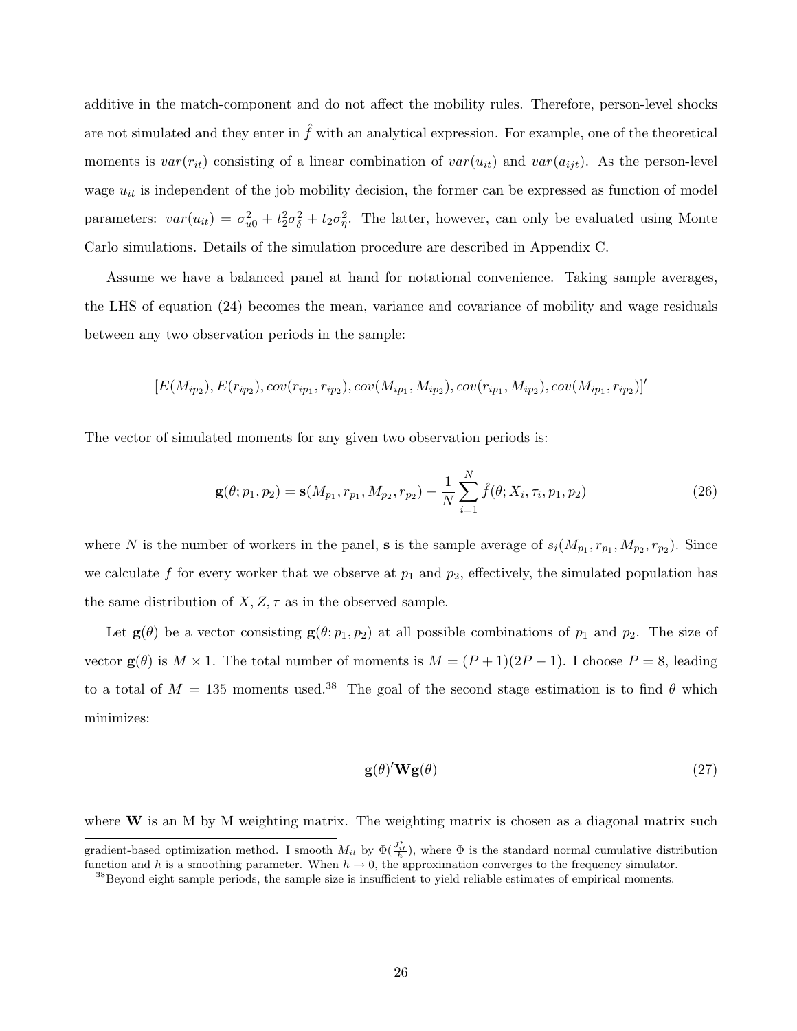additive in the match-component and do not affect the mobility rules. Therefore, person-level shocks are not simulated and they enter in $\hat{f}$ with an analytical expression. For example, one of the theoretical moments is $var(r_{it})$ consisting of a linear combination of $var(u_{it})$ and $var(a_{ijt})$. As the person-level wage $u_{it}$ is independent of the job mobility decision, the former can be expressed as function of model parameters: $var(u_{it}) = \sigma^2_{u0} + t_2^2\sigma^2_{\delta} + t_2\sigma^2_{\eta}$. The latter, however, can only be evaluated using Monte Carlo simulations. Details of the simulation procedure are described in Appendix C.

Assume we have a balanced panel at hand for notational convenience. Taking sample averages, the LHS of equation (24) becomes the mean, variance and covariance of mobility and wage residuals between any two observation periods in the sample:

$$[E(M_{ip_2}), E(r_{ip_2}), cov(r_{ip_1}, r_{ip_2}), cov(M_{ip_1}, M_{ip_2}), cov(r_{ip_1}, M_{ip_2}), cov(M_{ip_1}, r_{ip_2})]'$$

The vector of simulated moments for any given two observation periods is:

$$\mathbf{g}(\theta; p_1, p_2) = \mathbf{s}(M_{p_1}, r_{p_1}, M_{p_2}, r_{p_2}) - \frac{1}{N}\sum_{i=1}^{N} \hat{f}(\theta; X_i, \tau_i, p_1, p_2) \tag{26}$$

where $N$ is the number of workers in the panel, $\mathbf{s}$ is the sample average of $s_i(M_{p_1}, r_{p_1}, M_{p_2}, r_{p_2})$. Since we calculate $f$ for every worker that we observe at $p_1$ and $p_2$, effectively, the simulated population has the same distribution of $X, Z, \tau$ as in the observed sample.

Let $\mathbf{g}(\theta)$ be a vector consisting $\mathbf{g}(\theta; p_1, p_2)$ at all possible combinations of $p_1$ and $p_2$. The size of vector $\mathbf{g}(\theta)$ is $M \times 1$. The total number of moments is $M = (P+1)(2P-1)$. I choose $P = 8$, leading to a total of $M = 135$ moments used.[38] The goal of the second stage estimation is to find $\theta$ which minimizes:

$$\mathbf{g}(\theta)'\mathbf{W}\mathbf{g}(\theta) \tag{27}$$

where $\mathbf{W}$ is an M by M weighting matrix. The weighting matrix is chosen as a diagonal matrix such

---

gradient-based optimization method. I smooth $M_{it}$ by $\Phi(\frac{J^*_{it}}{h})$, where $\Phi$ is the standard normal cumulative distribution function and $h$ is a smoothing parameter. When $h \to 0$, the approximation converges to the frequency simulator.

[38] Beyond eight sample periods, the sample size is insufficient to yield reliable estimates of empirical moments.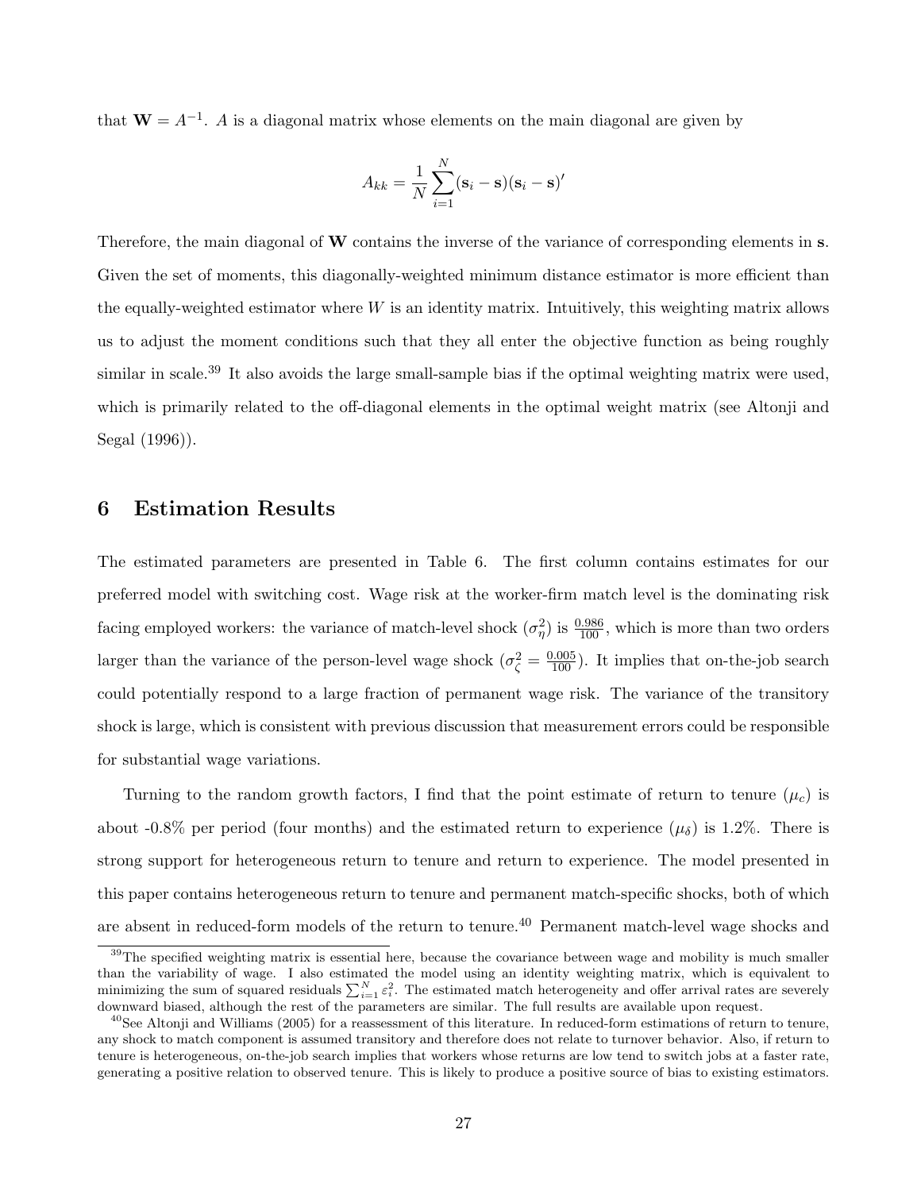that $\mathbf{W} = A^{-1}$. $A$ is a diagonal matrix whose elements on the main diagonal are given by

$$A_{kk} = \frac{1}{N} \sum_{i=1}^{N} (\mathbf{s}_i - \mathbf{s})(\mathbf{s}_i - \mathbf{s})'$$

Therefore, the main diagonal of $\mathbf{W}$ contains the inverse of the variance of corresponding elements in $\mathbf{s}$. Given the set of moments, this diagonally-weighted minimum distance estimator is more efficient than the equally-weighted estimator where $W$ is an identity matrix. Intuitively, this weighting matrix allows us to adjust the moment conditions such that they all enter the objective function as being roughly similar in scale.[39] It also avoids the large small-sample bias if the optimal weighting matrix were used, which is primarily related to the off-diagonal elements in the optimal weight matrix (see Altonji and Segal (1996)).

## 6 Estimation Results

The estimated parameters are presented in Table 6. The first column contains estimates for our preferred model with switching cost. Wage risk at the worker-firm match level is the dominating risk facing employed workers: the variance of match-level shock ($\sigma_\eta^2$) is $\frac{0.986}{100}$, which is more than two orders larger than the variance of the person-level wage shock ($\sigma_\zeta^2 = \frac{0.005}{100}$). It implies that on-the-job search could potentially respond to a large fraction of permanent wage risk. The variance of the transitory shock is large, which is consistent with previous discussion that measurement errors could be responsible for substantial wage variations.

Turning to the random growth factors, I find that the point estimate of return to tenure ($\mu_c$) is about -0.8% per period (four months) and the estimated return to experience ($\mu_\delta$) is 1.2%. There is strong support for heterogeneous return to tenure and return to experience. The model presented in this paper contains heterogeneous return to tenure and permanent match-specific shocks, both of which are absent in reduced-form models of the return to tenure.[40] Permanent match-level wage shocks and

---

[39] The specified weighting matrix is essential here, because the covariance between wage and mobility is much smaller than the variability of wage. I also estimated the model using an identity weighting matrix, which is equivalent to minimizing the sum of squared residuals $\sum_{i=1}^{N} \varepsilon_i^2$. The estimated match heterogeneity and offer arrival rates are severely downward biased, although the rest of the parameters are similar. The full results are available upon request.

[40] See Altonji and Williams (2005) for a reassessment of this literature. In reduced-form estimations of return to tenure, any shock to match component is assumed transitory and therefore does not relate to turnover behavior. Also, if return to tenure is heterogeneous, on-the-job search implies that workers whose returns are low tend to switch jobs at a faster rate, generating a positive relation to observed tenure. This is likely to produce a positive source of bias to existing estimators.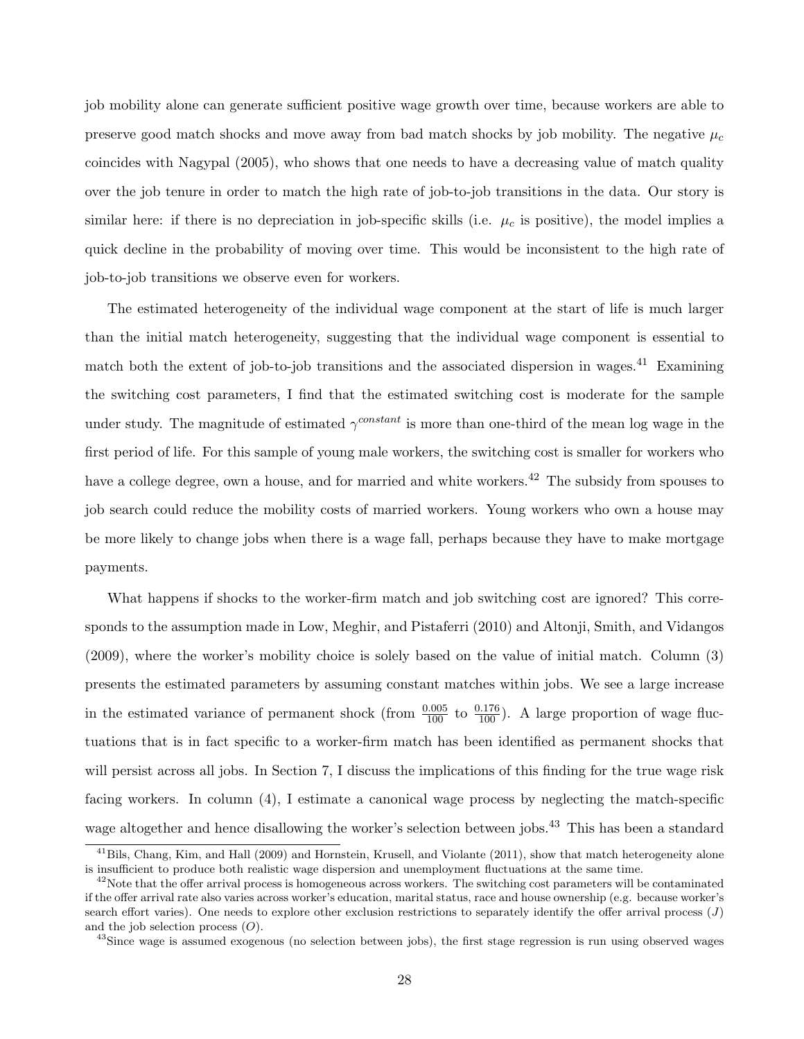job mobility alone can generate sufficient positive wage growth over time, because workers are able to preserve good match shocks and move away from bad match shocks by job mobility. The negative $\mu_c$ coincides with Nagypal (2005), who shows that one needs to have a decreasing value of match quality over the job tenure in order to match the high rate of job-to-job transitions in the data. Our story is similar here: if there is no depreciation in job-specific skills (i.e. $\mu_c$ is positive), the model implies a quick decline in the probability of moving over time. This would be inconsistent to the high rate of job-to-job transitions we observe even for workers.

The estimated heterogeneity of the individual wage component at the start of life is much larger than the initial match heterogeneity, suggesting that the individual wage component is essential to match both the extent of job-to-job transitions and the associated dispersion in wages.[41] Examining the switching cost parameters, I find that the estimated switching cost is moderate for the sample under study. The magnitude of estimated $\gamma^{constant}$ is more than one-third of the mean log wage in the first period of life. For this sample of young male workers, the switching cost is smaller for workers who have a college degree, own a house, and for married and white workers.[42] The subsidy from spouses to job search could reduce the mobility costs of married workers. Young workers who own a house may be more likely to change jobs when there is a wage fall, perhaps because they have to make mortgage payments.

What happens if shocks to the worker-firm match and job switching cost are ignored? This corresponds to the assumption made in Low, Meghir, and Pistaferri (2010) and Altonji, Smith, and Vidangos (2009), where the worker's mobility choice is solely based on the value of initial match. Column (3) presents the estimated parameters by assuming constant matches within jobs. We see a large increase in the estimated variance of permanent shock (from $\frac{0.005}{100}$ to $\frac{0.176}{100}$). A large proportion of wage fluctuations that is in fact specific to a worker-firm match has been identified as permanent shocks that will persist across all jobs. In Section 7, I discuss the implications of this finding for the true wage risk facing workers. In column (4), I estimate a canonical wage process by neglecting the match-specific wage altogether and hence disallowing the worker's selection between jobs.[43] This has been a standard

[41] Bils, Chang, Kim, and Hall (2009) and Hornstein, Krusell, and Violante (2011), show that match heterogeneity alone is insufficient to produce both realistic wage dispersion and unemployment fluctuations at the same time.

[42] Note that the offer arrival process is homogeneous across workers. The switching cost parameters will be contaminated if the offer arrival rate also varies across worker's education, marital status, race and house ownership (e.g. because worker's search effort varies). One needs to explore other exclusion restrictions to separately identify the offer arrival process ($J$) and the job selection process ($O$).

[43] Since wage is assumed exogenous (no selection between jobs), the first stage regression is run using observed wages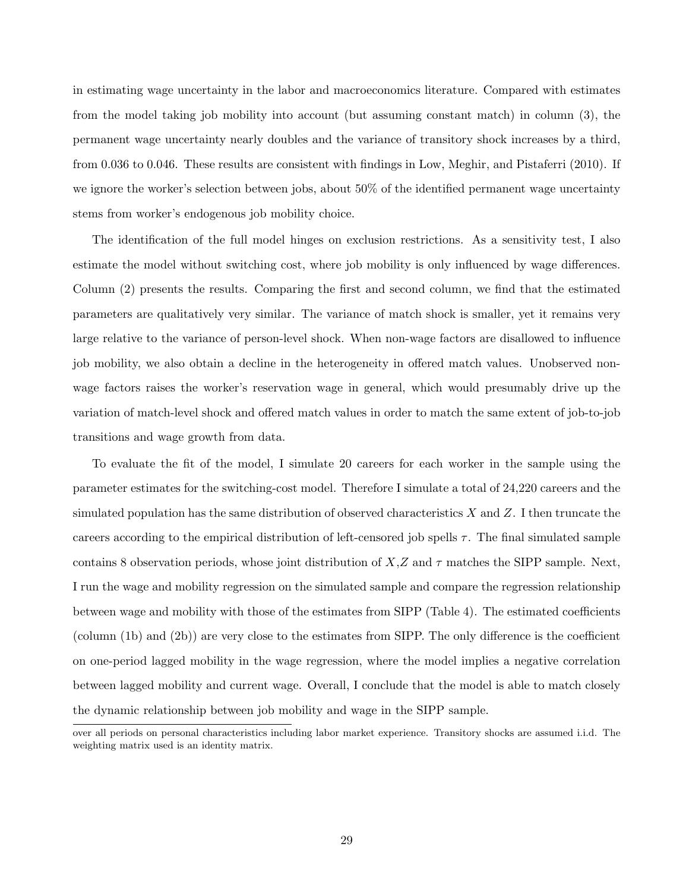in estimating wage uncertainty in the labor and macroeconomics literature. Compared with estimates from the model taking job mobility into account (but assuming constant match) in column (3), the permanent wage uncertainty nearly doubles and the variance of transitory shock increases by a third, from 0.036 to 0.046. These results are consistent with findings in Low, Meghir, and Pistaferri (2010). If we ignore the worker's selection between jobs, about 50% of the identified permanent wage uncertainty stems from worker's endogenous job mobility choice.

The identification of the full model hinges on exclusion restrictions. As a sensitivity test, I also estimate the model without switching cost, where job mobility is only influenced by wage differences. Column (2) presents the results. Comparing the first and second column, we find that the estimated parameters are qualitatively very similar. The variance of match shock is smaller, yet it remains very large relative to the variance of person-level shock. When non-wage factors are disallowed to influence job mobility, we also obtain a decline in the heterogeneity in offered match values. Unobserved non-wage factors raises the worker's reservation wage in general, which would presumably drive up the variation of match-level shock and offered match values in order to match the same extent of job-to-job transitions and wage growth from data.

To evaluate the fit of the model, I simulate 20 careers for each worker in the sample using the parameter estimates for the switching-cost model. Therefore I simulate a total of 24,220 careers and the simulated population has the same distribution of observed characteristics $X$ and $Z$. I then truncate the careers according to the empirical distribution of left-censored job spells $\tau$. The final simulated sample contains 8 observation periods, whose joint distribution of $X$,$Z$ and $\tau$ matches the SIPP sample. Next, I run the wage and mobility regression on the simulated sample and compare the regression relationship between wage and mobility with those of the estimates from SIPP (Table 4). The estimated coefficients (column (1b) and (2b)) are very close to the estimates from SIPP. The only difference is the coefficient on one-period lagged mobility in the wage regression, where the model implies a negative correlation between lagged mobility and current wage. Overall, I conclude that the model is able to match closely the dynamic relationship between job mobility and wage in the SIPP sample.

over all periods on personal characteristics including labor market experience. Transitory shocks are assumed i.i.d. The weighting matrix used is an identity matrix.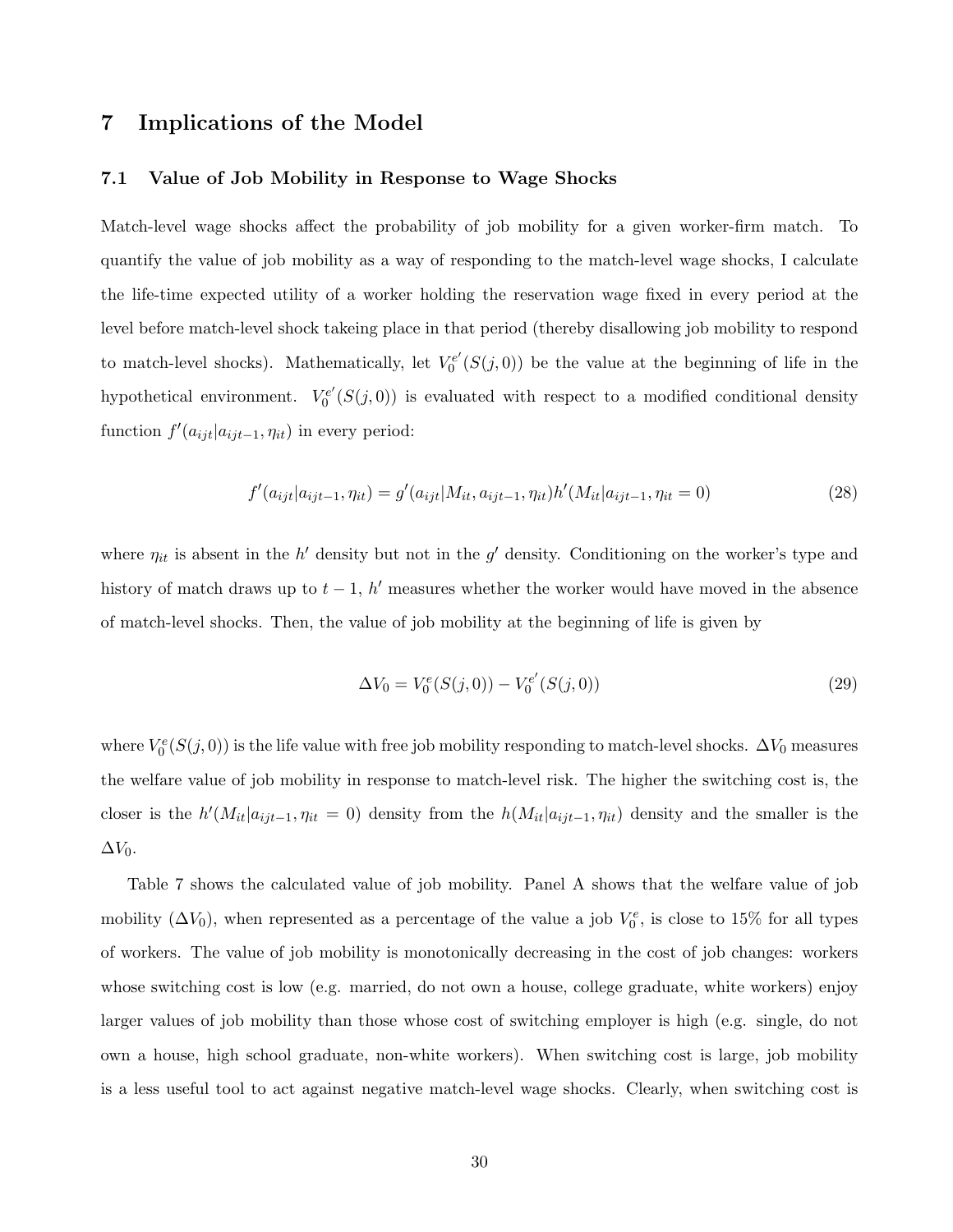# 7 Implications of the Model

## 7.1 Value of Job Mobility in Response to Wage Shocks

Match-level wage shocks affect the probability of job mobility for a given worker-firm match. To quantify the value of job mobility as a way of responding to the match-level wage shocks, I calculate the life-time expected utility of a worker holding the reservation wage fixed in every period at the level before match-level shock takeing place in that period (thereby disallowing job mobility to respond to match-level shocks). Mathematically, let $V_0^{e'}(S(j,0))$ be the value at the beginning of life in the hypothetical environment. $V_0^{e'}(S(j,0))$ is evaluated with respect to a modified conditional density function $f'(a_{ijt}|a_{ijt-1},\eta_{it})$ in every period:

$$f'(a_{ijt}|a_{ijt-1},\eta_{it}) = g'(a_{ijt}|M_{it},a_{ijt-1},\eta_{it})h'(M_{it}|a_{ijt-1},\eta_{it}=0) \tag{28}$$

where $\eta_{it}$ is absent in the $h'$ density but not in the $g'$ density. Conditioning on the worker's type and history of match draws up to $t-1$, $h'$ measures whether the worker would have moved in the absence of match-level shocks. Then, the value of job mobility at the beginning of life is given by

$$\Delta V_0 = V_0^e(S(j,0)) - V_0^{e'}(S(j,0)) \tag{29}$$

where $V_0^e(S(j,0))$ is the life value with free job mobility responding to match-level shocks. $\Delta V_0$ measures the welfare value of job mobility in response to match-level risk. The higher the switching cost is, the closer is the $h'(M_{it}|a_{ijt-1},\eta_{it}=0)$ density from the $h(M_{it}|a_{ijt-1},\eta_{it})$ density and the smaller is the $\Delta V_0$.

Table 7 shows the calculated value of job mobility. Panel A shows that the welfare value of job mobility ($\Delta V_0$), when represented as a percentage of the value a job $V_0^e$, is close to 15% for all types of workers. The value of job mobility is monotonically decreasing in the cost of job changes: workers whose switching cost is low (e.g. married, do not own a house, college graduate, white workers) enjoy larger values of job mobility than those whose cost of switching employer is high (e.g. single, do not own a house, high school graduate, non-white workers). When switching cost is large, job mobility is a less useful tool to act against negative match-level wage shocks. Clearly, when switching cost is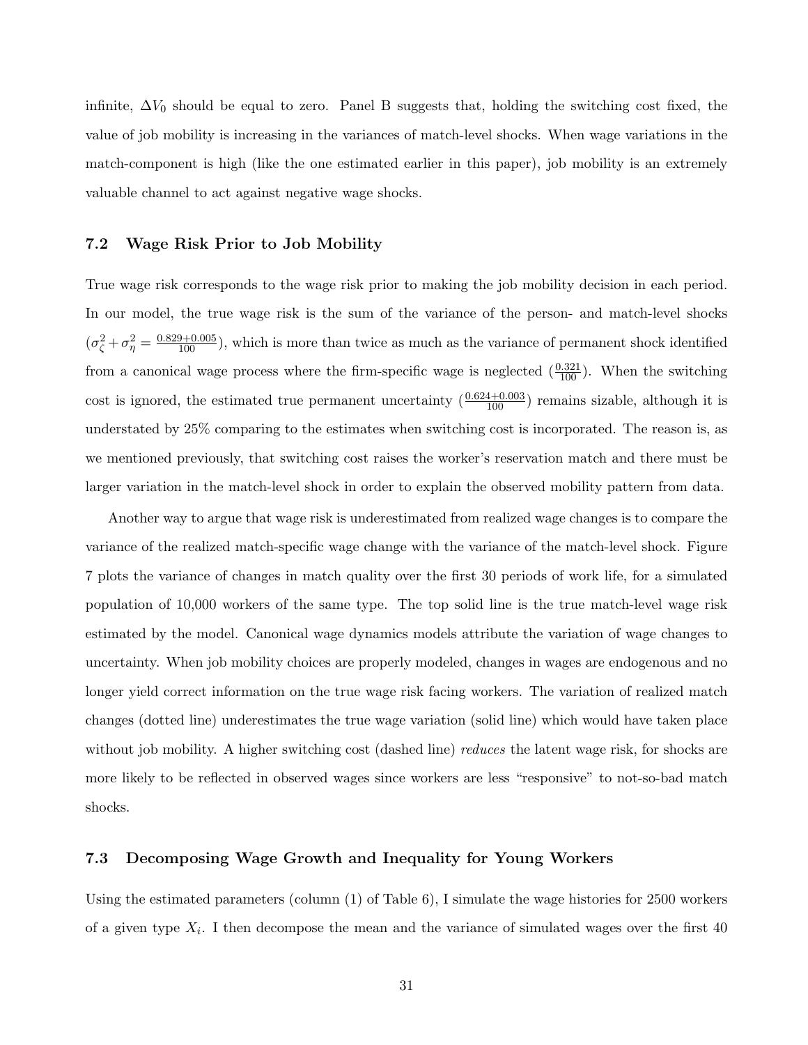infinite, $\Delta V_0$ should be equal to zero. Panel B suggests that, holding the switching cost fixed, the value of job mobility is increasing in the variances of match-level shocks. When wage variations in the match-component is high (like the one estimated earlier in this paper), job mobility is an extremely valuable channel to act against negative wage shocks.

### 7.2 Wage Risk Prior to Job Mobility

True wage risk corresponds to the wage risk prior to making the job mobility decision in each period. In our model, the true wage risk is the sum of the variance of the person- and match-level shocks ($\sigma_\zeta^2 + \sigma_\eta^2 = \frac{0.829+0.005}{100}$), which is more than twice as much as the variance of permanent shock identified from a canonical wage process where the firm-specific wage is neglected ($\frac{0.321}{100}$). When the switching cost is ignored, the estimated true permanent uncertainty ($\frac{0.624+0.003}{100}$) remains sizable, although it is understated by 25% comparing to the estimates when switching cost is incorporated. The reason is, as we mentioned previously, that switching cost raises the worker's reservation match and there must be larger variation in the match-level shock in order to explain the observed mobility pattern from data.

Another way to argue that wage risk is underestimated from realized wage changes is to compare the variance of the realized match-specific wage change with the variance of the match-level shock. Figure 7 plots the variance of changes in match quality over the first 30 periods of work life, for a simulated population of 10,000 workers of the same type. The top solid line is the true match-level wage risk estimated by the model. Canonical wage dynamics models attribute the variation of wage changes to uncertainty. When job mobility choices are properly modeled, changes in wages are endogenous and no longer yield correct information on the true wage risk facing workers. The variation of realized match changes (dotted line) underestimates the true wage variation (solid line) which would have taken place without job mobility. A higher switching cost (dashed line) *reduces* the latent wage risk, for shocks are more likely to be reflected in observed wages since workers are less "responsive" to not-so-bad match shocks.

### 7.3 Decomposing Wage Growth and Inequality for Young Workers

Using the estimated parameters (column (1) of Table 6), I simulate the wage histories for 2500 workers of a given type $X_i$. I then decompose the mean and the variance of simulated wages over the first 40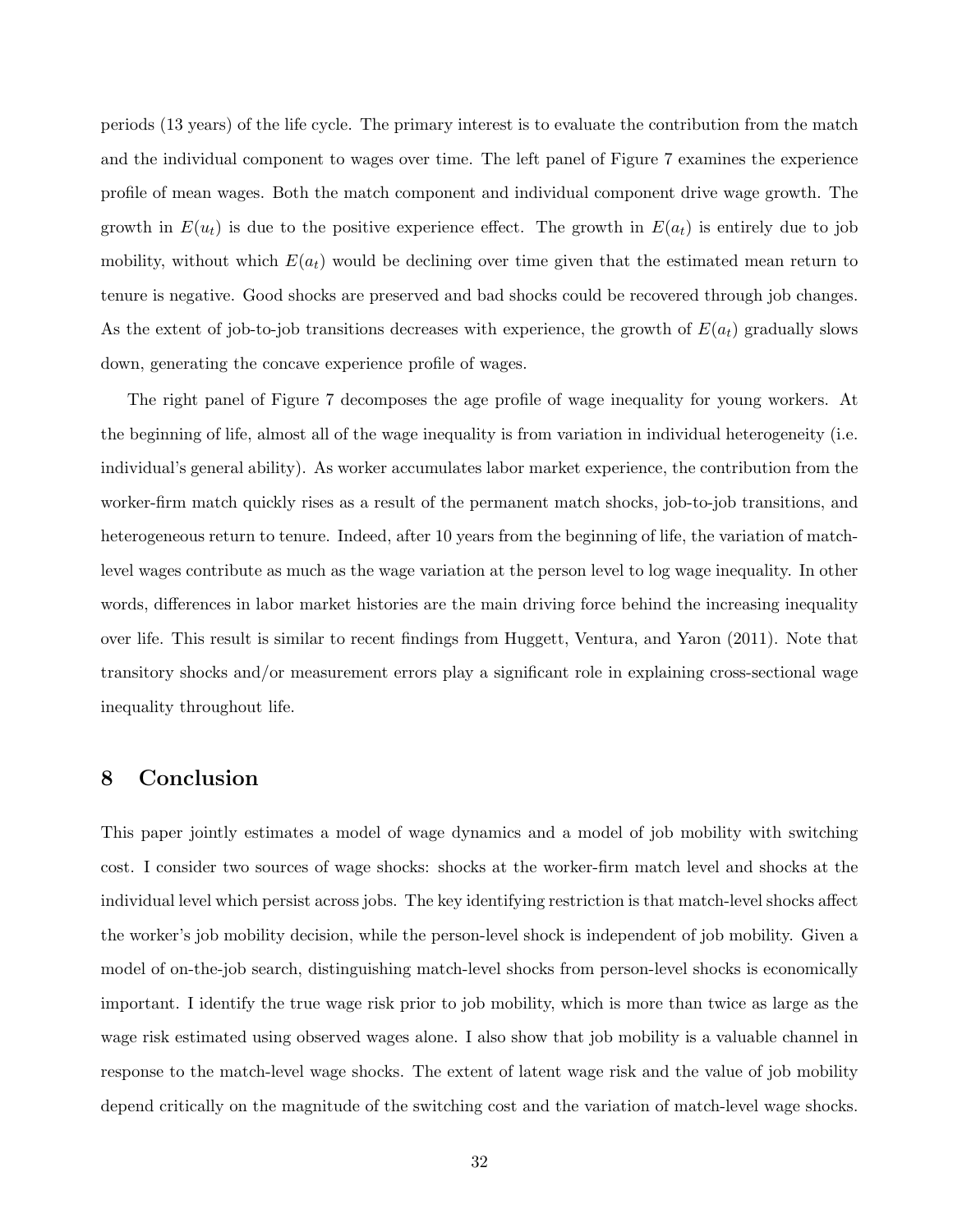periods (13 years) of the life cycle. The primary interest is to evaluate the contribution from the match and the individual component to wages over time. The left panel of Figure 7 examines the experience profile of mean wages. Both the match component and individual component drive wage growth. The growth in $E(u_t)$ is due to the positive experience effect. The growth in $E(a_t)$ is entirely due to job mobility, without which $E(a_t)$ would be declining over time given that the estimated mean return to tenure is negative. Good shocks are preserved and bad shocks could be recovered through job changes. As the extent of job-to-job transitions decreases with experience, the growth of $E(a_t)$ gradually slows down, generating the concave experience profile of wages.

The right panel of Figure 7 decomposes the age profile of wage inequality for young workers. At the beginning of life, almost all of the wage inequality is from variation in individual heterogeneity (i.e. individual's general ability). As worker accumulates labor market experience, the contribution from the worker-firm match quickly rises as a result of the permanent match shocks, job-to-job transitions, and heterogeneous return to tenure. Indeed, after 10 years from the beginning of life, the variation of match-level wages contribute as much as the wage variation at the person level to log wage inequality. In other words, differences in labor market histories are the main driving force behind the increasing inequality over life. This result is similar to recent findings from Huggett, Ventura, and Yaron (2011). Note that transitory shocks and/or measurement errors play a significant role in explaining cross-sectional wage inequality throughout life.

# 8 Conclusion

This paper jointly estimates a model of wage dynamics and a model of job mobility with switching cost. I consider two sources of wage shocks: shocks at the worker-firm match level and shocks at the individual level which persist across jobs. The key identifying restriction is that match-level shocks affect the worker's job mobility decision, while the person-level shock is independent of job mobility. Given a model of on-the-job search, distinguishing match-level shocks from person-level shocks is economically important. I identify the true wage risk prior to job mobility, which is more than twice as large as the wage risk estimated using observed wages alone. I also show that job mobility is a valuable channel in response to the match-level wage shocks. The extent of latent wage risk and the value of job mobility depend critically on the magnitude of the switching cost and the variation of match-level wage shocks.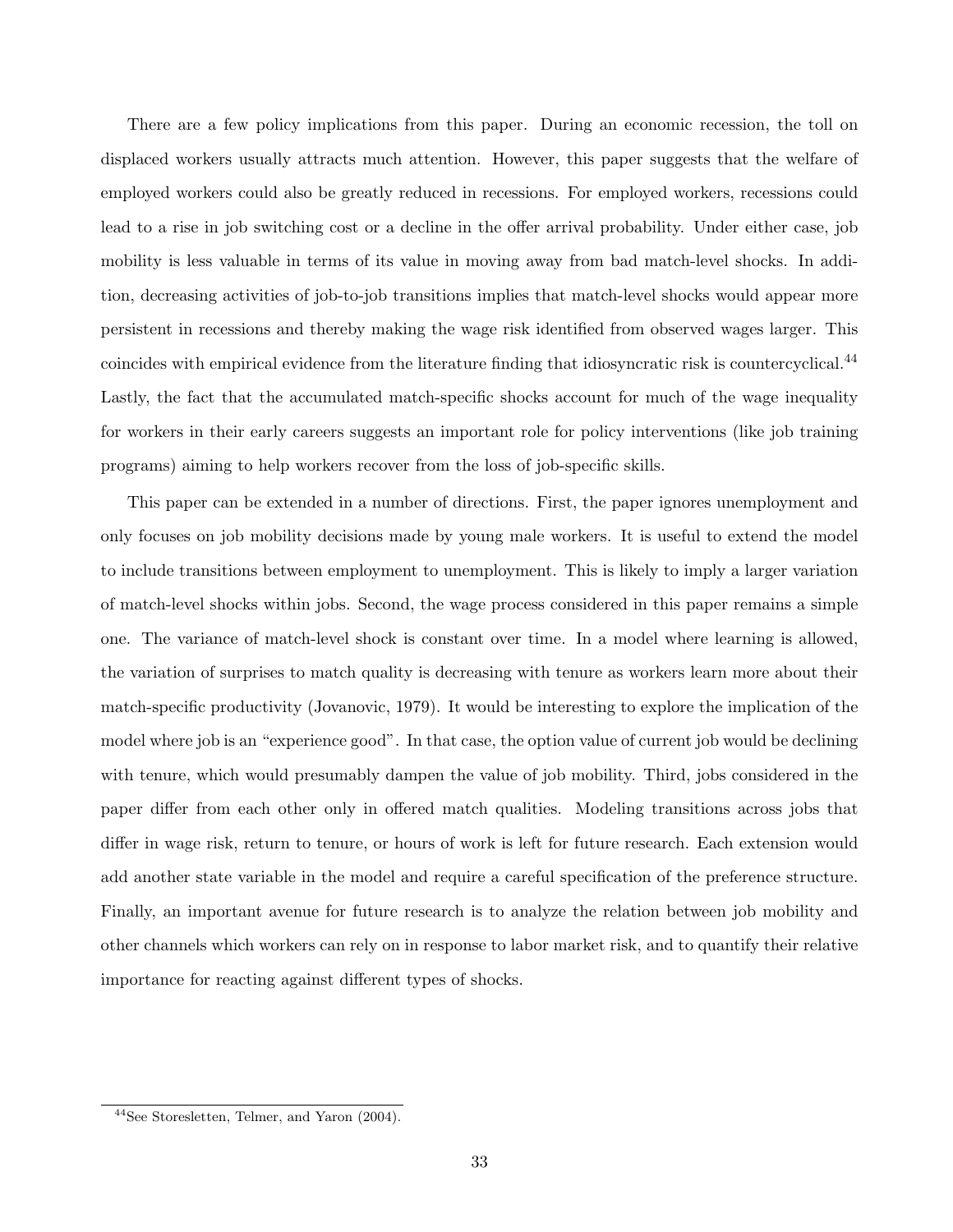There are a few policy implications from this paper. During an economic recession, the toll on displaced workers usually attracts much attention. However, this paper suggests that the welfare of employed workers could also be greatly reduced in recessions. For employed workers, recessions could lead to a rise in job switching cost or a decline in the offer arrival probability. Under either case, job mobility is less valuable in terms of its value in moving away from bad match-level shocks. In addition, decreasing activities of job-to-job transitions implies that match-level shocks would appear more persistent in recessions and thereby making the wage risk identified from observed wages larger. This coincides with empirical evidence from the literature finding that idiosyncratic risk is countercyclical.[44] Lastly, the fact that the accumulated match-specific shocks account for much of the wage inequality for workers in their early careers suggests an important role for policy interventions (like job training programs) aiming to help workers recover from the loss of job-specific skills.

This paper can be extended in a number of directions. First, the paper ignores unemployment and only focuses on job mobility decisions made by young male workers. It is useful to extend the model to include transitions between employment to unemployment. This is likely to imply a larger variation of match-level shocks within jobs. Second, the wage process considered in this paper remains a simple one. The variance of match-level shock is constant over time. In a model where learning is allowed, the variation of surprises to match quality is decreasing with tenure as workers learn more about their match-specific productivity (Jovanovic, 1979). It would be interesting to explore the implication of the model where job is an "experience good". In that case, the option value of current job would be declining with tenure, which would presumably dampen the value of job mobility. Third, jobs considered in the paper differ from each other only in offered match qualities. Modeling transitions across jobs that differ in wage risk, return to tenure, or hours of work is left for future research. Each extension would add another state variable in the model and require a careful specification of the preference structure. Finally, an important avenue for future research is to analyze the relation between job mobility and other channels which workers can rely on in response to labor market risk, and to quantify their relative importance for reacting against different types of shocks.

[44] See Storesletten, Telmer, and Yaron (2004).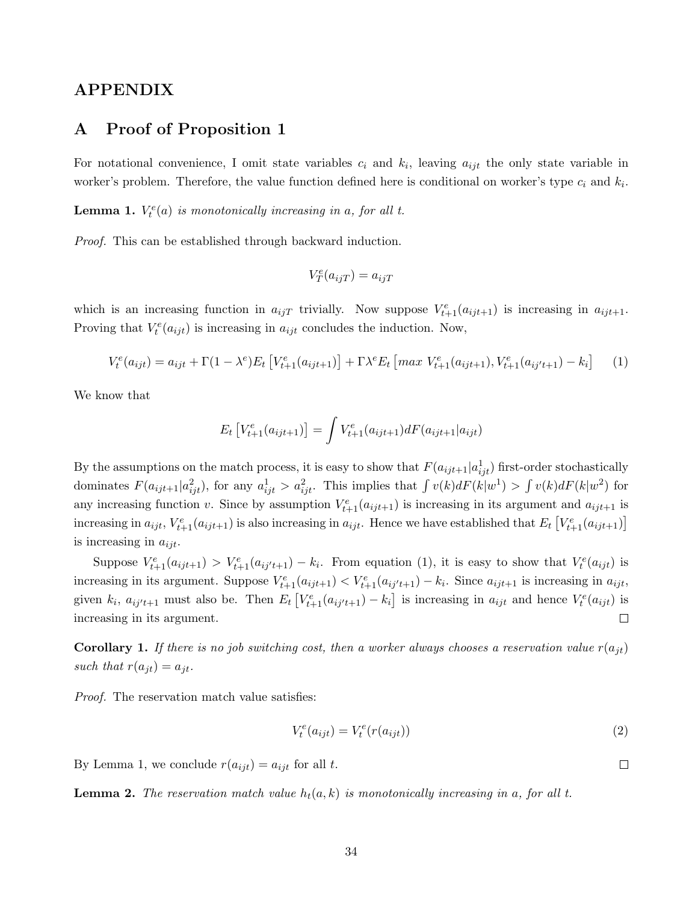# APPENDIX

## A Proof of Proposition 1

For notational convenience, I omit state variables $c_i$ and $k_i$, leaving $a_{ijt}$ the only state variable in worker's problem. Therefore, the value function defined here is conditional on worker's type $c_i$ and $k_i$.

**Lemma 1.** *$V_t^e(a)$ is monotonically increasing in a, for all t.*

*Proof.* This can be established through backward induction.

$$V_T^e(a_{ijT}) = a_{ijT}$$

which is an increasing function in $a_{ijT}$ trivially. Now suppose $V_{t+1}^e(a_{ijt+1})$ is increasing in $a_{ijt+1}$. Proving that $V_t^e(a_{ijt})$ is increasing in $a_{ijt}$ concludes the induction. Now,

$$V_t^e(a_{ijt}) = a_{ijt} + \Gamma(1-\lambda^e)E_t\left[V_{t+1}^e(a_{ijt+1})\right] + \Gamma\lambda^e E_t\left[max\ V_{t+1}^e(a_{ijt+1}), V_{t+1}^e(a_{ij't+1}) - k_i\right] \tag{1}$$

We know that

$$E_t\left[V_{t+1}^e(a_{ijt+1})\right] = \int V_{t+1}^e(a_{ijt+1})dF(a_{ijt+1}|a_{ijt})$$

By the assumptions on the match process, it is easy to show that $F(a_{ijt+1}|a_{ijt}^1)$ first-order stochastically dominates $F(a_{ijt+1}|a_{ijt}^2)$, for any $a_{ijt}^1 > a_{ijt}^2$. This implies that $\int v(k)dF(k|w^1) > \int v(k)dF(k|w^2)$ for any increasing function $v$. Since by assumption $V_{t+1}^e(a_{ijt+1})$ is increasing in its argument and $a_{ijt+1}$ is increasing in $a_{ijt}$, $V_{t+1}^e(a_{ijt+1})$ is also increasing in $a_{ijt}$. Hence we have established that $E_t\left[V_{t+1}^e(a_{ijt+1})\right]$ is increasing in $a_{ijt}$.

Suppose $V_{t+1}^e(a_{ijt+1}) > V_{t+1}^e(a_{ij't+1}) - k_i$. From equation (1), it is easy to show that $V_t^e(a_{ijt})$ is increasing in its argument. Suppose $V_{t+1}^e(a_{ijt+1}) < V_{t+1}^e(a_{ij't+1}) - k_i$. Since $a_{ijt+1}$ is increasing in $a_{ijt}$, given $k_i$, $a_{ij't+1}$ must also be. Then $E_t\left[V_{t+1}^e(a_{ij't+1}) - k_i\right]$ is increasing in $a_{ijt}$ and hence $V_t^e(a_{ijt})$ is increasing in its argument. □

**Corollary 1.** *If there is no job switching cost, then a worker always chooses a reservation value $r(a_{jt})$ such that $r(a_{jt}) = a_{jt}$.*

*Proof.* The reservation match value satisfies:

$$V_t^e(a_{ijt}) = V_t^e(r(a_{ijt})) \tag{2}$$

By Lemma 1, we conclude $r(a_{ijt}) = a_{ijt}$ for all $t$. □

**Lemma 2.** *The reservation match value $h_t(a,k)$ is monotonically increasing in a, for all t.*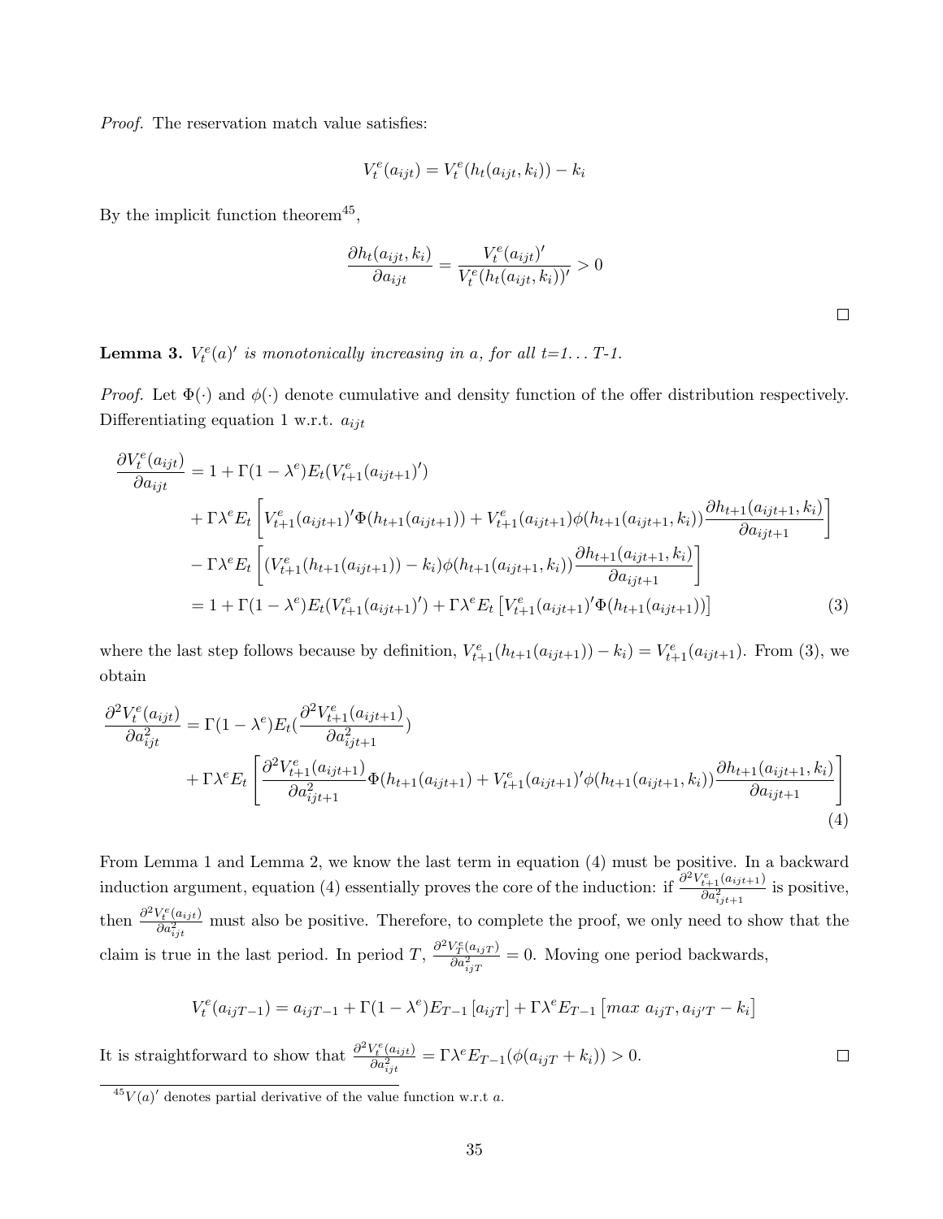*Proof.* The reservation match value satisfies:

$$V_t^e(a_{ijt}) = V_t^e(h_t(a_{ijt}, k_i)) - k_i$$

By the implicit function theorem[45],

$$\frac{\partial h_t(a_{ijt}, k_i)}{\partial a_{ijt}} = \frac{V_t^e(a_{ijt})'}{V_t^e(h_t(a_{ijt}, k_i))'} > 0$$

∎

**Lemma 3.** *$V_t^e(a)'$ is monotonically increasing in a, for all t=1... T-1.*

*Proof.* Let $\Phi(\cdot)$ and $\phi(\cdot)$ denote cumulative and density function of the offer distribution respectively. Differentiating equation 1 w.r.t. $a_{ijt}$

$$\begin{aligned}
\frac{\partial V_t^e(a_{ijt})}{\partial a_{ijt}} &= 1 + \Gamma(1-\lambda^e)E_t(V_{t+1}^e(a_{ijt+1})') \\
&+ \Gamma\lambda^e E_t\left[V_{t+1}^e(a_{ijt+1})'\Phi(h_{t+1}(a_{ijt+1})) + V_{t+1}^e(a_{ijt+1})\phi(h_{t+1}(a_{ijt+1}, k_i))\frac{\partial h_{t+1}(a_{ijt+1}, k_i)}{\partial a_{ijt+1}}\right] \\
&- \Gamma\lambda^e E_t\left[(V_{t+1}^e(h_{t+1}(a_{ijt+1})) - k_i)\phi(h_{t+1}(a_{ijt+1}, k_i))\frac{\partial h_{t+1}(a_{ijt+1}, k_i)}{\partial a_{ijt+1}}\right] \\
&= 1 + \Gamma(1-\lambda^e)E_t(V_{t+1}^e(a_{ijt+1})') + \Gamma\lambda^e E_t\left[V_{t+1}^e(a_{ijt+1})'\Phi(h_{t+1}(a_{ijt+1}))\right] \qquad (3)
\end{aligned}$$

where the last step follows because by definition, $V_{t+1}^e(h_{t+1}(a_{ijt+1})) - k_i) = V_{t+1}^e(a_{ijt+1})$. From (3), we obtain

$$\begin{aligned}
\frac{\partial^2 V_t^e(a_{ijt})}{\partial a_{ijt}^2} &= \Gamma(1-\lambda^e)E_t(\frac{\partial^2 V_{t+1}^e(a_{ijt+1})}{\partial a_{ijt+1}^2}) \\
&+ \Gamma\lambda^e E_t\left[\frac{\partial^2 V_{t+1}^e(a_{ijt+1})}{\partial a_{ijt+1}^2}\Phi(h_{t+1}(a_{ijt+1}) + V_{t+1}^e(a_{ijt+1})'\phi(h_{t+1}(a_{ijt+1}, k_i))\frac{\partial h_{t+1}(a_{ijt+1}, k_i)}{\partial a_{ijt+1}}\right] \qquad (4)
\end{aligned}$$

From Lemma 1 and Lemma 2, we know the last term in equation (4) must be positive. In a backward induction argument, equation (4) essentially proves the core of the induction: if $\frac{\partial^2 V_{t+1}^e(a_{ijt+1})}{\partial a_{ijt+1}^2}$ is positive, then $\frac{\partial^2 V_t^e(a_{ijt})}{\partial a_{ijt}^2}$ must also be positive. Therefore, to complete the proof, we only need to show that the claim is true in the last period. In period $T$, $\frac{\partial^2 V_T^e(a_{ijT})}{\partial a_{ijT}^2} = 0$. Moving one period backwards,

$$V_t^e(a_{ijT-1}) = a_{ijT-1} + \Gamma(1-\lambda^e)E_{T-1}\left[a_{ijT}\right] + \Gamma\lambda^e E_{T-1}\left[max\ a_{ijT}, a_{ij'T} - k_i\right]$$

It is straightforward to show that $\frac{\partial^2 V_t^e(a_{ijt})}{\partial a_{ijt}^2} = \Gamma\lambda^e E_{T-1}(\phi(a_{ijT} + k_i)) > 0$. ∎

[45] $V(a)'$ denotes partial derivative of the value function w.r.t $a$.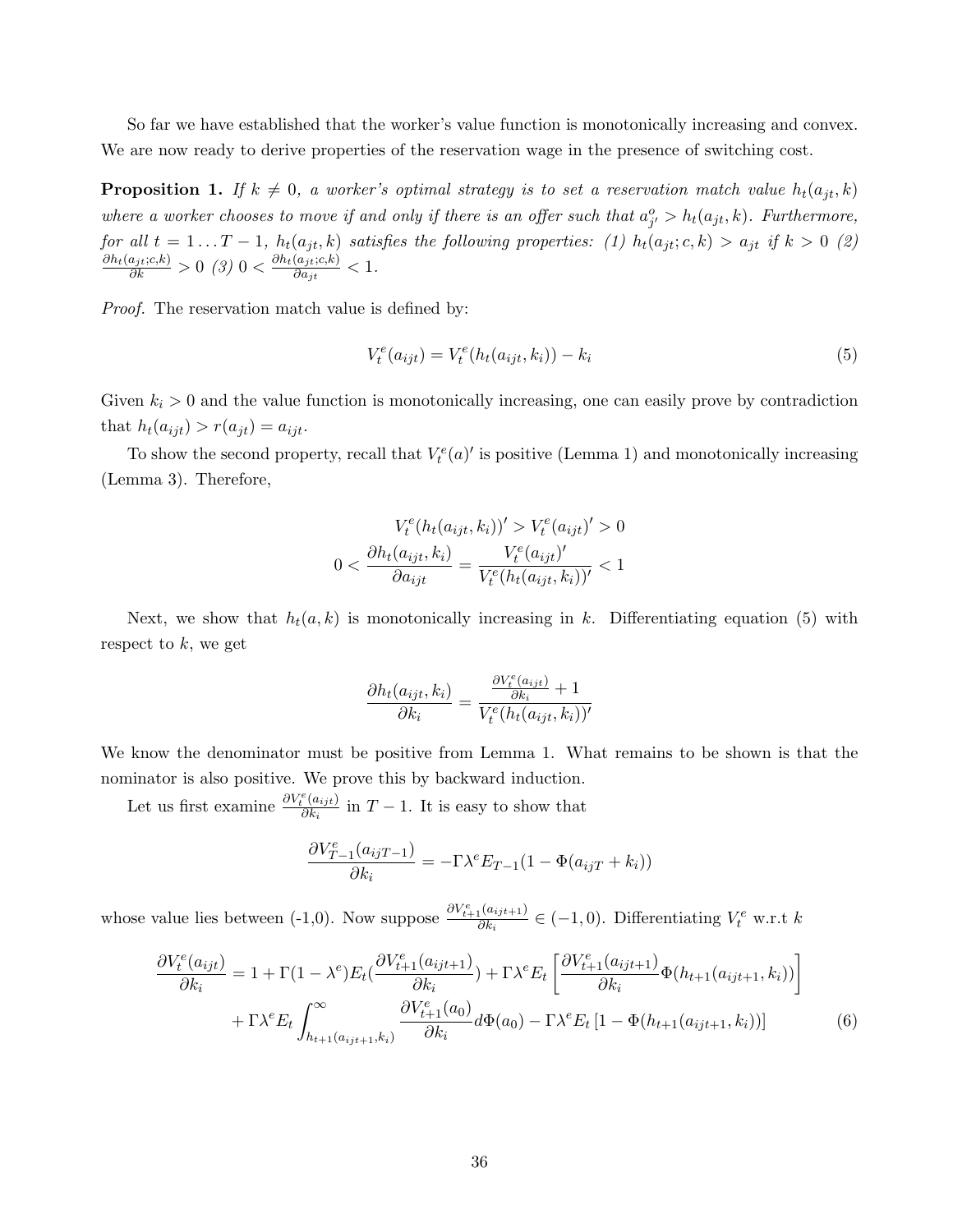So far we have established that the worker's value function is monotonically increasing and convex. We are now ready to derive properties of the reservation wage in the presence of switching cost.

**Proposition 1.** *If $k \neq 0$, a worker's optimal strategy is to set a reservation match value $h_t(a_{jt}, k)$ where a worker chooses to move if and only if there is an offer such that $a^o_{j'} > h_t(a_{jt}, k)$. Furthermore, for all $t = 1 \dots T-1$, $h_t(a_{jt}, k)$ satisfies the following properties: (1) $h_t(a_{jt}; c, k) > a_{jt}$ if $k > 0$ (2) $\frac{\partial h_t(a_{jt};c,k)}{\partial k} > 0$ (3) $0 < \frac{\partial h_t(a_{jt};c,k)}{\partial a_{jt}} < 1$.*

*Proof.* The reservation match value is defined by:

$$V^e_t(a_{ijt}) = V^e_t(h_t(a_{ijt}, k_i)) - k_i \tag{5}$$

Given $k_i > 0$ and the value function is monotonically increasing, one can easily prove by contradiction that $h_t(a_{ijt}) > r(a_{jt}) = a_{ijt}$.

To show the second property, recall that $V^e_t(a)'$ is positive (Lemma 1) and monotonically increasing (Lemma 3). Therefore,

$$V^e_t(h_t(a_{ijt}, k_i))' > V^e_t(a_{ijt})' > 0$$

$$0 < \frac{\partial h_t(a_{ijt}, k_i)}{\partial a_{ijt}} = \frac{V^e_t(a_{ijt})'}{V^e_t(h_t(a_{ijt}, k_i))'} < 1$$

Next, we show that $h_t(a, k)$ is monotonically increasing in $k$. Differentiating equation (5) with respect to $k$, we get

$$\frac{\partial h_t(a_{ijt}, k_i)}{\partial k_i} = \frac{\frac{\partial V^e_t(a_{ijt})}{\partial k_i} + 1}{V^e_t(h_t(a_{ijt}, k_i))'}$$

We know the denominator must be positive from Lemma 1. What remains to be shown is that the nominator is also positive. We prove this by backward induction.

Let us first examine $\frac{\partial V^e_t(a_{ijt})}{\partial k_i}$ in $T-1$. It is easy to show that

$$\frac{\partial V^e_{T-1}(a_{ijT-1})}{\partial k_i} = -\Gamma \lambda^e E_{T-1}(1 - \Phi(a_{ijT} + k_i))$$

whose value lies between (-1,0). Now suppose $\frac{\partial V^e_{t+1}(a_{ijt+1})}{\partial k_i} \in (-1, 0)$. Differentiating $V^e_t$ w.r.t $k$

$$\begin{aligned}
\frac{\partial V^e_t(a_{ijt})}{\partial k_i} &= 1 + \Gamma(1-\lambda^e)E_t\left(\frac{\partial V^e_{t+1}(a_{ijt+1})}{\partial k_i}\right) + \Gamma\lambda^e E_t\left[\frac{\partial V^e_{t+1}(a_{ijt+1})}{\partial k_i}\Phi(h_{t+1}(a_{ijt+1}, k_i))\right] \\
&+ \Gamma\lambda^e E_t \int_{h_{t+1}(a_{ijt+1}, k_i)}^{\infty} \frac{\partial V^e_{t+1}(a_0)}{\partial k_i} d\Phi(a_0) - \Gamma\lambda^e E_t\left[1 - \Phi(h_{t+1}(a_{ijt+1}, k_i))\right]
\end{aligned} \tag{6}$$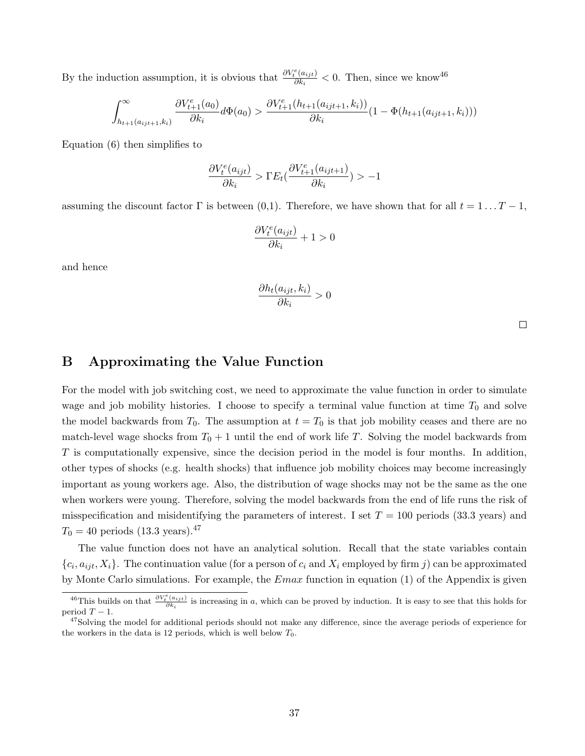By the induction assumption, it is obvious that $\frac{\partial V_t^e(a_{ijt})}{\partial k_i} < 0$. Then, since we know[46]

$$\int_{h_{t+1}(a_{ijt+1},k_i)}^{\infty} \frac{\partial V_{t+1}^e(a_0)}{\partial k_i} d\Phi(a_0) > \frac{\partial V_{t+1}^e(h_{t+1}(a_{ijt+1},k_i))}{\partial k_i}(1 - \Phi(h_{t+1}(a_{ijt+1},k_i)))$$

Equation (6) then simplifies to

$$\frac{\partial V_t^e(a_{ijt})}{\partial k_i} > \Gamma E_t(\frac{\partial V_{t+1}^e(a_{ijt+1})}{\partial k_i}) > -1$$

assuming the discount factor $\Gamma$ is between (0,1). Therefore, we have shown that for all $t = 1 \ldots T-1$,

$$\frac{\partial V_t^e(a_{ijt})}{\partial k_i} + 1 > 0$$

and hence

$$\frac{\partial h_t(a_{ijt},k_i)}{\partial k_i} > 0$$

□

## B Approximating the Value Function

For the model with job switching cost, we need to approximate the value function in order to simulate wage and job mobility histories. I choose to specify a terminal value function at time $T_0$ and solve the model backwards from $T_0$. The assumption at $t = T_0$ is that job mobility ceases and there are no match-level wage shocks from $T_0 + 1$ until the end of work life $T$. Solving the model backwards from $T$ is computationally expensive, since the decision period in the model is four months. In addition, other types of shocks (e.g. health shocks) that influence job mobility choices may become increasingly important as young workers age. Also, the distribution of wage shocks may not be the same as the one when workers were young. Therefore, solving the model backwards from the end of life runs the risk of misspecification and misidentifying the parameters of interest. I set $T = 100$ periods (33.3 years) and $T_0 = 40$ periods (13.3 years).[47]

The value function does not have an analytical solution. Recall that the state variables contain $\{c_i, a_{ijt}, X_i\}$. The continuation value (for a person of $c_i$ and $X_i$ employed by firm $j$) can be approximated by Monte Carlo simulations. For example, the *Emax* function in equation (1) of the Appendix is given

[46]This builds on that $\frac{\partial V_t^e(a_{ijt})}{\partial k_i}$ is increasing in $a$, which can be proved by induction. It is easy to see that this holds for period $T-1$.

[47]Solving the model for additional periods should not make any difference, since the average periods of experience for the workers in the data is 12 periods, which is well below $T_0$.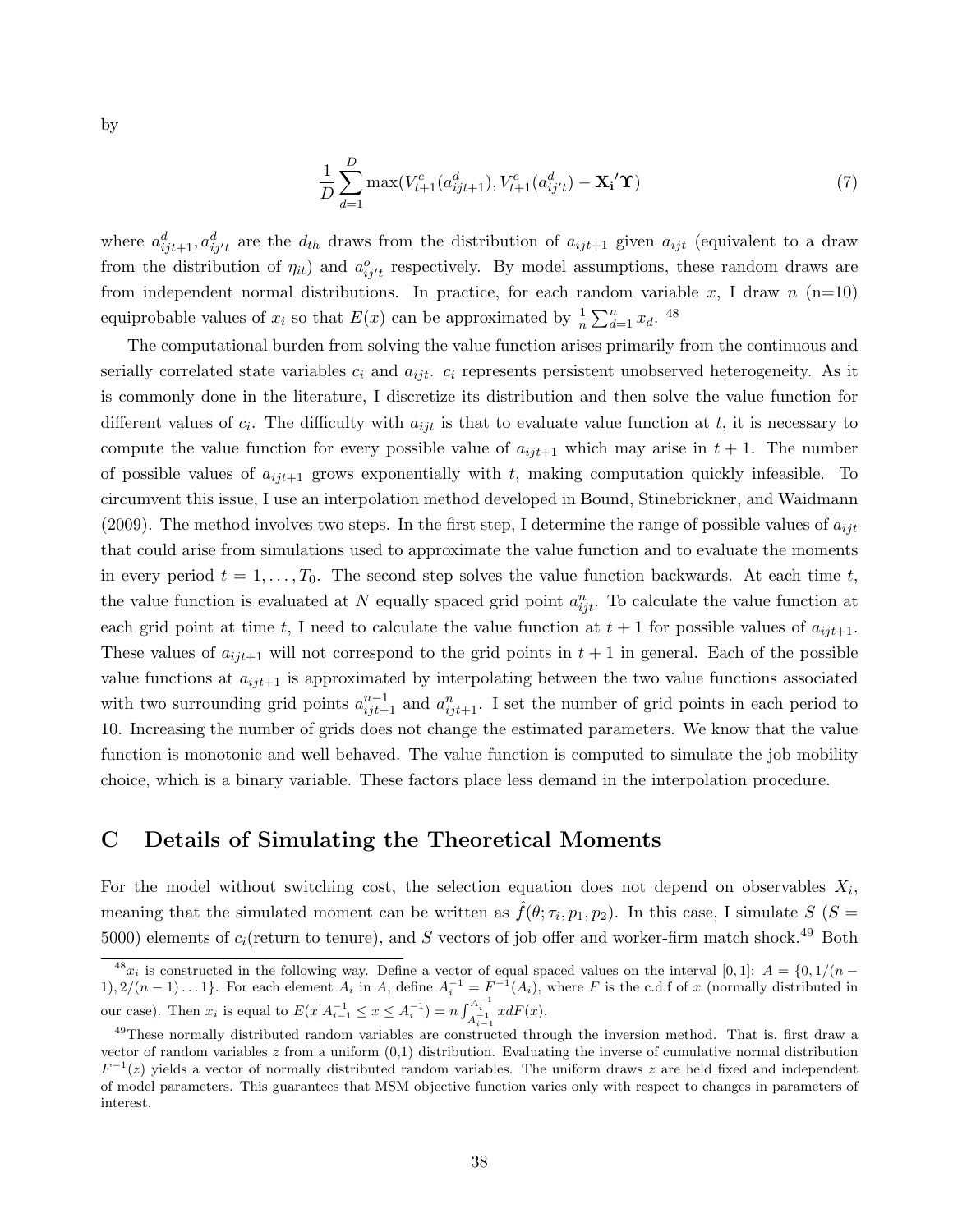by

$$\frac{1}{D}\sum_{d=1}^{D}\max(V_{t+1}^{e}(a_{ijt+1}^{d}), V_{t+1}^{e}(a_{ij't}^{d}) - \mathbf{X_i}'\boldsymbol{\Upsilon}) \tag{7}$$

where $a_{ijt+1}^{d}, a_{ij't}^{d}$ are the $d_{th}$ draws from the distribution of $a_{ijt+1}$ given $a_{ijt}$ (equivalent to a draw from the distribution of $\eta_{it}$) and $a_{ij't}^{o}$ respectively. By model assumptions, these random draws are from independent normal distributions. In practice, for each random variable $x$, I draw $n$ (n=10) equiprobable values of $x_i$ so that $E(x)$ can be approximated by $\frac{1}{n}\sum_{d=1}^{n} x_d$.[48]

The computational burden from solving the value function arises primarily from the continuous and serially correlated state variables $c_i$ and $a_{ijt}$. $c_i$ represents persistent unobserved heterogeneity. As it is commonly done in the literature, I discretize its distribution and then solve the value function for different values of $c_i$. The difficulty with $a_{ijt}$ is that to evaluate value function at $t$, it is necessary to compute the value function for every possible value of $a_{ijt+1}$ which may arise in $t+1$. The number of possible values of $a_{ijt+1}$ grows exponentially with $t$, making computation quickly infeasible. To circumvent this issue, I use an interpolation method developed in Bound, Stinebrickner, and Waidmann (2009). The method involves two steps. In the first step, I determine the range of possible values of $a_{ijt}$ that could arise from simulations used to approximate the value function and to evaluate the moments in every period $t = 1, \ldots, T_0$. The second step solves the value function backwards. At each time $t$, the value function is evaluated at $N$ equally spaced grid point $a_{ijt}^{n}$. To calculate the value function at each grid point at time $t$, I need to calculate the value function at $t+1$ for possible values of $a_{ijt+1}$. These values of $a_{ijt+1}$ will not correspond to the grid points in $t+1$ in general. Each of the possible value functions at $a_{ijt+1}$ is approximated by interpolating between the two value functions associated with two surrounding grid points $a_{ijt+1}^{n-1}$ and $a_{ijt+1}^{n}$. I set the number of grid points in each period to 10. Increasing the number of grids does not change the estimated parameters. We know that the value function is monotonic and well behaved. The value function is computed to simulate the job mobility choice, which is a binary variable. These factors place less demand in the interpolation procedure.

## C Details of Simulating the Theoretical Moments

For the model without switching cost, the selection equation does not depend on observables $X_i$, meaning that the simulated moment can be written as $\hat{f}(\theta; \tau_i, p_1, p_2)$. In this case, I simulate $S$ ($S = 5000$) elements of $c_i$(return to tenure), and $S$ vectors of job offer and worker-firm match shock.[49] Both

---

[48] $x_i$ is constructed in the following way. Define a vector of equal spaced values on the interval $[0, 1]$: $A = \{0, 1/(n-1), 2/(n-1)\ldots 1\}$. For each element $A_i$ in $A$, define $A_i^{-1} = F^{-1}(A_i)$, where $F$ is the c.d.f of $x$ (normally distributed in our case). Then $x_i$ is equal to $E(x|A_{i-1}^{-1} \leq x \leq A_i^{-1}) = n\int_{A_{i-1}^{-1}}^{A_i^{-1}} x dF(x)$.

[49] These normally distributed random variables are constructed through the inversion method. That is, first draw a vector of random variables $z$ from a uniform (0,1) distribution. Evaluating the inverse of cumulative normal distribution $F^{-1}(z)$ yields a vector of normally distributed random variables. The uniform draws $z$ are held fixed and independent of model parameters. This guarantees that MSM objective function varies only with respect to changes in parameters of interest.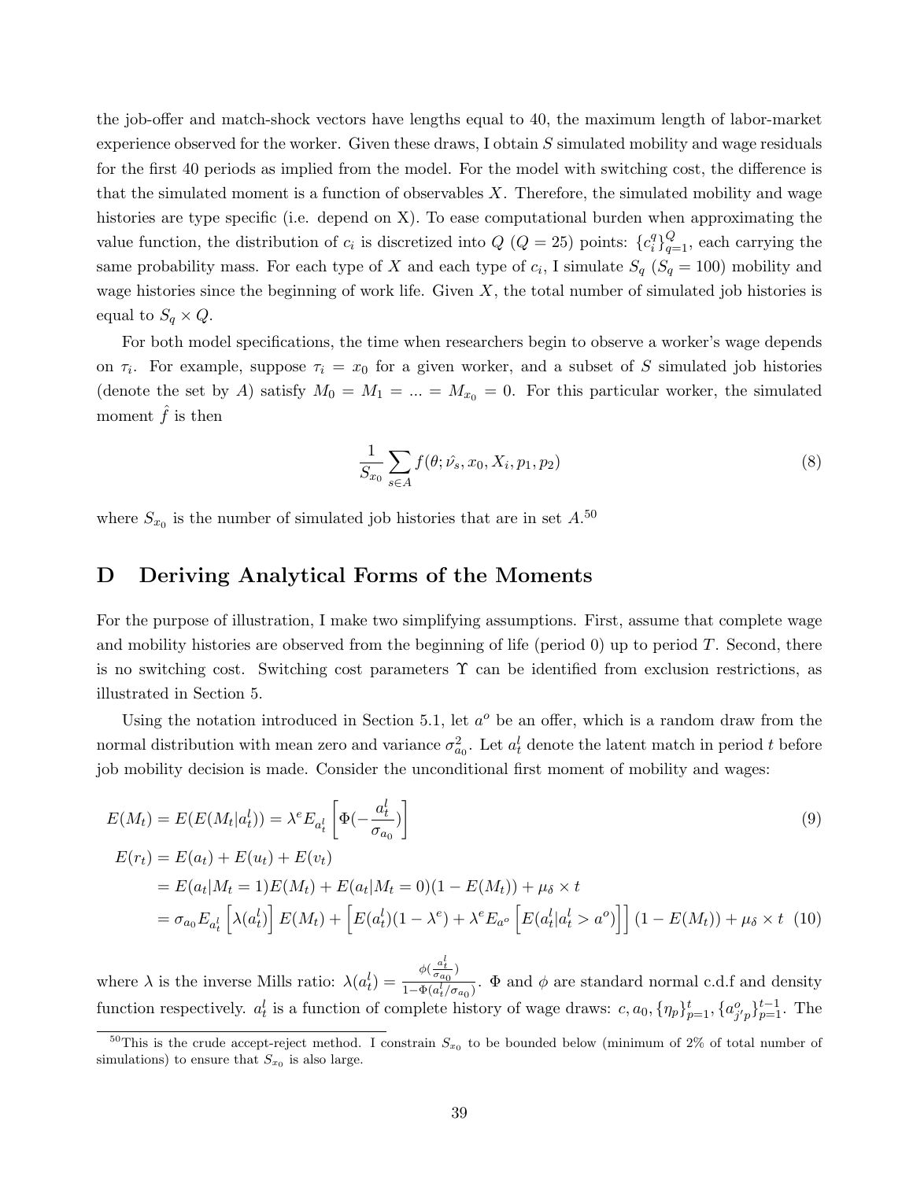the job-offer and match-shock vectors have lengths equal to 40, the maximum length of labor-market experience observed for the worker. Given these draws, I obtain $S$ simulated mobility and wage residuals for the first 40 periods as implied from the model. For the model with switching cost, the difference is that the simulated moment is a function of observables $X$. Therefore, the simulated mobility and wage histories are type specific (i.e. depend on X). To ease computational burden when approximating the value function, the distribution of $c_i$ is discretized into $Q$ ($Q = 25$) points: $\{c_i^q\}_{q=1}^Q$, each carrying the same probability mass. For each type of $X$ and each type of $c_i$, I simulate $S_q$ ($S_q = 100$) mobility and wage histories since the beginning of work life. Given $X$, the total number of simulated job histories is equal to $S_q \times Q$.

For both model specifications, the time when researchers begin to observe a worker's wage depends on $\tau_i$. For example, suppose $\tau_i = x_0$ for a given worker, and a subset of $S$ simulated job histories (denote the set by $A$) satisfy $M_0 = M_1 = ... = M_{x_0} = 0$. For this particular worker, the simulated moment $\hat{f}$ is then

$$\frac{1}{S_{x_0}} \sum_{s \in A} f(\theta; \hat{\nu_s}, x_0, X_i, p_1, p_2) \tag{8}$$

where $S_{x_0}$ is the number of simulated job histories that are in set $A$.[50]

# D Deriving Analytical Forms of the Moments

For the purpose of illustration, I make two simplifying assumptions. First, assume that complete wage and mobility histories are observed from the beginning of life (period 0) up to period $T$. Second, there is no switching cost. Switching cost parameters $\Upsilon$ can be identified from exclusion restrictions, as illustrated in Section 5.

Using the notation introduced in Section 5.1, let $a^o$ be an offer, which is a random draw from the normal distribution with mean zero and variance $\sigma_{a_0}^2$. Let $a_t^l$ denote the latent match in period $t$ before job mobility decision is made. Consider the unconditional first moment of mobility and wages:

$$E(M_t) = E(E(M_t|a_t^l)) = \lambda^e E_{a_t^l}\left[\Phi(-\frac{a_t^l}{\sigma_{a_0}})\right] \tag{9}$$

$$\begin{aligned}
E(r_t) &= E(a_t) + E(u_t) + E(v_t) \\
&= E(a_t|M_t = 1)E(M_t) + E(a_t|M_t = 0)(1 - E(M_t)) + \mu_\delta \times t \\
&= \sigma_{a_0} E_{a_t^l}\left[\lambda(a_t^l)\right] E(M_t) + \left[E(a_t^l)(1 - \lambda^e) + \lambda^e E_{a^o}\left[E(a_t^l|a_t^l > a^o)\right]\right](1 - E(M_t)) + \mu_\delta \times t
\end{aligned} \tag{10}$$

where $\lambda$ is the inverse Mills ratio: $\lambda(a_t^l) = \frac{\phi(\frac{a_t^l}{\sigma_{a_0}})}{1 - \Phi(a_t^l/\sigma_{a_0})}$. $\Phi$ and $\phi$ are standard normal c.d.f and density function respectively. $a_t^l$ is a function of complete history of wage draws: $c, a_0, \{\eta_p\}_{p=1}^t, \{a_{j'p}^o\}_{p=1}^{t-1}$. The

[50] This is the crude accept-reject method. I constrain $S_{x_0}$ to be bounded below (minimum of 2% of total number of simulations) to ensure that $S_{x_0}$ is also large.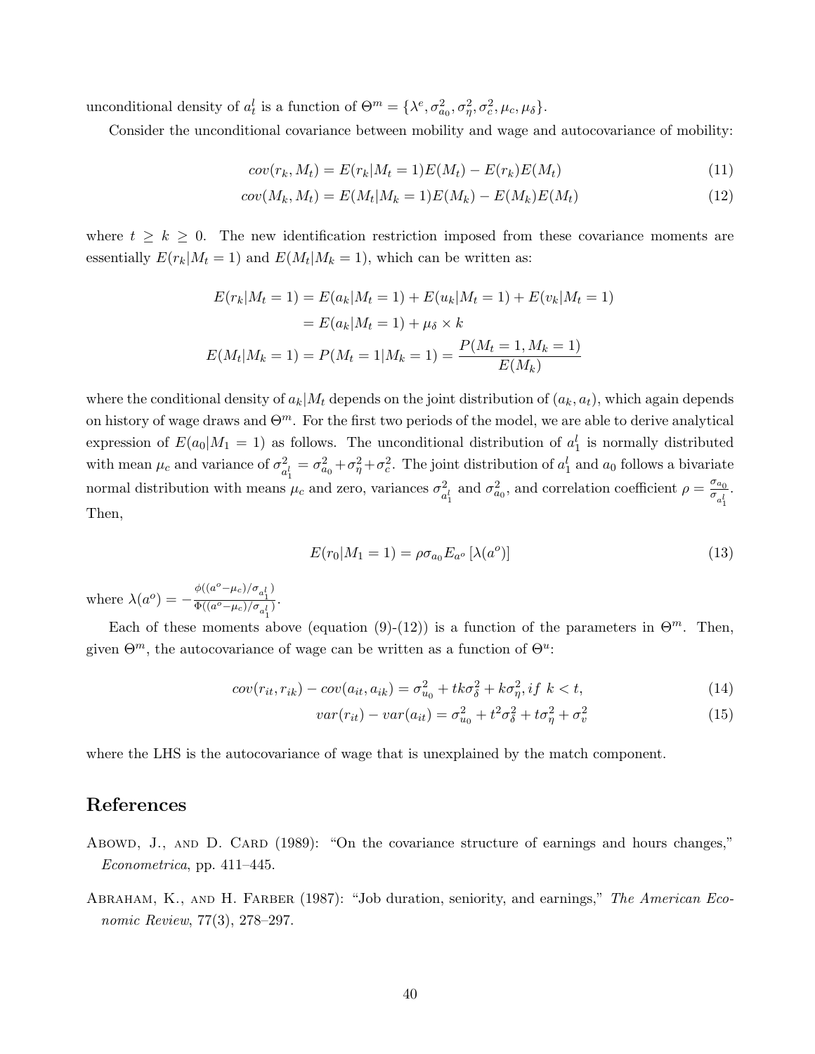unconditional density of $a_t^l$ is a function of $\Theta^m = \{\lambda^e, \sigma_{a_0}^2, \sigma_\eta^2, \sigma_c^2, \mu_c, \mu_\delta\}$.

Consider the unconditional covariance between mobility and wage and autocovariance of mobility:

$$cov(r_k, M_t) = E(r_k|M_t = 1)E(M_t) - E(r_k)E(M_t) \tag{11}$$

$$cov(M_k, M_t) = E(M_t|M_k = 1)E(M_k) - E(M_k)E(M_t) \tag{12}$$

where $t \geq k \geq 0$. The new identification restriction imposed from these covariance moments are essentially $E(r_k|M_t = 1)$ and $E(M_t|M_k = 1)$, which can be written as:

$$
\begin{aligned}
E(r_k|M_t = 1) &= E(a_k|M_t = 1) + E(u_k|M_t = 1) + E(v_k|M_t = 1) \\
&= E(a_k|M_t = 1) + \mu_\delta \times k \\
E(M_t|M_k = 1) = P(M_t = 1|M_k = 1) &= \frac{P(M_t = 1, M_k = 1)}{E(M_k)}
\end{aligned}
$$

where the conditional density of $a_k|M_t$ depends on the joint distribution of $(a_k, a_t)$, which again depends on history of wage draws and $\Theta^m$. For the first two periods of the model, we are able to derive analytical expression of $E(a_0|M_1 = 1)$ as follows. The unconditional distribution of $a_1^l$ is normally distributed with mean $\mu_c$ and variance of $\sigma_{a_1^l}^2 = \sigma_{a_0}^2 + \sigma_\eta^2 + \sigma_c^2$. The joint distribution of $a_1^l$ and $a_0$ follows a bivariate normal distribution with means $\mu_c$ and zero, variances $\sigma_{a_1^l}^2$ and $\sigma_{a_0}^2$, and correlation coefficient $\rho = \frac{\sigma_{a_0}}{\sigma_{a_1^l}}$. Then,

$$E(r_0|M_1 = 1) = \rho\sigma_{a_0} E_{a^o}\left[\lambda(a^o)\right] \tag{13}$$

where $\lambda(a^o) = -\frac{\phi((a^o - \mu_c)/\sigma_{a_1^l})}{\Phi((a^o - \mu_c)/\sigma_{a_1^l})}$.

Each of these moments above (equation (9)-(12)) is a function of the parameters in $\Theta^m$. Then, given $\Theta^m$, the autocovariance of wage can be written as a function of $\Theta^u$:

$$cov(r_{it}, r_{ik}) - cov(a_{it}, a_{ik}) = \sigma_{u_0}^2 + tk\sigma_\delta^2 + k\sigma_\eta^2, if\ k < t, \tag{14}$$

$$var(r_{it}) - var(a_{it}) = \sigma_{u_0}^2 + t^2\sigma_\delta^2 + t\sigma_\eta^2 + \sigma_v^2 \tag{15}$$

where the LHS is the autocovariance of wage that is unexplained by the match component.

# References

Abowd, J., and D. Card (1989): "On the covariance structure of earnings and hours changes," *Econometrica*, pp. 411–445.

Abraham, K., and H. Farber (1987): "Job duration, seniority, and earnings," *The American Economic Review*, 77(3), 278–297.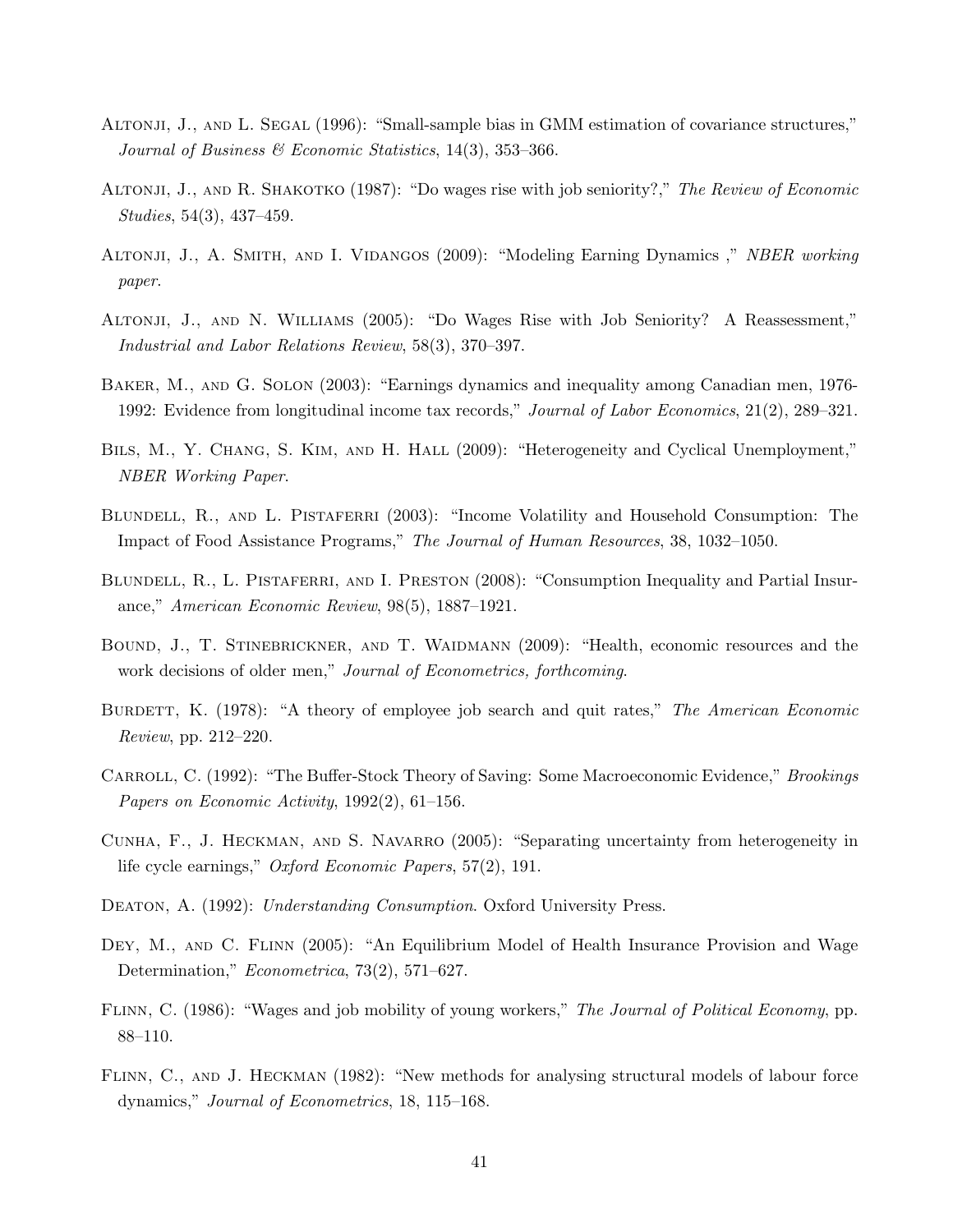Altonji, J., and L. Segal (1996): "Small-sample bias in GMM estimation of covariance structures," *Journal of Business & Economic Statistics*, 14(3), 353–366.

Altonji, J., and R. Shakotko (1987): "Do wages rise with job seniority?," *The Review of Economic Studies*, 54(3), 437–459.

Altonji, J., A. Smith, and I. Vidangos (2009): "Modeling Earning Dynamics ," *NBER working paper*.

Altonji, J., and N. Williams (2005): "Do Wages Rise with Job Seniority? A Reassessment," *Industrial and Labor Relations Review*, 58(3), 370–397.

Baker, M., and G. Solon (2003): "Earnings dynamics and inequality among Canadian men, 1976-1992: Evidence from longitudinal income tax records," *Journal of Labor Economics*, 21(2), 289–321.

Bils, M., Y. Chang, S. Kim, and H. Hall (2009): "Heterogeneity and Cyclical Unemployment," *NBER Working Paper*.

Blundell, R., and L. Pistaferri (2003): "Income Volatility and Household Consumption: The Impact of Food Assistance Programs," *The Journal of Human Resources*, 38, 1032–1050.

Blundell, R., L. Pistaferri, and I. Preston (2008): "Consumption Inequality and Partial Insurance," *American Economic Review*, 98(5), 1887–1921.

Bound, J., T. Stinebrickner, and T. Waidmann (2009): "Health, economic resources and the work decisions of older men," *Journal of Econometrics, forthcoming*.

Burdett, K. (1978): "A theory of employee job search and quit rates," *The American Economic Review*, pp. 212–220.

Carroll, C. (1992): "The Buffer-Stock Theory of Saving: Some Macroeconomic Evidence," *Brookings Papers on Economic Activity*, 1992(2), 61–156.

Cunha, F., J. Heckman, and S. Navarro (2005): "Separating uncertainty from heterogeneity in life cycle earnings," *Oxford Economic Papers*, 57(2), 191.

Deaton, A. (1992): *Understanding Consumption*. Oxford University Press.

Dey, M., and C. Flinn (2005): "An Equilibrium Model of Health Insurance Provision and Wage Determination," *Econometrica*, 73(2), 571–627.

Flinn, C. (1986): "Wages and job mobility of young workers," *The Journal of Political Economy*, pp. 88–110.

Flinn, C., and J. Heckman (1982): "New methods for analysing structural models of labour force dynamics," *Journal of Econometrics*, 18, 115–168.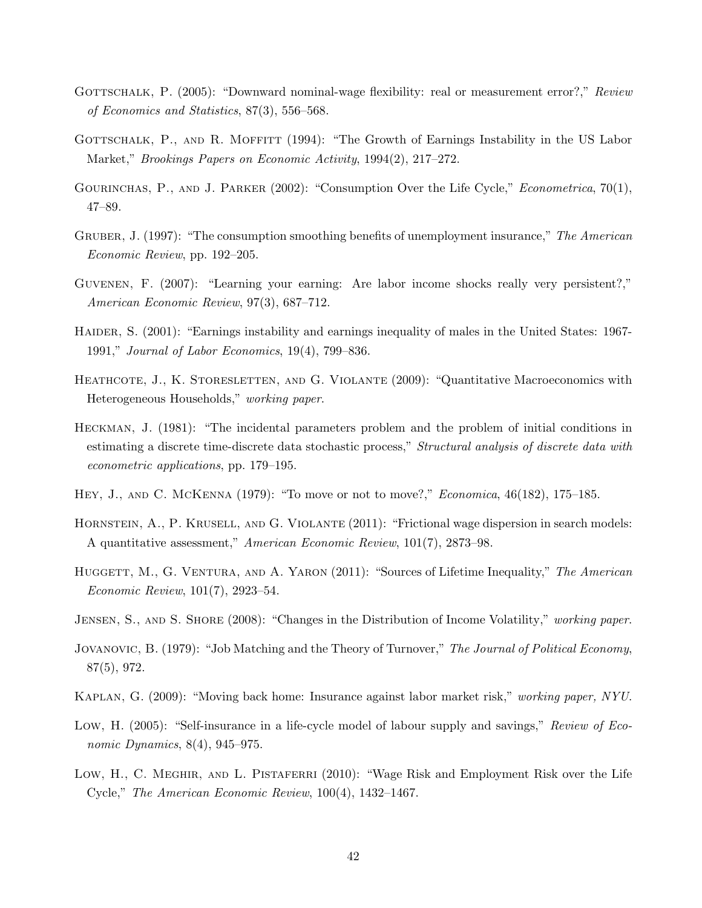Gottschalk, P. (2005): "Downward nominal-wage flexibility: real or measurement error?," *Review of Economics and Statistics*, 87(3), 556–568.

Gottschalk, P., and R. Moffitt (1994): "The Growth of Earnings Instability in the US Labor Market," *Brookings Papers on Economic Activity*, 1994(2), 217–272.

Gourinchas, P., and J. Parker (2002): "Consumption Over the Life Cycle," *Econometrica*, 70(1), 47–89.

Gruber, J. (1997): "The consumption smoothing benefits of unemployment insurance," *The American Economic Review*, pp. 192–205.

Guvenen, F. (2007): "Learning your earning: Are labor income shocks really very persistent?," *American Economic Review*, 97(3), 687–712.

Haider, S. (2001): "Earnings instability and earnings inequality of males in the United States: 1967-1991," *Journal of Labor Economics*, 19(4), 799–836.

Heathcote, J., K. Storesletten, and G. Violante (2009): "Quantitative Macroeconomics with Heterogeneous Households," *working paper*.

Heckman, J. (1981): "The incidental parameters problem and the problem of initial conditions in estimating a discrete time-discrete data stochastic process," *Structural analysis of discrete data with econometric applications*, pp. 179–195.

Hey, J., and C. McKenna (1979): "To move or not to move?," *Economica*, 46(182), 175–185.

Hornstein, A., P. Krusell, and G. Violante (2011): "Frictional wage dispersion in search models: A quantitative assessment," *American Economic Review*, 101(7), 2873–98.

Huggett, M., G. Ventura, and A. Yaron (2011): "Sources of Lifetime Inequality," *The American Economic Review*, 101(7), 2923–54.

Jensen, S., and S. Shore (2008): "Changes in the Distribution of Income Volatility," *working paper*.

Jovanovic, B. (1979): "Job Matching and the Theory of Turnover," *The Journal of Political Economy*, 87(5), 972.

Kaplan, G. (2009): "Moving back home: Insurance against labor market risk," *working paper, NYU*.

Low, H. (2005): "Self-insurance in a life-cycle model of labour supply and savings," *Review of Economic Dynamics*, 8(4), 945–975.

Low, H., C. Meghir, and L. Pistaferri (2010): "Wage Risk and Employment Risk over the Life Cycle," *The American Economic Review*, 100(4), 1432–1467.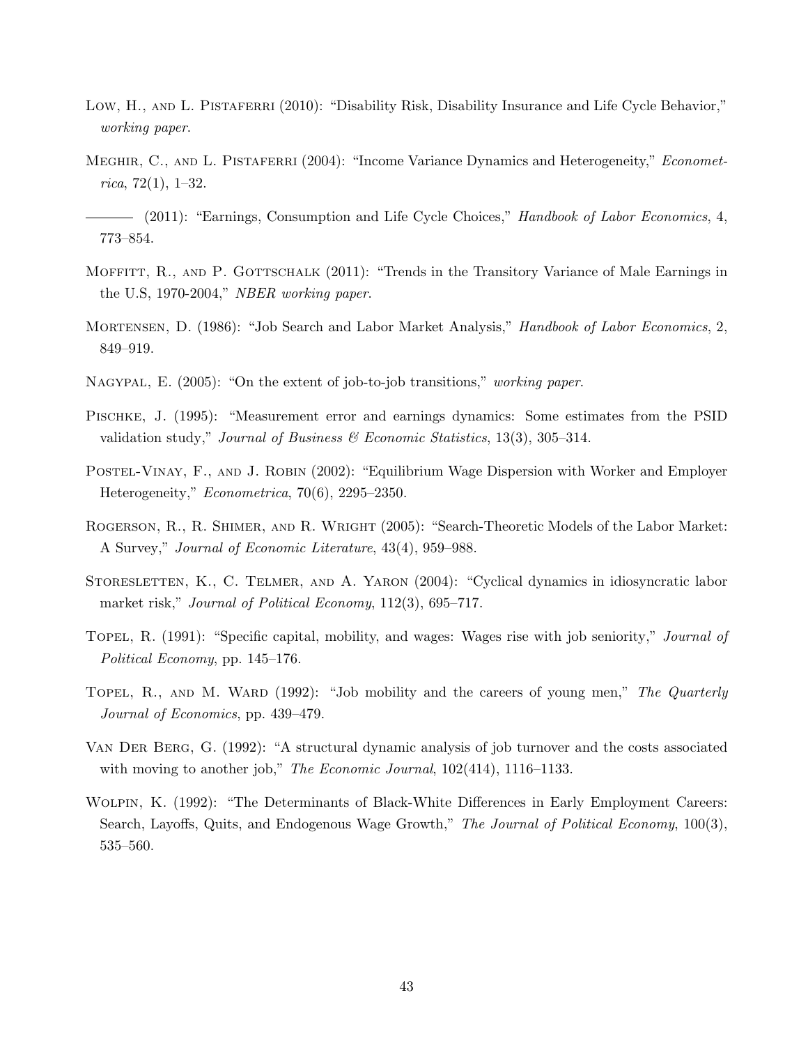Low, H., and L. Pistaferri (2010): "Disability Risk, Disability Insurance and Life Cycle Behavior," *working paper*.

Meghir, C., and L. Pistaferri (2004): "Income Variance Dynamics and Heterogeneity," *Econometrica*, 72(1), 1–32.

——— (2011): "Earnings, Consumption and Life Cycle Choices," *Handbook of Labor Economics*, 4, 773–854.

Moffitt, R., and P. Gottschalk (2011): "Trends in the Transitory Variance of Male Earnings in the U.S, 1970-2004," *NBER working paper*.

Mortensen, D. (1986): "Job Search and Labor Market Analysis," *Handbook of Labor Economics*, 2, 849–919.

Nagypal, E. (2005): "On the extent of job-to-job transitions," *working paper*.

Pischke, J. (1995): "Measurement error and earnings dynamics: Some estimates from the PSID validation study," *Journal of Business & Economic Statistics*, 13(3), 305–314.

Postel-Vinay, F., and J. Robin (2002): "Equilibrium Wage Dispersion with Worker and Employer Heterogeneity," *Econometrica*, 70(6), 2295–2350.

Rogerson, R., R. Shimer, and R. Wright (2005): "Search-Theoretic Models of the Labor Market: A Survey," *Journal of Economic Literature*, 43(4), 959–988.

Storesletten, K., C. Telmer, and A. Yaron (2004): "Cyclical dynamics in idiosyncratic labor market risk," *Journal of Political Economy*, 112(3), 695–717.

Topel, R. (1991): "Specific capital, mobility, and wages: Wages rise with job seniority," *Journal of Political Economy*, pp. 145–176.

Topel, R., and M. Ward (1992): "Job mobility and the careers of young men," *The Quarterly Journal of Economics*, pp. 439–479.

Van Der Berg, G. (1992): "A structural dynamic analysis of job turnover and the costs associated with moving to another job," *The Economic Journal*, 102(414), 1116–1133.

Wolpin, K. (1992): "The Determinants of Black-White Differences in Early Employment Careers: Search, Layoffs, Quits, and Endogenous Wage Growth," *The Journal of Political Economy*, 100(3), 535–560.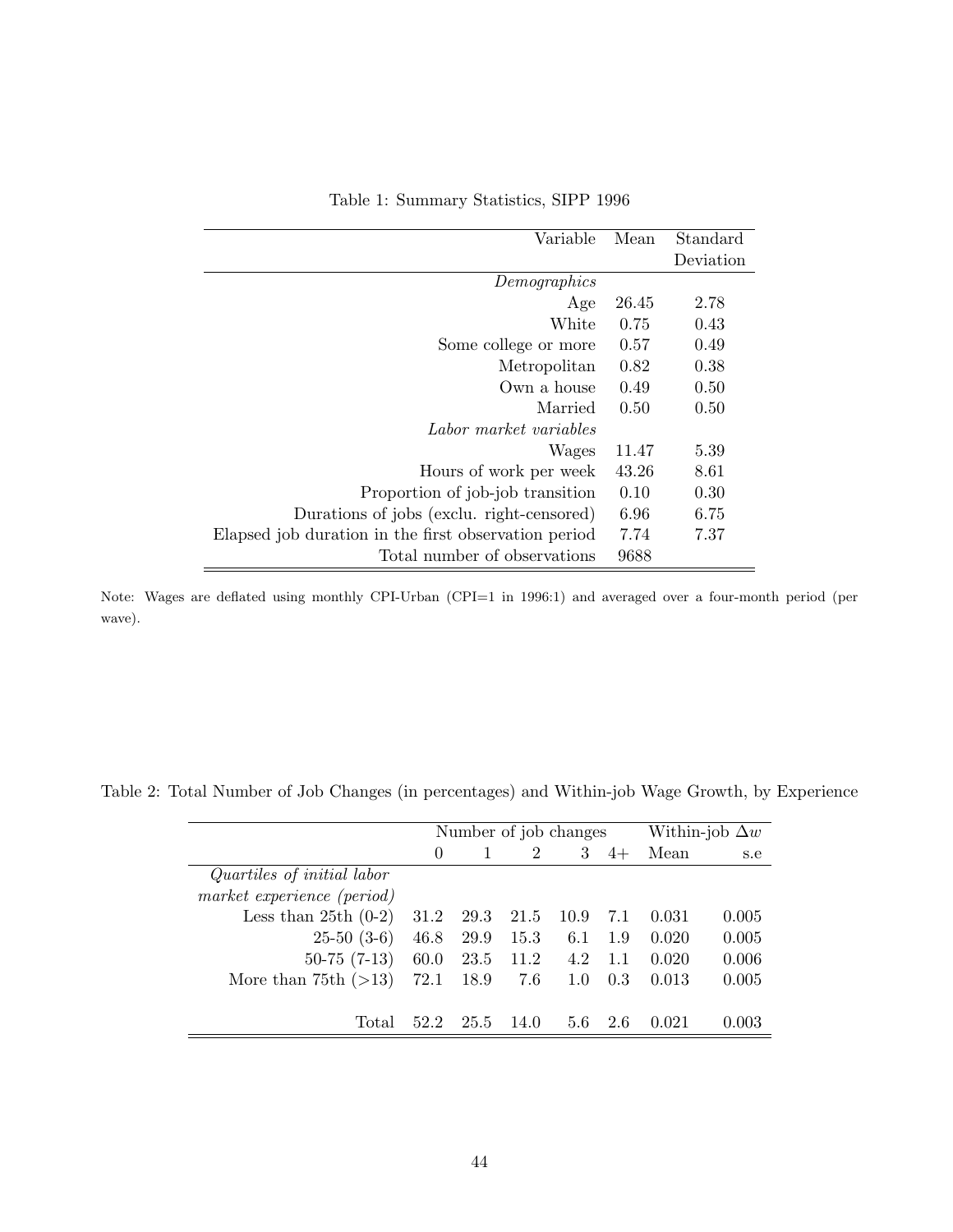Table 1: Summary Statistics, SIPP 1996

| Variable | Mean | Standard Deviation |
|---|---|---|
| *Demographics* | | |
| Age | 26.45 | 2.78 |
| White | 0.75 | 0.43 |
| Some college or more | 0.57 | 0.49 |
| Metropolitan | 0.82 | 0.38 |
| Own a house | 0.49 | 0.50 |
| Married | 0.50 | 0.50 |
| *Labor market variables* | | |
| Wages | 11.47 | 5.39 |
| Hours of work per week | 43.26 | 8.61 |
| Proportion of job-job transition | 0.10 | 0.30 |
| Durations of jobs (exclu. right-censored) | 6.96 | 6.75 |
| Elapsed job duration in the first observation period | 7.74 | 7.37 |
| Total number of observations | 9688 | |

Note: Wages are deflated using monthly CPI-Urban (CPI=1 in 1996:1) and averaged over a four-month period (per wave).

Table 2: Total Number of Job Changes (in percentages) and Within-job Wage Growth, by Experience

| | Number of job changes | | | | | Within-job $\Delta w$ | |
|---|---|---|---|---|---|---|---|
| | 0 | 1 | 2 | 3 | 4+ | Mean | s.e |
| *Quartiles of initial labor market experience (period)* | | | | | | | |
| Less than 25th (0-2) | 31.2 | 29.3 | 21.5 | 10.9 | 7.1 | 0.031 | 0.005 |
| 25-50 (3-6) | 46.8 | 29.9 | 15.3 | 6.1 | 1.9 | 0.020 | 0.005 |
| 50-75 (7-13) | 60.0 | 23.5 | 11.2 | 4.2 | 1.1 | 0.020 | 0.006 |
| More than 75th (>13) | 72.1 | 18.9 | 7.6 | 1.0 | 0.3 | 0.013 | 0.005 |
| Total | 52.2 | 25.5 | 14.0 | 5.6 | 2.6 | 0.021 | 0.003 |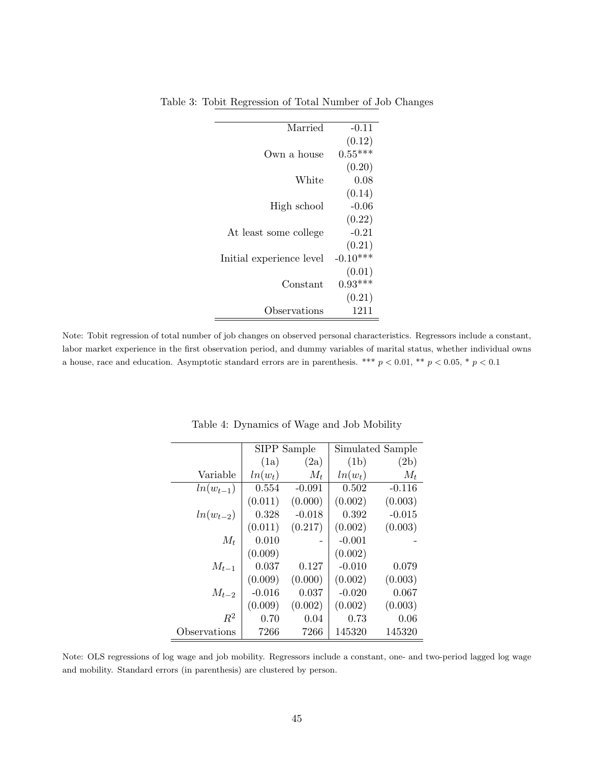Table 3: Tobit Regression of Total Number of Job Changes

| | |
|---|---|
| Married | -0.11 |
| | (0.12) |
| Own a house | 0.55*** |
| | (0.20) |
| White | 0.08 |
| | (0.14) |
| High school | -0.06 |
| | (0.22) |
| At least some college | -0.21 |
| | (0.21) |
| Initial experience level | -0.10*** |
| | (0.01) |
| Constant | 0.93*** |
| | (0.21) |
| Observations | 1211 |

Note: Tobit regression of total number of job changes on observed personal characteristics. Regressors include a constant, labor market experience in the first observation period, and dummy variables of marital status, whether individual owns a house, race and education. Asymptotic standard errors are in parenthesis. *** $p < 0.01$, ** $p < 0.05$, * $p < 0.1$

Table 4: Dynamics of Wage and Job Mobility

| | SIPP Sample | | Simulated Sample | |
|---|---|---|---|---|
| | (1a) | (2a) | (1b) | (2b) |
| Variable | $ln(w_t)$ | $M_t$ | $ln(w_t)$ | $M_t$ |
| $ln(w_{t-1})$ | 0.554 | -0.091 | 0.502 | -0.116 |
| | (0.011) | (0.000) | (0.002) | (0.003) |
| $ln(w_{t-2})$ | 0.328 | -0.018 | 0.392 | -0.015 |
| | (0.011) | (0.217) | (0.002) | (0.003) |
| $M_t$ | 0.010 | - | -0.001 | - |
| | (0.009) | | (0.002) | |
| $M_{t-1}$ | 0.037 | 0.127 | -0.010 | 0.079 |
| | (0.009) | (0.000) | (0.002) | (0.003) |
| $M_{t-2}$ | -0.016 | 0.037 | -0.020 | 0.067 |
| | (0.009) | (0.002) | (0.002) | (0.003) |
| $R^2$ | 0.70 | 0.04 | 0.73 | 0.06 |
| Observations | 7266 | 7266 | 145320 | 145320 |

Note: OLS regressions of log wage and job mobility. Regressors include a constant, one- and two-period lagged log wage and mobility. Standard errors (in parenthesis) are clustered by person.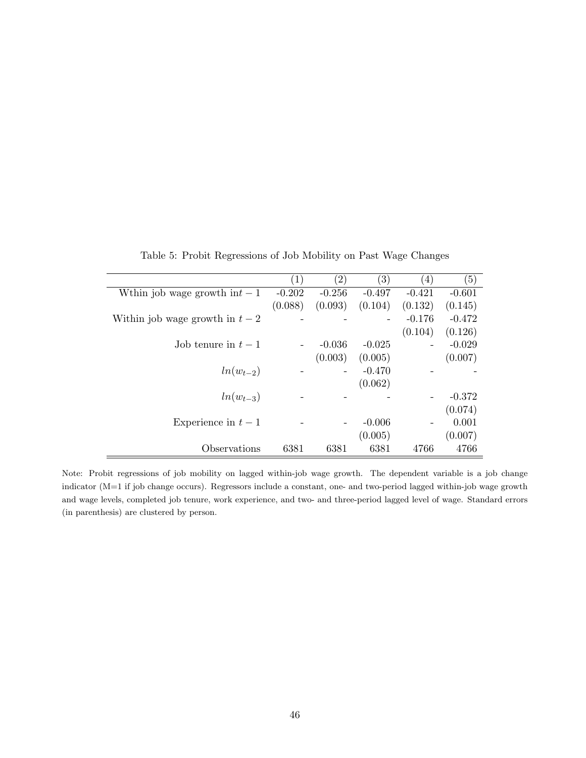Table 5: Probit Regressions of Job Mobility on Past Wage Changes

| | (1) | (2) | (3) | (4) | (5) |
|---|---|---|---|---|---|
| Wthin job wage growth in$t-1$ | -0.202 | -0.256 | -0.497 | -0.421 | -0.601 |
| | (0.088) | (0.093) | (0.104) | (0.132) | (0.145) |
| Within job wage growth in $t-2$ | - | - | - | -0.176 | -0.472 |
| | | | | (0.104) | (0.126) |
| Job tenure in $t-1$ | - | -0.036 | -0.025 | - | -0.029 |
| | | (0.003) | (0.005) | | (0.007) |
| $ln(w_{t-2})$ | - | - | -0.470 | - | - |
| | | | (0.062) | | |
| $ln(w_{t-3})$ | - | - | - | - | -0.372 |
| | | | | | (0.074) |
| Experience in $t-1$ | - | - | -0.006 | - | 0.001 |
| | | | (0.005) | | (0.007) |
| Observations | 6381 | 6381 | 6381 | 4766 | 4766 |

Note: Probit regressions of job mobility on lagged within-job wage growth. The dependent variable is a job change indicator (M=1 if job change occurs). Regressors include a constant, one- and two-period lagged within-job wage growth and wage levels, completed job tenure, work experience, and two- and three-period lagged level of wage. Standard errors (in parenthesis) are clustered by person.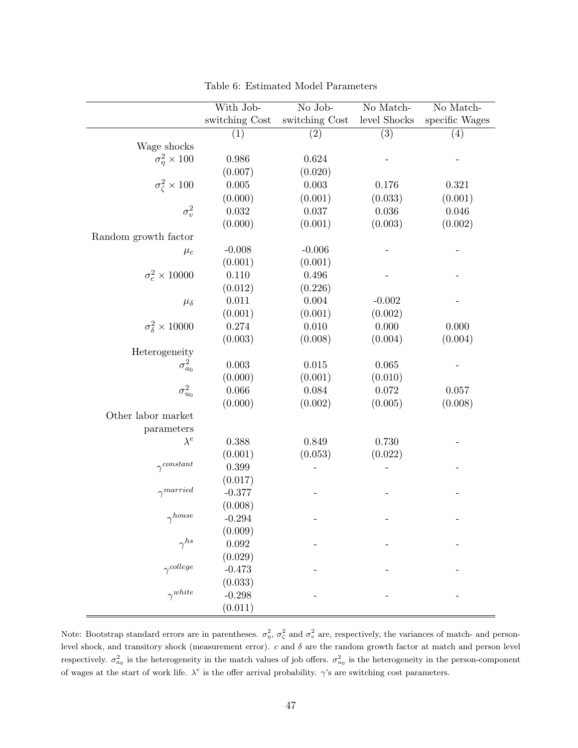Table 6: Estimated Model Parameters

| | With Job-switching Cost | No Job-switching Cost | No Match-level Shocks | No Match-specific Wages |
|---|---|---|---|---|
| | (1) | (2) | (3) | (4) |
| Wage shocks | | | | |
| $\sigma^2_\eta \times 100$ | 0.986 | 0.624 | - | - |
| | (0.007) | (0.020) | | |
| $\sigma^2_\zeta \times 100$ | 0.005 | 0.003 | 0.176 | 0.321 |
| | (0.000) | (0.001) | (0.033) | (0.001) |
| $\sigma^2_v$ | 0.032 | 0.037 | 0.036 | 0.046 |
| | (0.000) | (0.001) | (0.003) | (0.002) |
| Random growth factor | | | | |
| $\mu_c$ | -0.008 | -0.006 | - | - |
| | (0.001) | (0.001) | | |
| $\sigma^2_c \times 10000$ | 0.110 | 0.496 | - | - |
| | (0.012) | (0.226) | | |
| $\mu_\delta$ | 0.011 | 0.004 | -0.002 | - |
| | (0.001) | (0.001) | (0.002) | |
| $\sigma^2_\delta \times 10000$ | 0.274 | 0.010 | 0.000 | 0.000 |
| | (0.003) | (0.008) | (0.004) | (0.004) |
| Heterogeneity | | | | |
| $\sigma^2_{a_0}$ | 0.003 | 0.015 | 0.065 | - |
| | (0.000) | (0.001) | (0.010) | |
| $\sigma^2_{u_0}$ | 0.066 | 0.084 | 0.072 | 0.057 |
| | (0.000) | (0.002) | (0.005) | (0.008) |
| Other labor market parameters | | | | |
| $\lambda^e$ | 0.388 | 0.849 | 0.730 | - |
| | (0.001) | (0.053) | (0.022) | |
| $\gamma^{constant}$ | 0.399 | - | - | - |
| | (0.017) | | | |
| $\gamma^{married}$ | -0.377 | - | - | - |
| | (0.008) | | | |
| $\gamma^{house}$ | -0.294 | - | - | - |
| | (0.009) | | | |
| $\gamma^{hs}$ | 0.092 | - | - | - |
| | (0.029) | | | |
| $\gamma^{college}$ | -0.473 | - | - | - |
| | (0.033) | | | |
| $\gamma^{white}$ | -0.298 | - | - | - |
| | (0.011) | | | |

Note: Bootstrap standard errors are in parentheses. $\sigma^2_\eta$, $\sigma^2_\zeta$ and $\sigma^2_v$ are, respectively, the variances of match- and person-level shock, and transitory shock (measurement error). $c$ and $\delta$ are the random growth factor at match and person level respectively. $\sigma^2_{a_0}$ is the heterogeneity in the match values of job offers. $\sigma^2_{u_0}$ is the heterogeneity in the person-component of wages at the start of work life. $\lambda^e$ is the offer arrival probability. $\gamma$'s are switching cost parameters.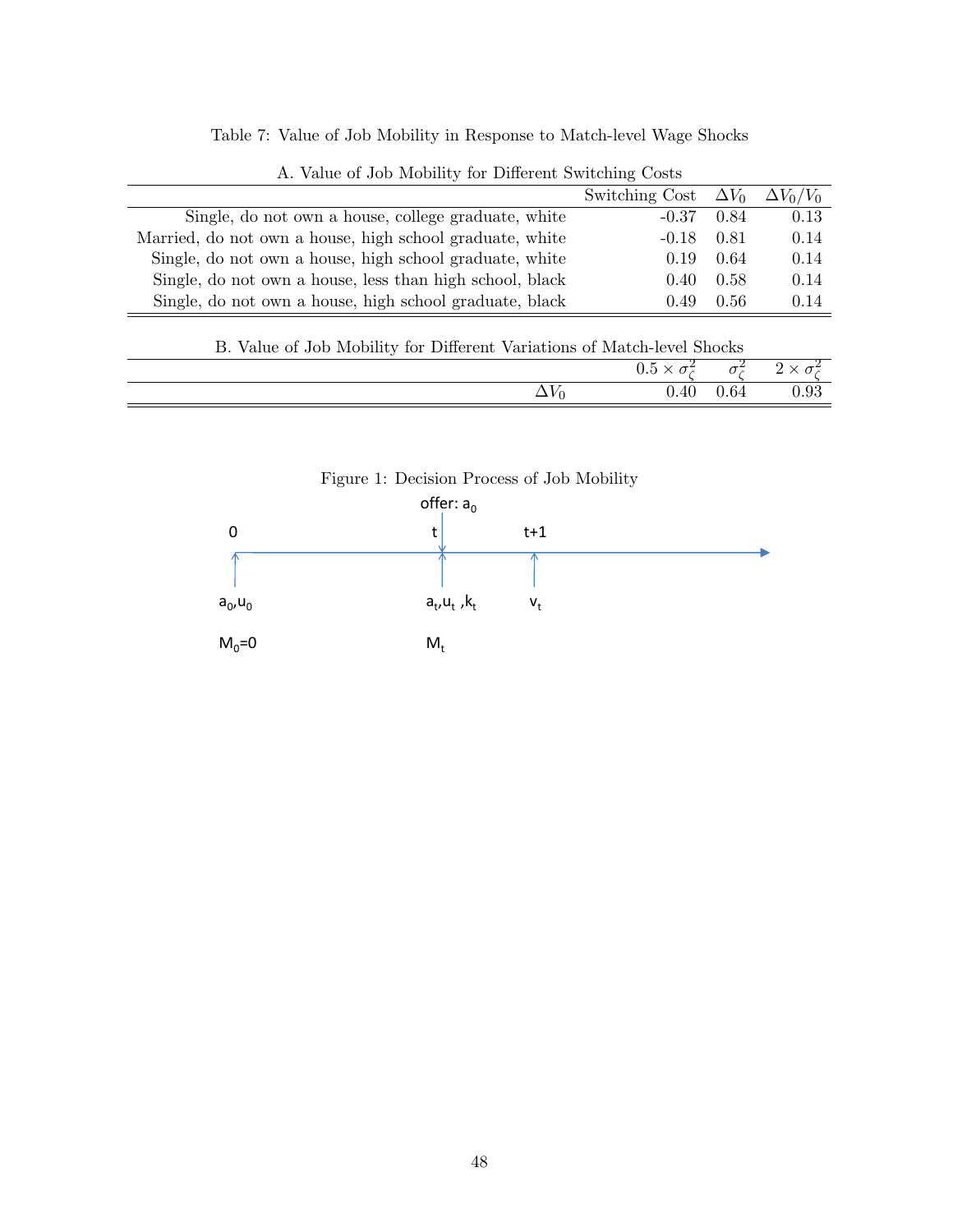Table 7: Value of Job Mobility in Response to Match-level Wage Shocks

A. Value of Job Mobility for Different Switching Costs

| | Switching Cost | $\Delta V_0$ | $\Delta V_0/V_0$ |
|---|---|---|---|
| Single, do not own a house, college graduate, white | -0.37 | 0.84 | 0.13 |
| Married, do not own a house, high school graduate, white | -0.18 | 0.81 | 0.14 |
| Single, do not own a house, high school graduate, white | 0.19 | 0.64 | 0.14 |
| Single, do not own a house, less than high school, black | 0.40 | 0.58 | 0.14 |
| Single, do not own a house, high school graduate, black | 0.49 | 0.56 | 0.14 |

B. Value of Job Mobility for Different Variations of Match-level Shocks

| | $0.5 \times \sigma_\zeta^2$ | $\sigma_\zeta^2$ | $2 \times \sigma_\zeta^2$ |
|---|---|---|---|
| $\Delta V_0$ | 0.40 | 0.64 | 0.93 |

Figure 1: Decision Process of Job Mobility

offer: $a_0$

0 — t — t+1

$a_0, u_0$ — $a_t, u_t, k_t$ — $v_t$

$M_0 = 0$ — $M_t$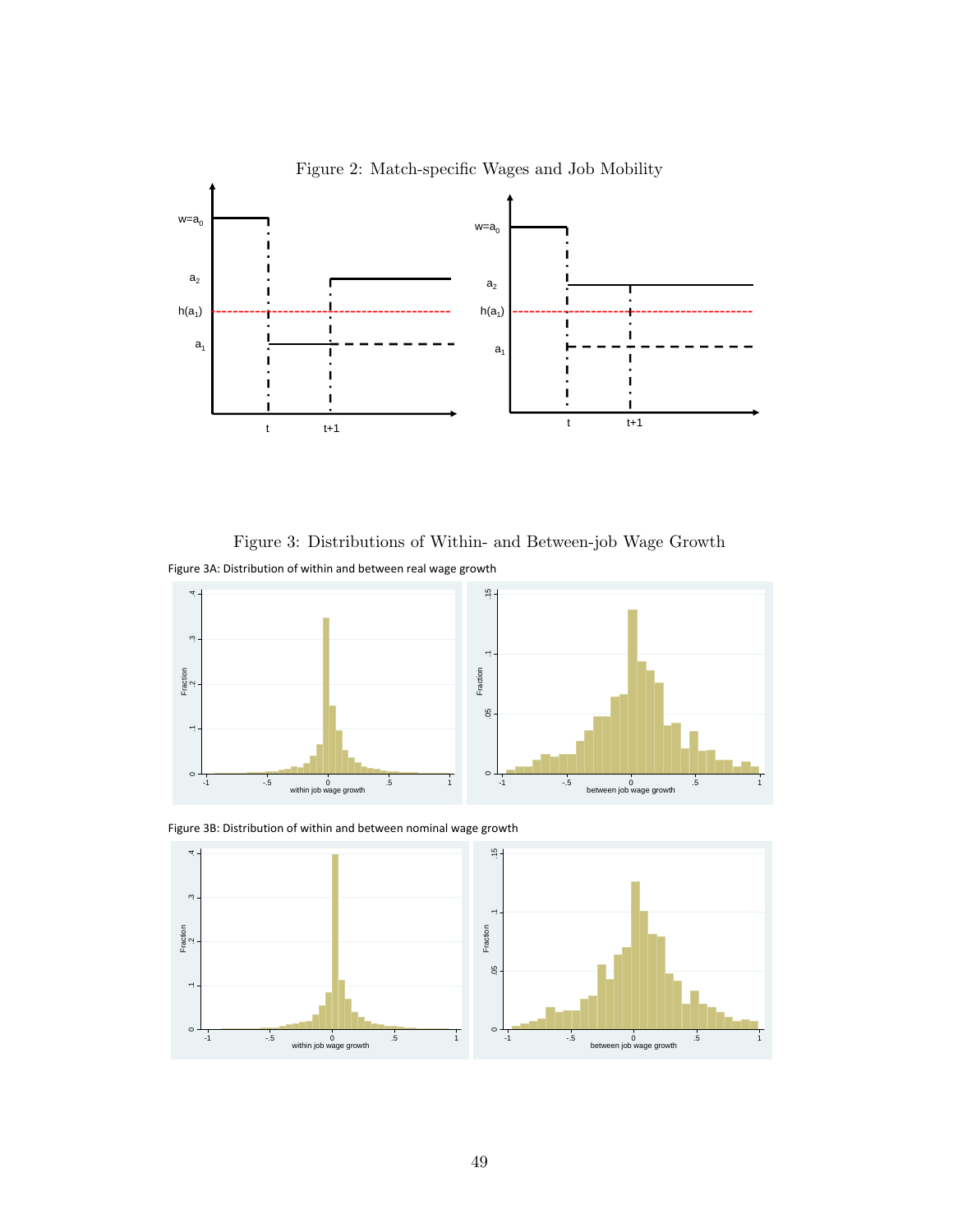Figure 2: Match-specific Wages and Job Mobility

Figure 3: Distributions of Within- and Between-job Wage Growth

Figure 3A: Distribution of within and between real wage growth

Figure 3B: Distribution of within and between nominal wage growth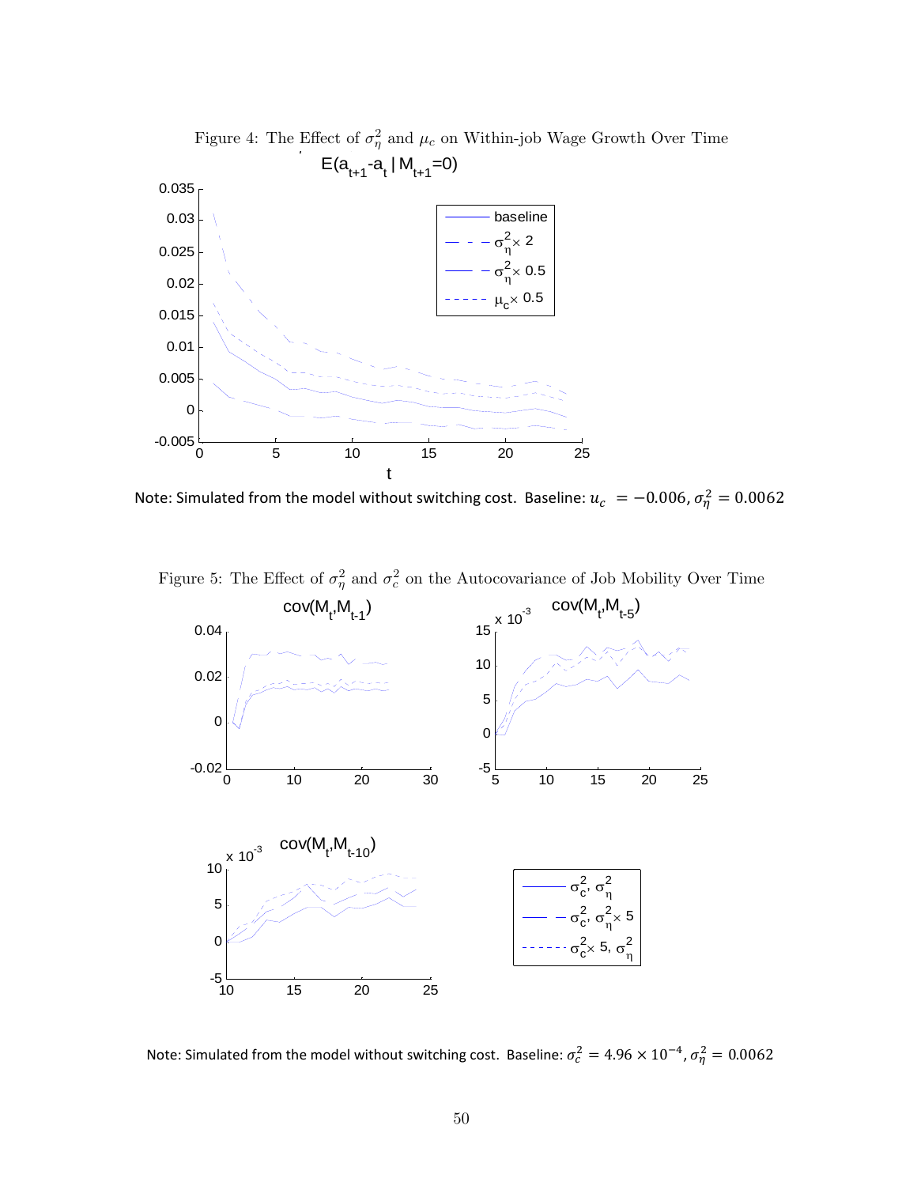Figure 4: The Effect of $\sigma_\eta^2$ and $\mu_c$ on Within-job Wage Growth Over Time

Note: Simulated from the model without switching cost. Baseline: $u_c = -0.006, \sigma_\eta^2 = 0.0062$

Figure 5: The Effect of $\sigma_\eta^2$ and $\sigma_c^2$ on the Autocovariance of Job Mobility Over Time

Note: Simulated from the model without switching cost. Baseline: $\sigma_c^2 = 4.96 \times 10^{-4}, \sigma_\eta^2 = 0.0062$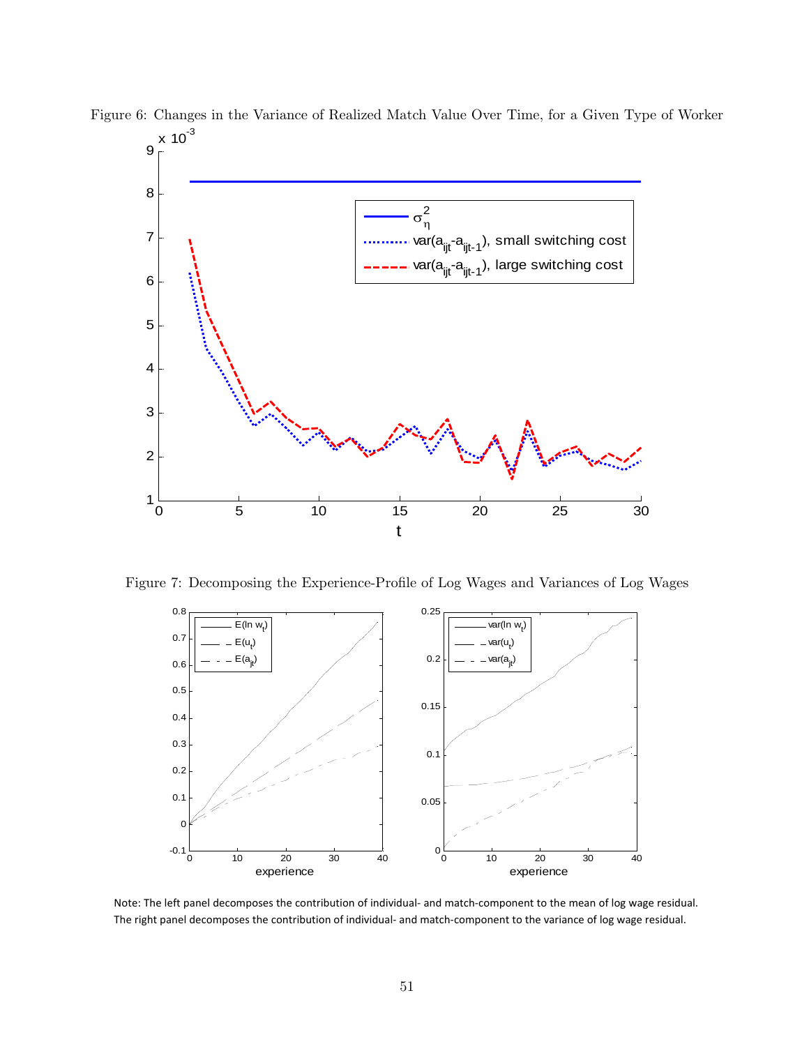Figure 6: Changes in the Variance of Realized Match Value Over Time, for a Given Type of Worker

x $10^{-3}$

9
8
7
6
5
4
3
2
1

0 5 10 15 20 25 30

t

$\sigma_\eta^2$

var($a_{ijt}$-$a_{ijt-1}$), small switching cost

var($a_{ijt}$-$a_{ijt-1}$), large switching cost

Figure 7: Decomposing the Experience-Profile of Log Wages and Variances of Log Wages

0.8
0.7
0.6
0.5
0.4
0.3
0.2
0.1
0
-0.1

0 10 20 30 40

experience

E(ln $w_t$)

E($u_t$)

E($a_{jt}$)

0.25
0.2
0.15
0.1
0.05
0

0 10 20 30 40

experience

var(ln $w_t$)

var($u_t$)

var($a_{jt}$)

Note: The left panel decomposes the contribution of individual- and match-component to the mean of log wage residual. The right panel decomposes the contribution of individual- and match-component to the variance of log wage residual.